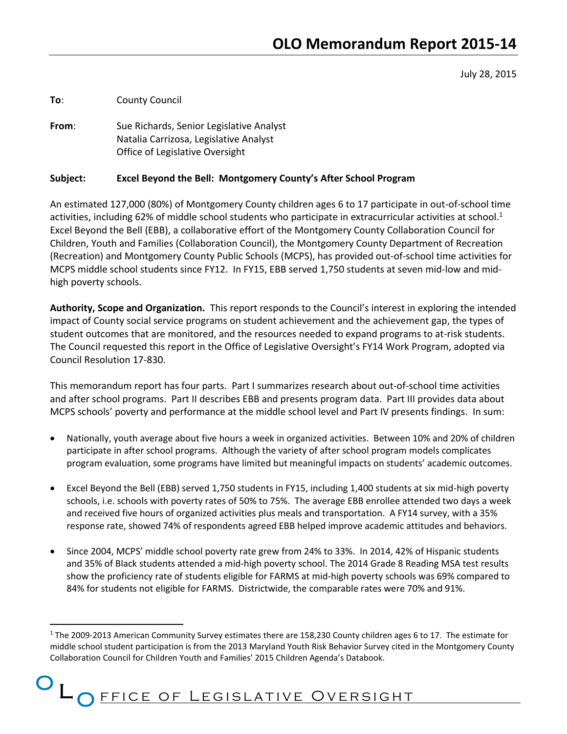# OLO Memorandum Report 2015-14

July 28, 2015

**To**: County Council

**From**: Sue Richards, Senior Legislative Analyst
Natalia Carrizosa, Legislative Analyst
Office of Legislative Oversight

**Subject: Excel Beyond the Bell: Montgomery County's After School Program**

An estimated 127,000 (80%) of Montgomery County children ages 6 to 17 participate in out-of-school time activities, including 62% of middle school students who participate in extracurricular activities at school.[1] Excel Beyond the Bell (EBB), a collaborative effort of the Montgomery County Collaboration Council for Children, Youth and Families (Collaboration Council), the Montgomery County Department of Recreation (Recreation) and Montgomery County Public Schools (MCPS), has provided out-of-school time activities for MCPS middle school students since FY12. In FY15, EBB served 1,750 students at seven mid-low and mid-high poverty schools.

**Authority, Scope and Organization.** This report responds to the Council's interest in exploring the intended impact of County social service programs on student achievement and the achievement gap, the types of student outcomes that are monitored, and the resources needed to expand programs to at-risk students. The Council requested this report in the Office of Legislative Oversight's FY14 Work Program, adopted via Council Resolution 17-830.

This memorandum report has four parts. Part I summarizes research about out-of-school time activities and after school programs. Part II describes EBB and presents program data. Part III provides data about MCPS schools' poverty and performance at the middle school level and Part IV presents findings. In sum:

- Nationally, youth average about five hours a week in organized activities. Between 10% and 20% of children participate in after school programs. Although the variety of after school program models complicates program evaluation, some programs have limited but meaningful impacts on students' academic outcomes.
- Excel Beyond the Bell (EBB) served 1,750 students in FY15, including 1,400 students at six mid-high poverty schools, i.e. schools with poverty rates of 50% to 75%. The average EBB enrollee attended two days a week and received five hours of organized activities plus meals and transportation. A FY14 survey, with a 35% response rate, showed 74% of respondents agreed EBB helped improve academic attitudes and behaviors.
- Since 2004, MCPS' middle school poverty rate grew from 24% to 33%. In 2014, 42% of Hispanic students and 35% of Black students attended a mid-high poverty school. The 2014 Grade 8 Reading MSA test results show the proficiency rate of students eligible for FARMS at mid-high poverty schools was 69% compared to 84% for students not eligible for FARMS. Districtwide, the comparable rates were 70% and 91%.

---

[1] The 2009-2013 American Community Survey estimates there are 158,230 County children ages 6 to 17. The estimate for middle school student participation is from the 2013 Maryland Youth Risk Behavior Survey cited in the Montgomery County Collaboration Council for Children Youth and Families' 2015 Children Agenda's Databook.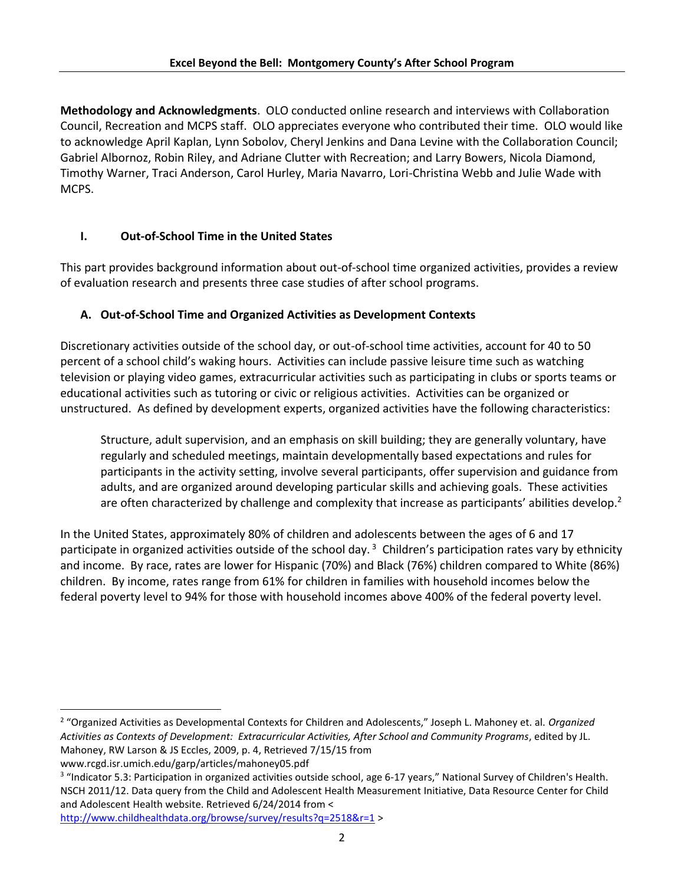**Methodology and Acknowledgments**. OLO conducted online research and interviews with Collaboration Council, Recreation and MCPS staff. OLO appreciates everyone who contributed their time. OLO would like to acknowledge April Kaplan, Lynn Sobolov, Cheryl Jenkins and Dana Levine with the Collaboration Council; Gabriel Albornoz, Robin Riley, and Adriane Clutter with Recreation; and Larry Bowers, Nicola Diamond, Timothy Warner, Traci Anderson, Carol Hurley, Maria Navarro, Lori-Christina Webb and Julie Wade with MCPS.

## I. Out-of-School Time in the United States

This part provides background information about out-of-school time organized activities, provides a review of evaluation research and presents three case studies of after school programs.

### A. Out-of-School Time and Organized Activities as Development Contexts

Discretionary activities outside of the school day, or out-of-school time activities, account for 40 to 50 percent of a school child's waking hours. Activities can include passive leisure time such as watching television or playing video games, extracurricular activities such as participating in clubs or sports teams or educational activities such as tutoring or civic or religious activities. Activities can be organized or unstructured. As defined by development experts, organized activities have the following characteristics:

> Structure, adult supervision, and an emphasis on skill building; they are generally voluntary, have regularly and scheduled meetings, maintain developmentally based expectations and rules for participants in the activity setting, involve several participants, offer supervision and guidance from adults, and are organized around developing particular skills and achieving goals. These activities are often characterized by challenge and complexity that increase as participants' abilities develop.[2]

In the United States, approximately 80% of children and adolescents between the ages of 6 and 17 participate in organized activities outside of the school day.[3] Children's participation rates vary by ethnicity and income. By race, rates are lower for Hispanic (70%) and Black (76%) children compared to White (86%) children. By income, rates range from 61% for children in families with household incomes below the federal poverty level to 94% for those with household incomes above 400% of the federal poverty level.

---

[2] "Organized Activities as Developmental Contexts for Children and Adolescents," Joseph L. Mahoney et. al. *Organized Activities as Contexts of Development: Extracurricular Activities, After School and Community Programs*, edited by JL. Mahoney, RW Larson & JS Eccles, 2009, p. 4, Retrieved 7/15/15 from www.rcgd.isr.umich.edu/garp/articles/mahoney05.pdf

[3] "Indicator 5.3: Participation in organized activities outside school, age 6-17 years," National Survey of Children's Health. NSCH 2011/12. Data query from the Child and Adolescent Health Measurement Initiative, Data Resource Center for Child and Adolescent Health website. Retrieved 6/24/2014 from < http://www.childhealthdata.org/browse/survey/results?q=2518&r=1 >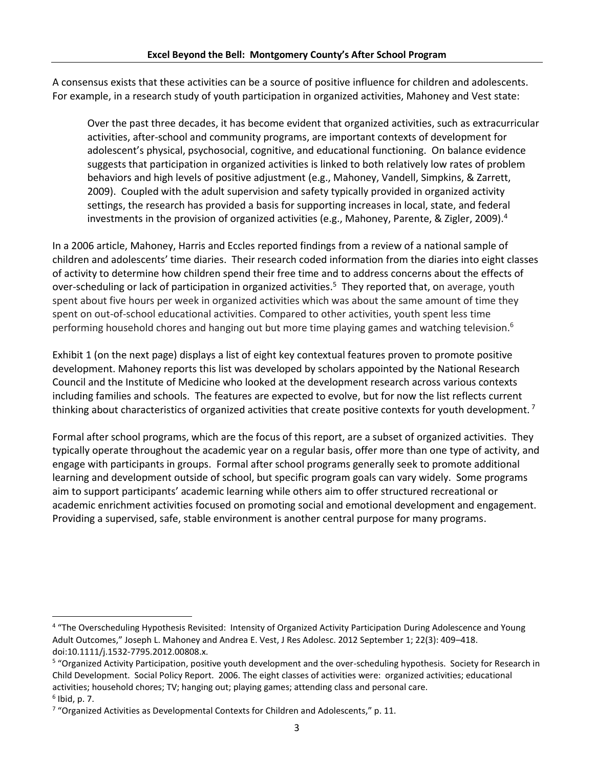A consensus exists that these activities can be a source of positive influence for children and adolescents. For example, in a research study of youth participation in organized activities, Mahoney and Vest state:

> Over the past three decades, it has become evident that organized activities, such as extracurricular activities, after-school and community programs, are important contexts of development for adolescent's physical, psychosocial, cognitive, and educational functioning. On balance evidence suggests that participation in organized activities is linked to both relatively low rates of problem behaviors and high levels of positive adjustment (e.g., Mahoney, Vandell, Simpkins, & Zarrett, 2009). Coupled with the adult supervision and safety typically provided in organized activity settings, the research has provided a basis for supporting increases in local, state, and federal investments in the provision of organized activities (e.g., Mahoney, Parente, & Zigler, 2009).[4]

In a 2006 article, Mahoney, Harris and Eccles reported findings from a review of a national sample of children and adolescents' time diaries. Their research coded information from the diaries into eight classes of activity to determine how children spend their free time and to address concerns about the effects of over-scheduling or lack of participation in organized activities.[5] They reported that, on average, youth spent about five hours per week in organized activities which was about the same amount of time they spent on out-of-school educational activities. Compared to other activities, youth spent less time performing household chores and hanging out but more time playing games and watching television.[6]

Exhibit 1 (on the next page) displays a list of eight key contextual features proven to promote positive development. Mahoney reports this list was developed by scholars appointed by the National Research Council and the Institute of Medicine who looked at the development research across various contexts including families and schools. The features are expected to evolve, but for now the list reflects current thinking about characteristics of organized activities that create positive contexts for youth development.[7]

Formal after school programs, which are the focus of this report, are a subset of organized activities. They typically operate throughout the academic year on a regular basis, offer more than one type of activity, and engage with participants in groups. Formal after school programs generally seek to promote additional learning and development outside of school, but specific program goals can vary widely. Some programs aim to support participants' academic learning while others aim to offer structured recreational or academic enrichment activities focused on promoting social and emotional development and engagement. Providing a supervised, safe, stable environment is another central purpose for many programs.

---

[4] "The Overscheduling Hypothesis Revisited: Intensity of Organized Activity Participation During Adolescence and Young Adult Outcomes," Joseph L. Mahoney and Andrea E. Vest, J Res Adolesc. 2012 September 1; 22(3): 409–418. doi:10.1111/j.1532-7795.2012.00808.x.

[5] "Organized Activity Participation, positive youth development and the over-scheduling hypothesis. Society for Research in Child Development. Social Policy Report. 2006. The eight classes of activities were: organized activities; educational activities; household chores; TV; hanging out; playing games; attending class and personal care.

[6] Ibid, p. 7.

[7] "Organized Activities as Developmental Contexts for Children and Adolescents," p. 11.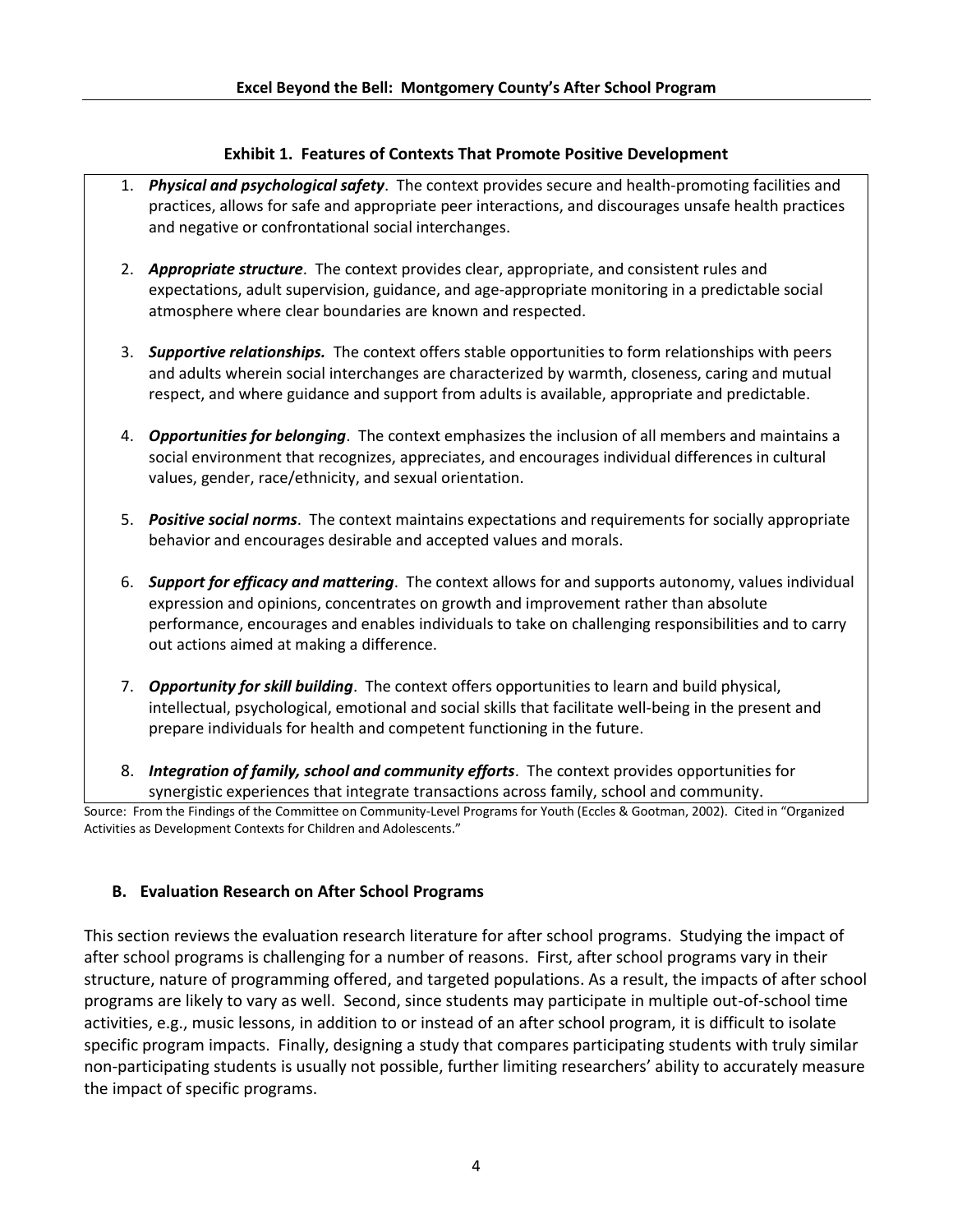**Exhibit 1. Features of Contexts That Promote Positive Development**

1. ***Physical and psychological safety***. The context provides secure and health-promoting facilities and practices, allows for safe and appropriate peer interactions, and discourages unsafe health practices and negative or confrontational social interchanges.

2. ***Appropriate structure***. The context provides clear, appropriate, and consistent rules and expectations, adult supervision, guidance, and age-appropriate monitoring in a predictable social atmosphere where clear boundaries are known and respected.

3. ***Supportive relationships.*** The context offers stable opportunities to form relationships with peers and adults wherein social interchanges are characterized by warmth, closeness, caring and mutual respect, and where guidance and support from adults is available, appropriate and predictable.

4. ***Opportunities for belonging***. The context emphasizes the inclusion of all members and maintains a social environment that recognizes, appreciates, and encourages individual differences in cultural values, gender, race/ethnicity, and sexual orientation.

5. ***Positive social norms***. The context maintains expectations and requirements for socially appropriate behavior and encourages desirable and accepted values and morals.

6. ***Support for efficacy and mattering***. The context allows for and supports autonomy, values individual expression and opinions, concentrates on growth and improvement rather than absolute performance, encourages and enables individuals to take on challenging responsibilities and to carry out actions aimed at making a difference.

7. ***Opportunity for skill building***. The context offers opportunities to learn and build physical, intellectual, psychological, emotional and social skills that facilitate well-being in the present and prepare individuals for health and competent functioning in the future.

8. ***Integration of family, school and community efforts***. The context provides opportunities for synergistic experiences that integrate transactions across family, school and community.

Source: From the Findings of the Committee on Community-Level Programs for Youth (Eccles & Gootman, 2002). Cited in "Organized Activities as Development Contexts for Children and Adolescents."

### B. Evaluation Research on After School Programs

This section reviews the evaluation research literature for after school programs. Studying the impact of after school programs is challenging for a number of reasons. First, after school programs vary in their structure, nature of programming offered, and targeted populations. As a result, the impacts of after school programs are likely to vary as well. Second, since students may participate in multiple out-of-school time activities, e.g., music lessons, in addition to or instead of an after school program, it is difficult to isolate specific program impacts. Finally, designing a study that compares participating students with truly similar non-participating students is usually not possible, further limiting researchers' ability to accurately measure the impact of specific programs.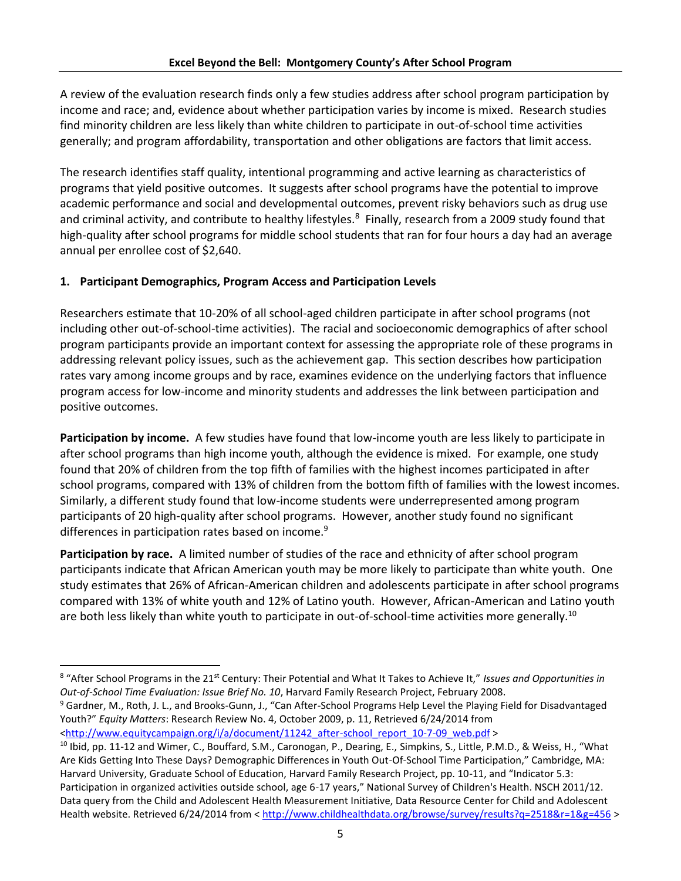A review of the evaluation research finds only a few studies address after school program participation by income and race; and, evidence about whether participation varies by income is mixed. Research studies find minority children are less likely than white children to participate in out-of-school time activities generally; and program affordability, transportation and other obligations are factors that limit access.

The research identifies staff quality, intentional programming and active learning as characteristics of programs that yield positive outcomes. It suggests after school programs have the potential to improve academic performance and social and developmental outcomes, prevent risky behaviors such as drug use and criminal activity, and contribute to healthy lifestyles.[8] Finally, research from a 2009 study found that high-quality after school programs for middle school students that ran for four hours a day had an average annual per enrollee cost of $2,640.

### 1. Participant Demographics, Program Access and Participation Levels

Researchers estimate that 10-20% of all school-aged children participate in after school programs (not including other out-of-school-time activities). The racial and socioeconomic demographics of after school program participants provide an important context for assessing the appropriate role of these programs in addressing relevant policy issues, such as the achievement gap. This section describes how participation rates vary among income groups and by race, examines evidence on the underlying factors that influence program access for low-income and minority students and addresses the link between participation and positive outcomes.

**Participation by income.** A few studies have found that low-income youth are less likely to participate in after school programs than high income youth, although the evidence is mixed. For example, one study found that 20% of children from the top fifth of families with the highest incomes participated in after school programs, compared with 13% of children from the bottom fifth of families with the lowest incomes. Similarly, a different study found that low-income students were underrepresented among program participants of 20 high-quality after school programs. However, another study found no significant differences in participation rates based on income.[9]

**Participation by race.** A limited number of studies of the race and ethnicity of after school program participants indicate that African American youth may be more likely to participate than white youth. One study estimates that 26% of African-American children and adolescents participate in after school programs compared with 13% of white youth and 12% of Latino youth. However, African-American and Latino youth are both less likely than white youth to participate in out-of-school-time activities more generally.[10]

---

[8] "After School Programs in the 21st Century: Their Potential and What It Takes to Achieve It," *Issues and Opportunities in Out-of-School Time Evaluation: Issue Brief No. 10*, Harvard Family Research Project, February 2008.

[9] Gardner, M., Roth, J. L., and Brooks-Gunn, J., "Can After-School Programs Help Level the Playing Field for Disadvantaged Youth?" *Equity Matters*: Research Review No. 4, October 2009, p. 11, Retrieved 6/24/2014 from <http://www.equitycampaign.org/i/a/document/11242_after-school_report_10-7-09_web.pdf >

[10] Ibid, pp. 11-12 and Wimer, C., Bouffard, S.M., Caronogan, P., Dearing, E., Simpkins, S., Little, P.M.D., & Weiss, H., "What Are Kids Getting Into These Days? Demographic Differences in Youth Out-Of-School Time Participation," Cambridge, MA: Harvard University, Graduate School of Education, Harvard Family Research Project, pp. 10-11, and "Indicator 5.3: Participation in organized activities outside school, age 6-17 years," National Survey of Children's Health. NSCH 2011/12. Data query from the Child and Adolescent Health Measurement Initiative, Data Resource Center for Child and Adolescent Health website. Retrieved 6/24/2014 from < http://www.childhealthdata.org/browse/survey/results?q=2518&r=1&g=456 >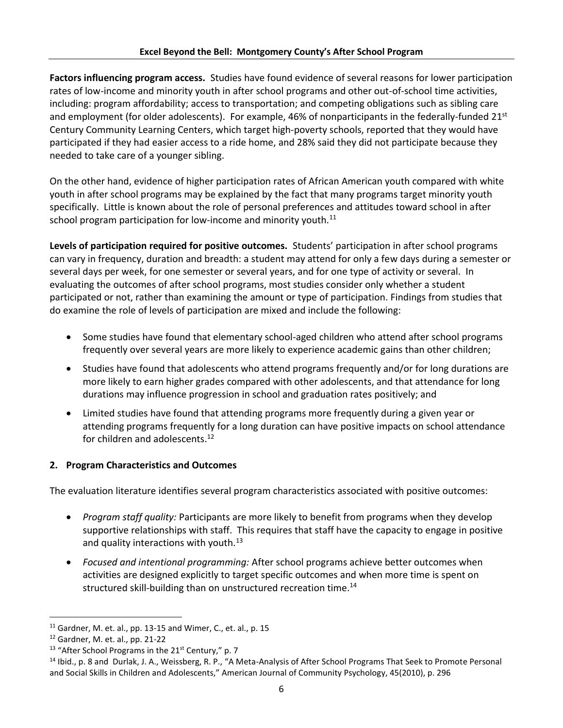**Factors influencing program access.** Studies have found evidence of several reasons for lower participation rates of low-income and minority youth in after school programs and other out-of-school time activities, including: program affordability; access to transportation; and competing obligations such as sibling care and employment (for older adolescents). For example, 46% of nonparticipants in the federally-funded 21st Century Community Learning Centers, which target high-poverty schools, reported that they would have participated if they had easier access to a ride home, and 28% said they did not participate because they needed to take care of a younger sibling.

On the other hand, evidence of higher participation rates of African American youth compared with white youth in after school programs may be explained by the fact that many programs target minority youth specifically. Little is known about the role of personal preferences and attitudes toward school in after school program participation for low-income and minority youth.[11]

**Levels of participation required for positive outcomes.** Students' participation in after school programs can vary in frequency, duration and breadth: a student may attend for only a few days during a semester or several days per week, for one semester or several years, and for one type of activity or several. In evaluating the outcomes of after school programs, most studies consider only whether a student participated or not, rather than examining the amount or type of participation. Findings from studies that do examine the role of levels of participation are mixed and include the following:

- Some studies have found that elementary school-aged children who attend after school programs frequently over several years are more likely to experience academic gains than other children;
- Studies have found that adolescents who attend programs frequently and/or for long durations are more likely to earn higher grades compared with other adolescents, and that attendance for long durations may influence progression in school and graduation rates positively; and
- Limited studies have found that attending programs more frequently during a given year or attending programs frequently for a long duration can have positive impacts on school attendance for children and adolescents.[12]

## 2. Program Characteristics and Outcomes

The evaluation literature identifies several program characteristics associated with positive outcomes:

- *Program staff quality:* Participants are more likely to benefit from programs when they develop supportive relationships with staff. This requires that staff have the capacity to engage in positive and quality interactions with youth.[13]
- *Focused and intentional programming:* After school programs achieve better outcomes when activities are designed explicitly to target specific outcomes and when more time is spent on structured skill-building than on unstructured recreation time.[14]

---

[11] Gardner, M. et. al., pp. 13-15 and Wimer, C., et. al., p. 15

[12] Gardner, M. et. al., pp. 21-22

[13] "After School Programs in the 21st Century," p. 7

[14] Ibid., p. 8 and Durlak, J. A., Weissberg, R. P., "A Meta-Analysis of After School Programs That Seek to Promote Personal and Social Skills in Children and Adolescents," American Journal of Community Psychology, 45(2010), p. 296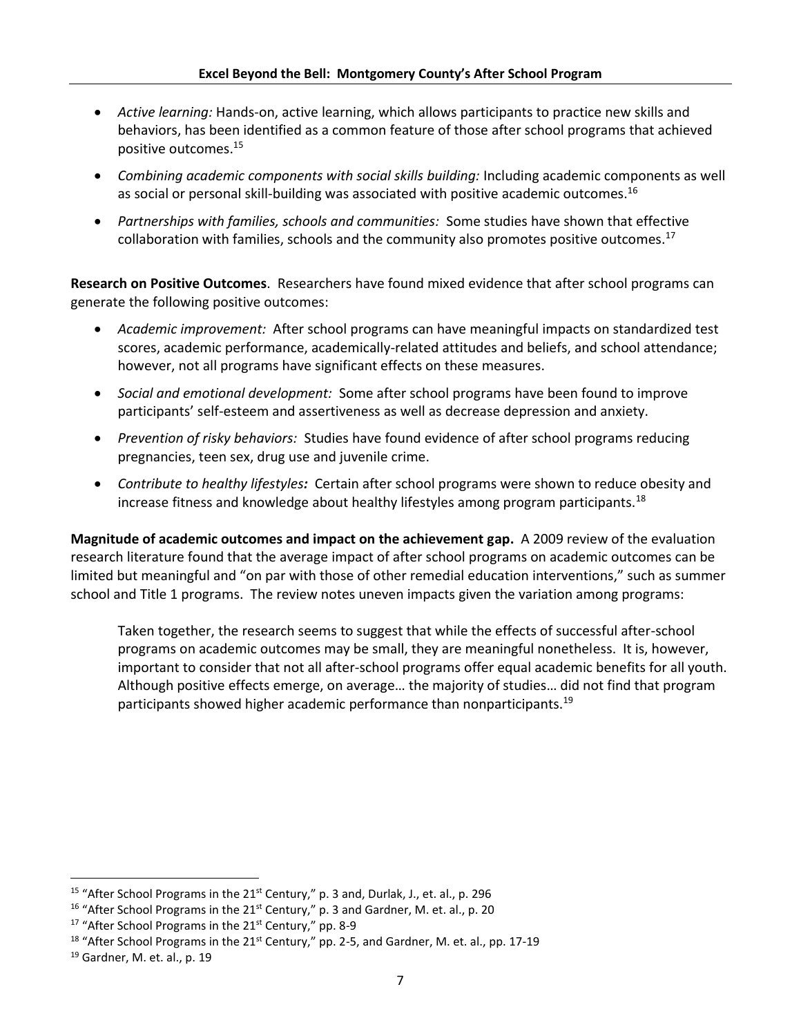- *Active learning:* Hands-on, active learning, which allows participants to practice new skills and behaviors, has been identified as a common feature of those after school programs that achieved positive outcomes.[15]
- *Combining academic components with social skills building:* Including academic components as well as social or personal skill-building was associated with positive academic outcomes.[16]
- *Partnerships with families, schools and communities:* Some studies have shown that effective collaboration with families, schools and the community also promotes positive outcomes.[17]

**Research on Positive Outcomes**. Researchers have found mixed evidence that after school programs can generate the following positive outcomes:

- *Academic improvement:* After school programs can have meaningful impacts on standardized test scores, academic performance, academically-related attitudes and beliefs, and school attendance; however, not all programs have significant effects on these measures.
- *Social and emotional development:* Some after school programs have been found to improve participants' self-esteem and assertiveness as well as decrease depression and anxiety.
- *Prevention of risky behaviors:* Studies have found evidence of after school programs reducing pregnancies, teen sex, drug use and juvenile crime.
- *Contribute to healthy lifestyles**:*** Certain after school programs were shown to reduce obesity and increase fitness and knowledge about healthy lifestyles among program participants.[18]

**Magnitude of academic outcomes and impact on the achievement gap.** A 2009 review of the evaluation research literature found that the average impact of after school programs on academic outcomes can be limited but meaningful and "on par with those of other remedial education interventions," such as summer school and Title 1 programs. The review notes uneven impacts given the variation among programs:

> Taken together, the research seems to suggest that while the effects of successful after-school programs on academic outcomes may be small, they are meaningful nonetheless. It is, however, important to consider that not all after-school programs offer equal academic benefits for all youth. Although positive effects emerge, on average… the majority of studies… did not find that program participants showed higher academic performance than nonparticipants.[19]

---

[15] "After School Programs in the 21st Century," p. 3 and, Durlak, J., et. al., p. 296
[16] "After School Programs in the 21st Century," p. 3 and Gardner, M. et. al., p. 20
[17] "After School Programs in the 21st Century," pp. 8-9
[18] "After School Programs in the 21st Century," pp. 2-5, and Gardner, M. et. al., pp. 17-19
[19] Gardner, M. et. al., p. 19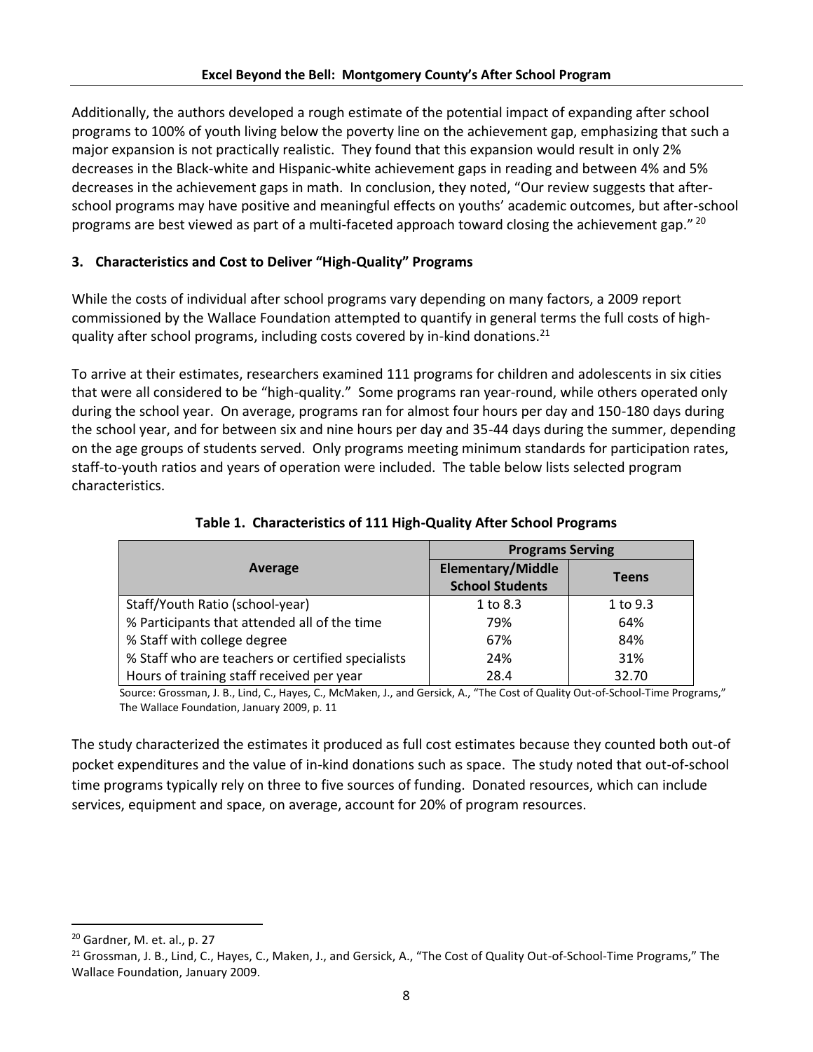Additionally, the authors developed a rough estimate of the potential impact of expanding after school programs to 100% of youth living below the poverty line on the achievement gap, emphasizing that such a major expansion is not practically realistic. They found that this expansion would result in only 2% decreases in the Black-white and Hispanic-white achievement gaps in reading and between 4% and 5% decreases in the achievement gaps in math. In conclusion, they noted, "Our review suggests that after-school programs may have positive and meaningful effects on youths' academic outcomes, but after-school programs are best viewed as part of a multi-faceted approach toward closing the achievement gap." [20]

### 3. Characteristics and Cost to Deliver "High-Quality" Programs

While the costs of individual after school programs vary depending on many factors, a 2009 report commissioned by the Wallace Foundation attempted to quantify in general terms the full costs of high-quality after school programs, including costs covered by in-kind donations.[21]

To arrive at their estimates, researchers examined 111 programs for children and adolescents in six cities that were all considered to be "high-quality." Some programs ran year-round, while others operated only during the school year. On average, programs ran for almost four hours per day and 150-180 days during the school year, and for between six and nine hours per day and 35-44 days during the summer, depending on the age groups of students served. Only programs meeting minimum standards for participation rates, staff-to-youth ratios and years of operation were included. The table below lists selected program characteristics.

**Table 1. Characteristics of 111 High-Quality After School Programs**

| Average | Programs Serving | |
|---|---|---|
| | Elementary/Middle School Students | Teens |
| Staff/Youth Ratio (school-year) | 1 to 8.3 | 1 to 9.3 |
| % Participants that attended all of the time | 79% | 64% |
| % Staff with college degree | 67% | 84% |
| % Staff who are teachers or certified specialists | 24% | 31% |
| Hours of training staff received per year | 28.4 | 32.70 |

Source: Grossman, J. B., Lind, C., Hayes, C., McMaken, J., and Gersick, A., "The Cost of Quality Out-of-School-Time Programs," The Wallace Foundation, January 2009, p. 11

The study characterized the estimates it produced as full cost estimates because they counted both out-of pocket expenditures and the value of in-kind donations such as space. The study noted that out-of-school time programs typically rely on three to five sources of funding. Donated resources, which can include services, equipment and space, on average, account for 20% of program resources.

[20] Gardner, M. et. al., p. 27

[21] Grossman, J. B., Lind, C., Hayes, C., Maken, J., and Gersick, A., "The Cost of Quality Out-of-School-Time Programs," The Wallace Foundation, January 2009.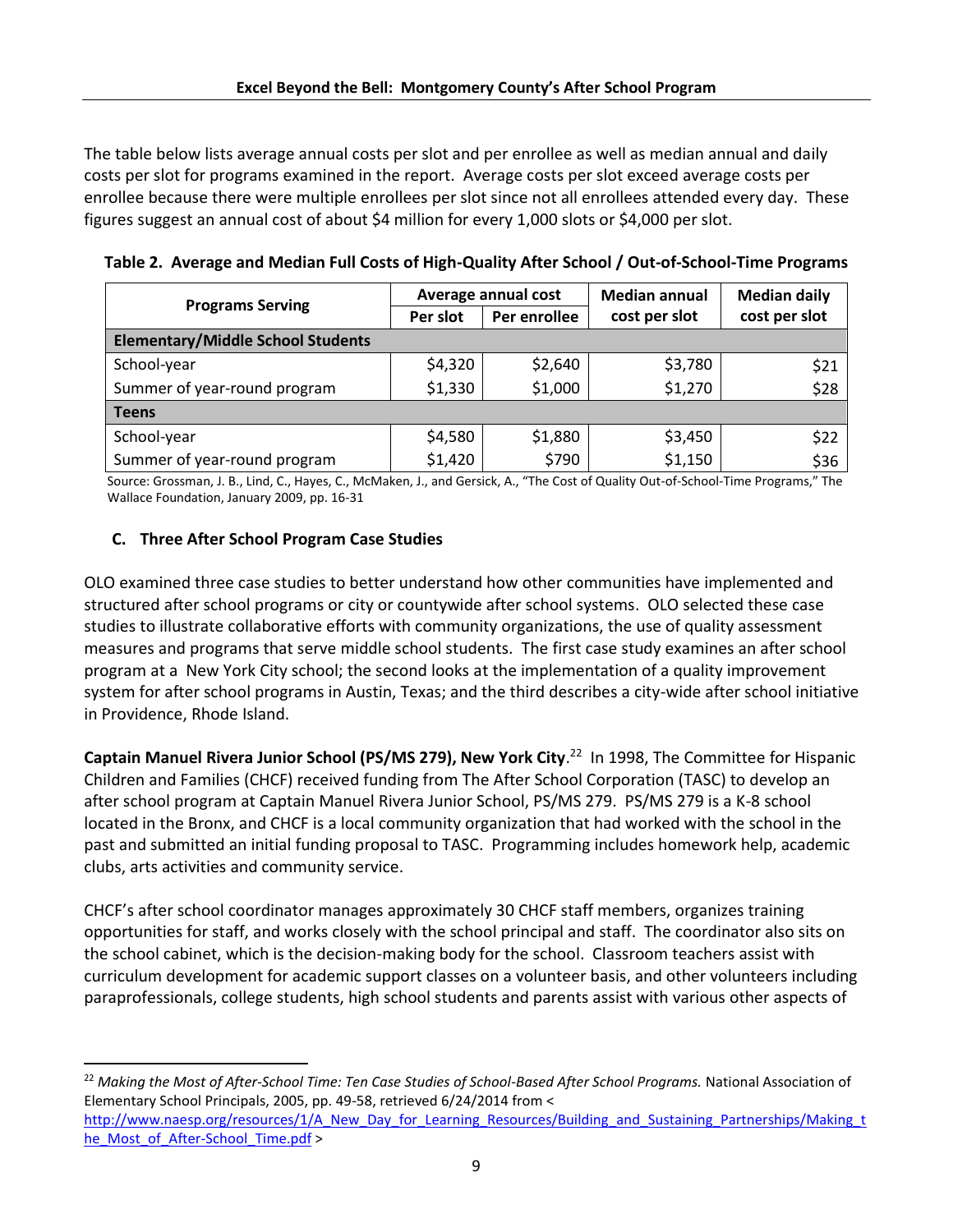The table below lists average annual costs per slot and per enrollee as well as median annual and daily costs per slot for programs examined in the report. Average costs per slot exceed average costs per enrollee because there were multiple enrollees per slot since not all enrollees attended every day. These figures suggest an annual cost of about $4 million for every 1,000 slots or $4,000 per slot.

**Table 2. Average and Median Full Costs of High-Quality After School / Out-of-School-Time Programs**

| Programs Serving | Average annual cost | | Median annual cost per slot | Median daily cost per slot |
|---|---|---|---|---|
| | Per slot | Per enrollee | | |
| **Elementary/Middle School Students** | | | | |
| School-year | $4,320 | $2,640 | $3,780 | $21 |
| Summer of year-round program | $1,330 | $1,000 | $1,270 | $28 |
| **Teens** | | | | |
| School-year | $4,580 | $1,880 | $3,450 | $22 |
| Summer of year-round program | $1,420 | $790 | $1,150 | $36 |

Source: Grossman, J. B., Lind, C., Hayes, C., McMaken, J., and Gersick, A., "The Cost of Quality Out-of-School-Time Programs," The Wallace Foundation, January 2009, pp. 16-31

### C. Three After School Program Case Studies

OLO examined three case studies to better understand how other communities have implemented and structured after school programs or city or countywide after school systems. OLO selected these case studies to illustrate collaborative efforts with community organizations, the use of quality assessment measures and programs that serve middle school students. The first case study examines an after school program at a New York City school; the second looks at the implementation of a quality improvement system for after school programs in Austin, Texas; and the third describes a city-wide after school initiative in Providence, Rhode Island.

**Captain Manuel Rivera Junior School (PS/MS 279), New York City**.[22] In 1998, The Committee for Hispanic Children and Families (CHCF) received funding from The After School Corporation (TASC) to develop an after school program at Captain Manuel Rivera Junior School, PS/MS 279. PS/MS 279 is a K-8 school located in the Bronx, and CHCF is a local community organization that had worked with the school in the past and submitted an initial funding proposal to TASC. Programming includes homework help, academic clubs, arts activities and community service.

CHCF's after school coordinator manages approximately 30 CHCF staff members, organizes training opportunities for staff, and works closely with the school principal and staff. The coordinator also sits on the school cabinet, which is the decision-making body for the school. Classroom teachers assist with curriculum development for academic support classes on a volunteer basis, and other volunteers including paraprofessionals, college students, high school students and parents assist with various other aspects of

---

[22] *Making the Most of After-School Time: Ten Case Studies of School-Based After School Programs.* National Association of Elementary School Principals, 2005, pp. 49-58, retrieved 6/24/2014 from < http://www.naesp.org/resources/1/A_New_Day_for_Learning_Resources/Building_and_Sustaining_Partnerships/Making_the_Most_of_After-School_Time.pdf >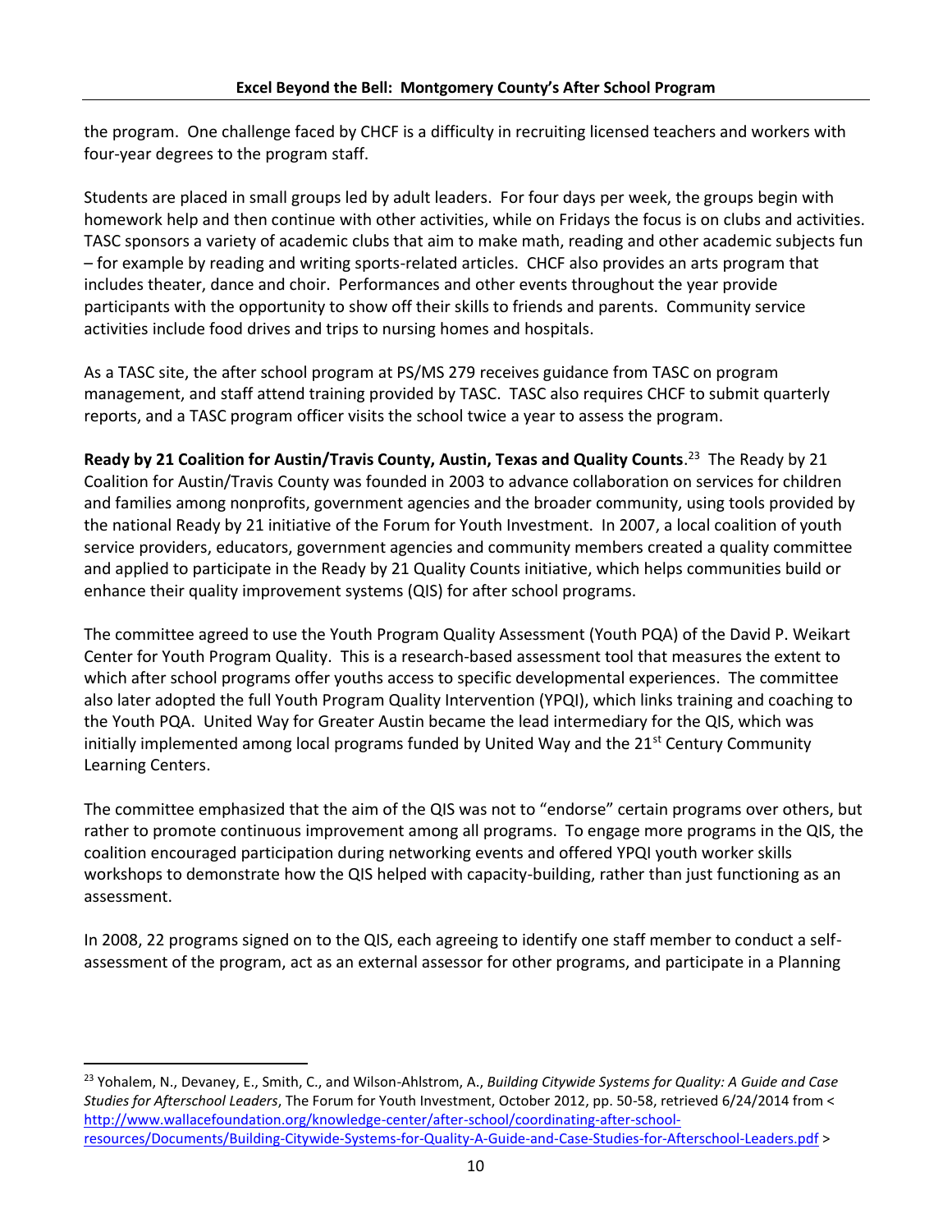the program. One challenge faced by CHCF is a difficulty in recruiting licensed teachers and workers with four-year degrees to the program staff.

Students are placed in small groups led by adult leaders. For four days per week, the groups begin with homework help and then continue with other activities, while on Fridays the focus is on clubs and activities. TASC sponsors a variety of academic clubs that aim to make math, reading and other academic subjects fun – for example by reading and writing sports-related articles. CHCF also provides an arts program that includes theater, dance and choir. Performances and other events throughout the year provide participants with the opportunity to show off their skills to friends and parents. Community service activities include food drives and trips to nursing homes and hospitals.

As a TASC site, the after school program at PS/MS 279 receives guidance from TASC on program management, and staff attend training provided by TASC. TASC also requires CHCF to submit quarterly reports, and a TASC program officer visits the school twice a year to assess the program.

**Ready by 21 Coalition for Austin/Travis County, Austin, Texas and Quality Counts**.[23] The Ready by 21 Coalition for Austin/Travis County was founded in 2003 to advance collaboration on services for children and families among nonprofits, government agencies and the broader community, using tools provided by the national Ready by 21 initiative of the Forum for Youth Investment. In 2007, a local coalition of youth service providers, educators, government agencies and community members created a quality committee and applied to participate in the Ready by 21 Quality Counts initiative, which helps communities build or enhance their quality improvement systems (QIS) for after school programs.

The committee agreed to use the Youth Program Quality Assessment (Youth PQA) of the David P. Weikart Center for Youth Program Quality. This is a research-based assessment tool that measures the extent to which after school programs offer youths access to specific developmental experiences. The committee also later adopted the full Youth Program Quality Intervention (YPQI), which links training and coaching to the Youth PQA. United Way for Greater Austin became the lead intermediary for the QIS, which was initially implemented among local programs funded by United Way and the 21st Century Community Learning Centers.

The committee emphasized that the aim of the QIS was not to "endorse" certain programs over others, but rather to promote continuous improvement among all programs. To engage more programs in the QIS, the coalition encouraged participation during networking events and offered YPQI youth worker skills workshops to demonstrate how the QIS helped with capacity-building, rather than just functioning as an assessment.

In 2008, 22 programs signed on to the QIS, each agreeing to identify one staff member to conduct a self-assessment of the program, act as an external assessor for other programs, and participate in a Planning

---

[23] Yohalem, N., Devaney, E., Smith, C., and Wilson-Ahlstrom, A., *Building Citywide Systems for Quality: A Guide and Case Studies for Afterschool Leaders*, The Forum for Youth Investment, October 2012, pp. 50-58, retrieved 6/24/2014 from < http://www.wallacefoundation.org/knowledge-center/after-school/coordinating-after-school-resources/Documents/Building-Citywide-Systems-for-Quality-A-Guide-and-Case-Studies-for-Afterschool-Leaders.pdf >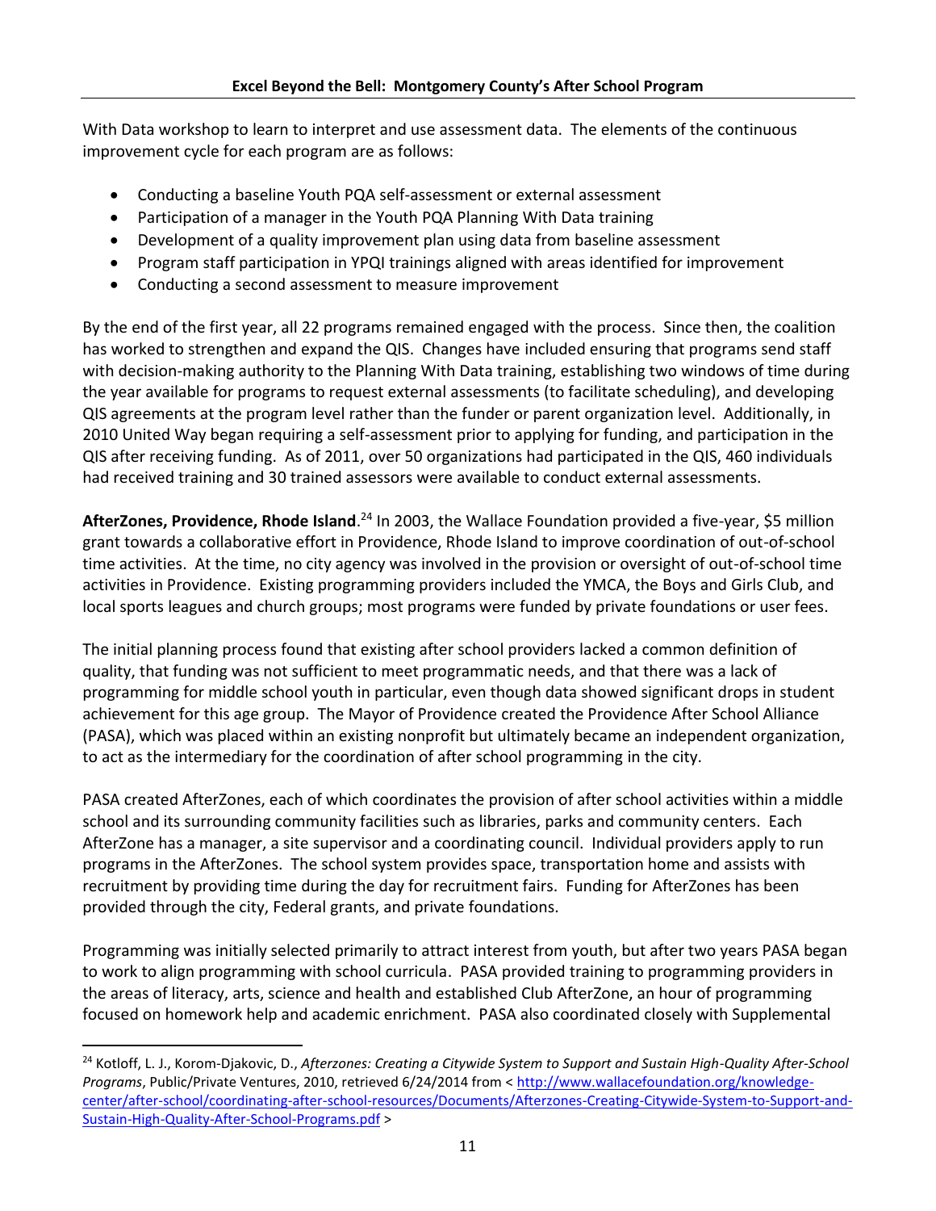With Data workshop to learn to interpret and use assessment data. The elements of the continuous improvement cycle for each program are as follows:

- Conducting a baseline Youth PQA self-assessment or external assessment
- Participation of a manager in the Youth PQA Planning With Data training
- Development of a quality improvement plan using data from baseline assessment
- Program staff participation in YPQI trainings aligned with areas identified for improvement
- Conducting a second assessment to measure improvement

By the end of the first year, all 22 programs remained engaged with the process. Since then, the coalition has worked to strengthen and expand the QIS. Changes have included ensuring that programs send staff with decision-making authority to the Planning With Data training, establishing two windows of time during the year available for programs to request external assessments (to facilitate scheduling), and developing QIS agreements at the program level rather than the funder or parent organization level. Additionally, in 2010 United Way began requiring a self-assessment prior to applying for funding, and participation in the QIS after receiving funding. As of 2011, over 50 organizations had participated in the QIS, 460 individuals had received training and 30 trained assessors were available to conduct external assessments.

**AfterZones, Providence, Rhode Island**.[24] In 2003, the Wallace Foundation provided a five-year, $5 million grant towards a collaborative effort in Providence, Rhode Island to improve coordination of out-of-school time activities. At the time, no city agency was involved in the provision or oversight of out-of-school time activities in Providence. Existing programming providers included the YMCA, the Boys and Girls Club, and local sports leagues and church groups; most programs were funded by private foundations or user fees.

The initial planning process found that existing after school providers lacked a common definition of quality, that funding was not sufficient to meet programmatic needs, and that there was a lack of programming for middle school youth in particular, even though data showed significant drops in student achievement for this age group. The Mayor of Providence created the Providence After School Alliance (PASA), which was placed within an existing nonprofit but ultimately became an independent organization, to act as the intermediary for the coordination of after school programming in the city.

PASA created AfterZones, each of which coordinates the provision of after school activities within a middle school and its surrounding community facilities such as libraries, parks and community centers. Each AfterZone has a manager, a site supervisor and a coordinating council. Individual providers apply to run programs in the AfterZones. The school system provides space, transportation home and assists with recruitment by providing time during the day for recruitment fairs. Funding for AfterZones has been provided through the city, Federal grants, and private foundations.

Programming was initially selected primarily to attract interest from youth, but after two years PASA began to work to align programming with school curricula. PASA provided training to programming providers in the areas of literacy, arts, science and health and established Club AfterZone, an hour of programming focused on homework help and academic enrichment. PASA also coordinated closely with Supplemental

---

[24] Kotloff, L. J., Korom-Djakovic, D., *Afterzones: Creating a Citywide System to Support and Sustain High-Quality After-School Programs*, Public/Private Ventures, 2010, retrieved 6/24/2014 from < http://www.wallacefoundation.org/knowledge-center/after-school/coordinating-after-school-resources/Documents/Afterzones-Creating-Citywide-System-to-Support-and-Sustain-High-Quality-After-School-Programs.pdf >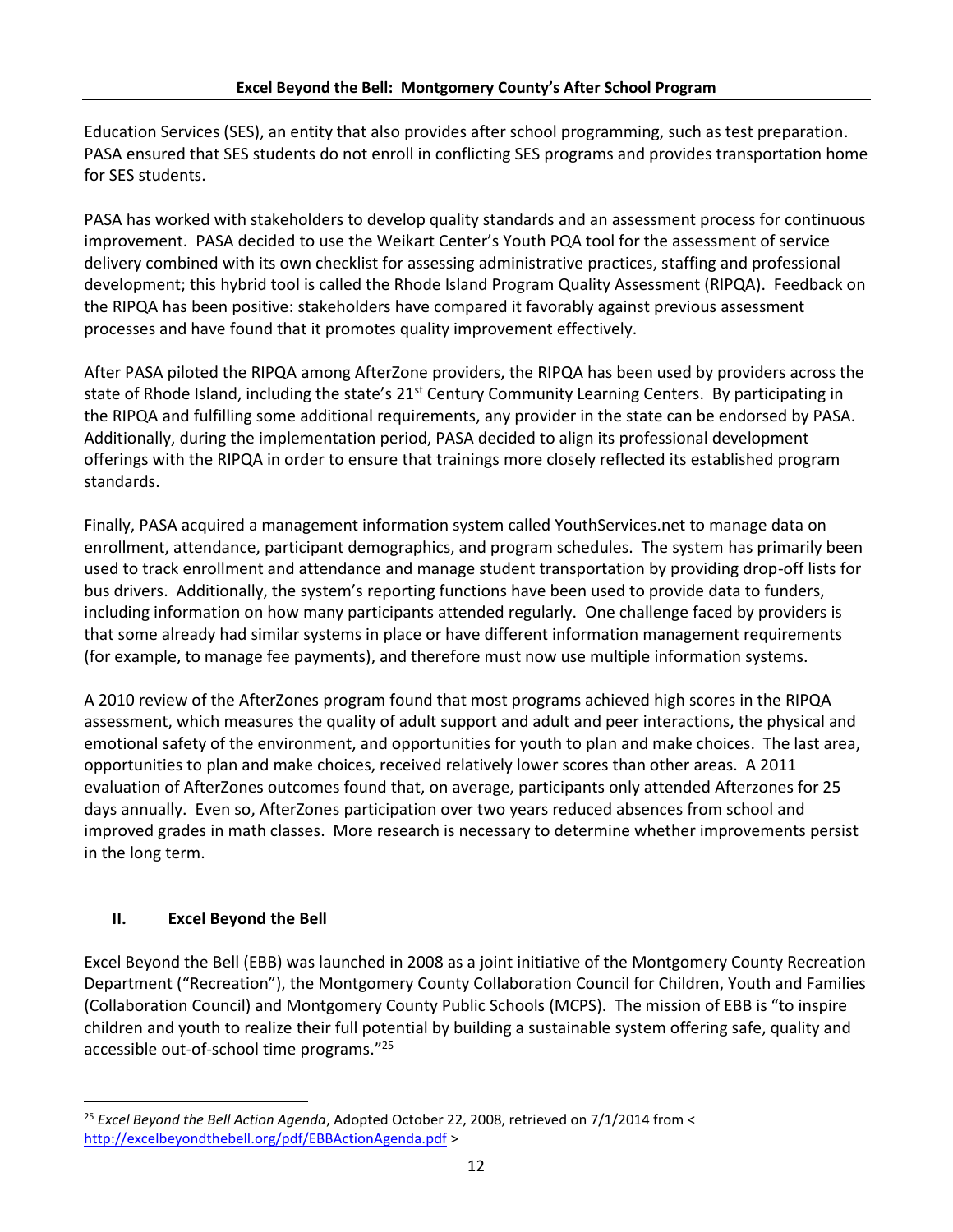Education Services (SES), an entity that also provides after school programming, such as test preparation. PASA ensured that SES students do not enroll in conflicting SES programs and provides transportation home for SES students.

PASA has worked with stakeholders to develop quality standards and an assessment process for continuous improvement. PASA decided to use the Weikart Center's Youth PQA tool for the assessment of service delivery combined with its own checklist for assessing administrative practices, staffing and professional development; this hybrid tool is called the Rhode Island Program Quality Assessment (RIPQA). Feedback on the RIPQA has been positive: stakeholders have compared it favorably against previous assessment processes and have found that it promotes quality improvement effectively.

After PASA piloted the RIPQA among AfterZone providers, the RIPQA has been used by providers across the state of Rhode Island, including the state's 21st Century Community Learning Centers. By participating in the RIPQA and fulfilling some additional requirements, any provider in the state can be endorsed by PASA. Additionally, during the implementation period, PASA decided to align its professional development offerings with the RIPQA in order to ensure that trainings more closely reflected its established program standards.

Finally, PASA acquired a management information system called YouthServices.net to manage data on enrollment, attendance, participant demographics, and program schedules. The system has primarily been used to track enrollment and attendance and manage student transportation by providing drop-off lists for bus drivers. Additionally, the system's reporting functions have been used to provide data to funders, including information on how many participants attended regularly. One challenge faced by providers is that some already had similar systems in place or have different information management requirements (for example, to manage fee payments), and therefore must now use multiple information systems.

A 2010 review of the AfterZones program found that most programs achieved high scores in the RIPQA assessment, which measures the quality of adult support and adult and peer interactions, the physical and emotional safety of the environment, and opportunities for youth to plan and make choices. The last area, opportunities to plan and make choices, received relatively lower scores than other areas. A 2011 evaluation of AfterZones outcomes found that, on average, participants only attended Afterzones for 25 days annually. Even so, AfterZones participation over two years reduced absences from school and improved grades in math classes. More research is necessary to determine whether improvements persist in the long term.

## II. Excel Beyond the Bell

Excel Beyond the Bell (EBB) was launched in 2008 as a joint initiative of the Montgomery County Recreation Department ("Recreation"), the Montgomery County Collaboration Council for Children, Youth and Families (Collaboration Council) and Montgomery County Public Schools (MCPS). The mission of EBB is "to inspire children and youth to realize their full potential by building a sustainable system offering safe, quality and accessible out-of-school time programs."[25]

---

[25] *Excel Beyond the Bell Action Agenda*, Adopted October 22, 2008, retrieved on 7/1/2014 from < http://excelbeyondthebell.org/pdf/EBBActionAgenda.pdf >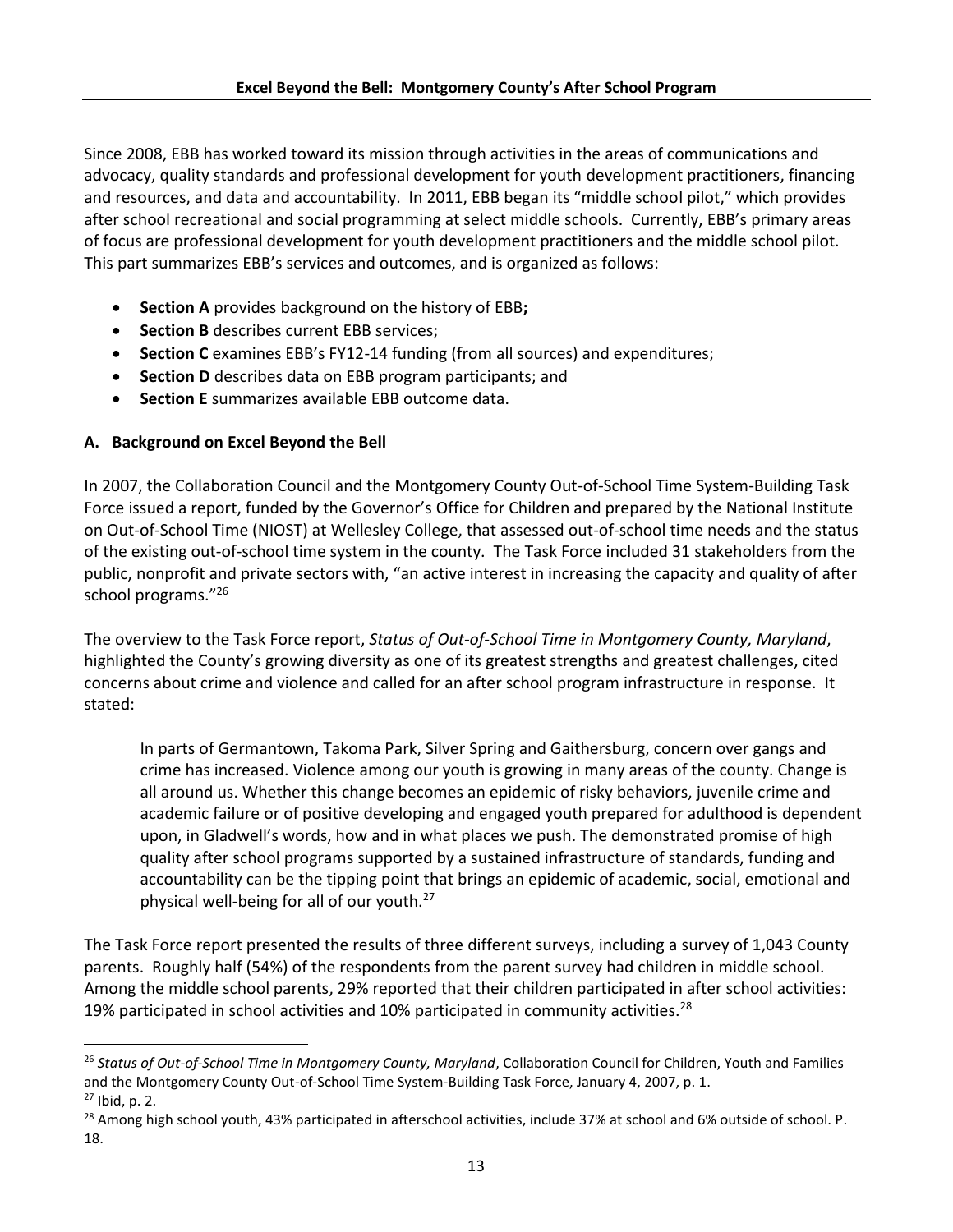Since 2008, EBB has worked toward its mission through activities in the areas of communications and advocacy, quality standards and professional development for youth development practitioners, financing and resources, and data and accountability. In 2011, EBB began its "middle school pilot," which provides after school recreational and social programming at select middle schools. Currently, EBB's primary areas of focus are professional development for youth development practitioners and the middle school pilot. This part summarizes EBB's services and outcomes, and is organized as follows:

- **Section A** provides background on the history of EBB**;**
- **Section B** describes current EBB services;
- **Section C** examines EBB's FY12-14 funding (from all sources) and expenditures;
- **Section D** describes data on EBB program participants; and
- **Section E** summarizes available EBB outcome data.

### A. Background on Excel Beyond the Bell

In 2007, the Collaboration Council and the Montgomery County Out-of-School Time System-Building Task Force issued a report, funded by the Governor's Office for Children and prepared by the National Institute on Out-of-School Time (NIOST) at Wellesley College, that assessed out-of-school time needs and the status of the existing out-of-school time system in the county. The Task Force included 31 stakeholders from the public, nonprofit and private sectors with, "an active interest in increasing the capacity and quality of after school programs."[26]

The overview to the Task Force report, *Status of Out-of-School Time in Montgomery County, Maryland*, highlighted the County's growing diversity as one of its greatest strengths and greatest challenges, cited concerns about crime and violence and called for an after school program infrastructure in response. It stated:

> In parts of Germantown, Takoma Park, Silver Spring and Gaithersburg, concern over gangs and crime has increased. Violence among our youth is growing in many areas of the county. Change is all around us. Whether this change becomes an epidemic of risky behaviors, juvenile crime and academic failure or of positive developing and engaged youth prepared for adulthood is dependent upon, in Gladwell's words, how and in what places we push. The demonstrated promise of high quality after school programs supported by a sustained infrastructure of standards, funding and accountability can be the tipping point that brings an epidemic of academic, social, emotional and physical well-being for all of our youth.[27]

The Task Force report presented the results of three different surveys, including a survey of 1,043 County parents. Roughly half (54%) of the respondents from the parent survey had children in middle school. Among the middle school parents, 29% reported that their children participated in after school activities: 19% participated in school activities and 10% participated in community activities.[28]

---

[26] *Status of Out-of-School Time in Montgomery County, Maryland*, Collaboration Council for Children, Youth and Families and the Montgomery County Out-of-School Time System-Building Task Force, January 4, 2007, p. 1.

[27] Ibid, p. 2.

[28] Among high school youth, 43% participated in afterschool activities, include 37% at school and 6% outside of school. P. 18.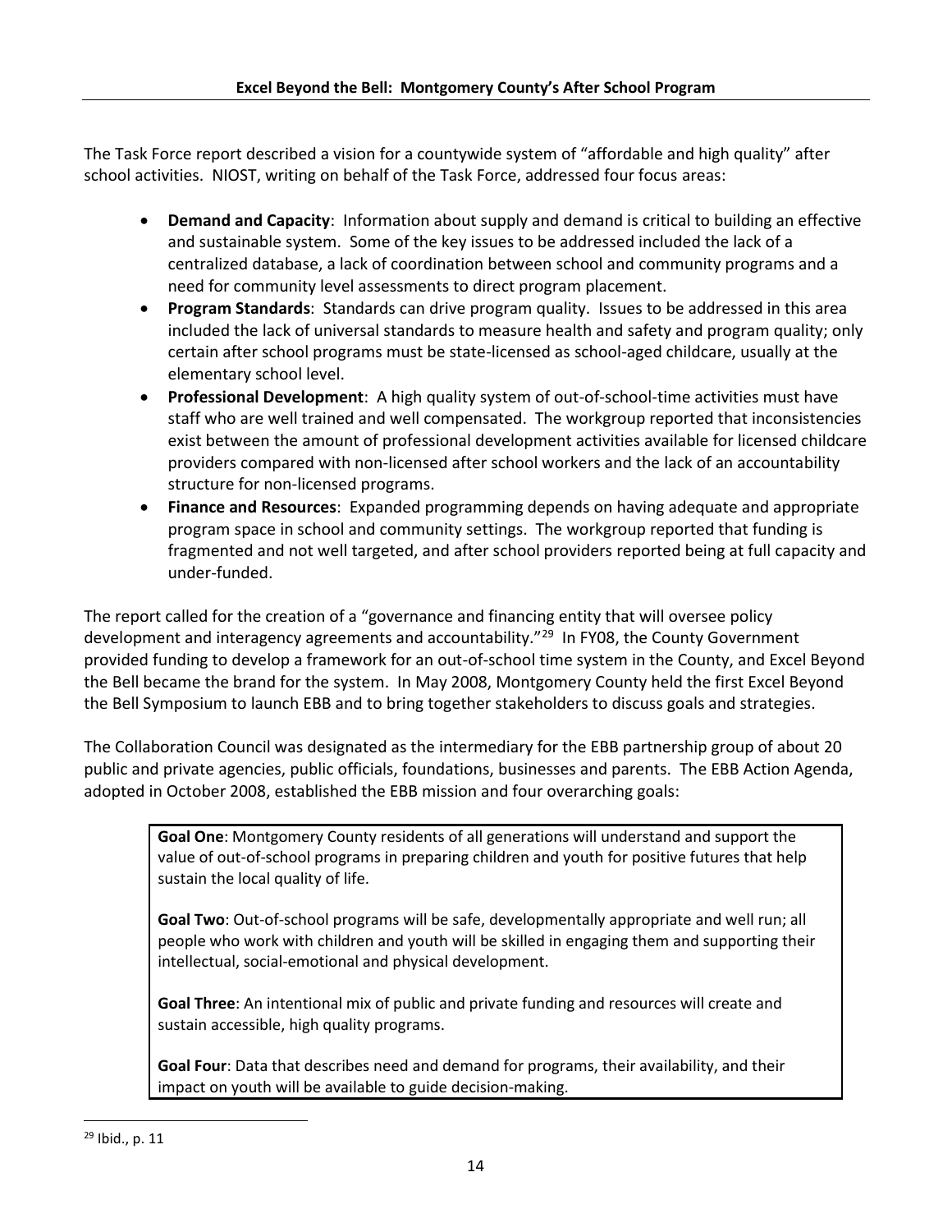The Task Force report described a vision for a countywide system of "affordable and high quality" after school activities. NIOST, writing on behalf of the Task Force, addressed four focus areas:

- **Demand and Capacity**: Information about supply and demand is critical to building an effective and sustainable system. Some of the key issues to be addressed included the lack of a centralized database, a lack of coordination between school and community programs and a need for community level assessments to direct program placement.
- **Program Standards**: Standards can drive program quality. Issues to be addressed in this area included the lack of universal standards to measure health and safety and program quality; only certain after school programs must be state-licensed as school-aged childcare, usually at the elementary school level.
- **Professional Development**: A high quality system of out-of-school-time activities must have staff who are well trained and well compensated. The workgroup reported that inconsistencies exist between the amount of professional development activities available for licensed childcare providers compared with non-licensed after school workers and the lack of an accountability structure for non-licensed programs.
- **Finance and Resources**: Expanded programming depends on having adequate and appropriate program space in school and community settings. The workgroup reported that funding is fragmented and not well targeted, and after school providers reported being at full capacity and under-funded.

The report called for the creation of a "governance and financing entity that will oversee policy development and interagency agreements and accountability."[29] In FY08, the County Government provided funding to develop a framework for an out-of-school time system in the County, and Excel Beyond the Bell became the brand for the system. In May 2008, Montgomery County held the first Excel Beyond the Bell Symposium to launch EBB and to bring together stakeholders to discuss goals and strategies.

The Collaboration Council was designated as the intermediary for the EBB partnership group of about 20 public and private agencies, public officials, foundations, businesses and parents. The EBB Action Agenda, adopted in October 2008, established the EBB mission and four overarching goals:

> **Goal One**: Montgomery County residents of all generations will understand and support the value of out-of-school programs in preparing children and youth for positive futures that help sustain the local quality of life.
>
> **Goal Two**: Out-of-school programs will be safe, developmentally appropriate and well run; all people who work with children and youth will be skilled in engaging them and supporting their intellectual, social-emotional and physical development.
>
> **Goal Three**: An intentional mix of public and private funding and resources will create and sustain accessible, high quality programs.
>
> **Goal Four**: Data that describes need and demand for programs, their availability, and their impact on youth will be available to guide decision-making.

[29] Ibid., p. 11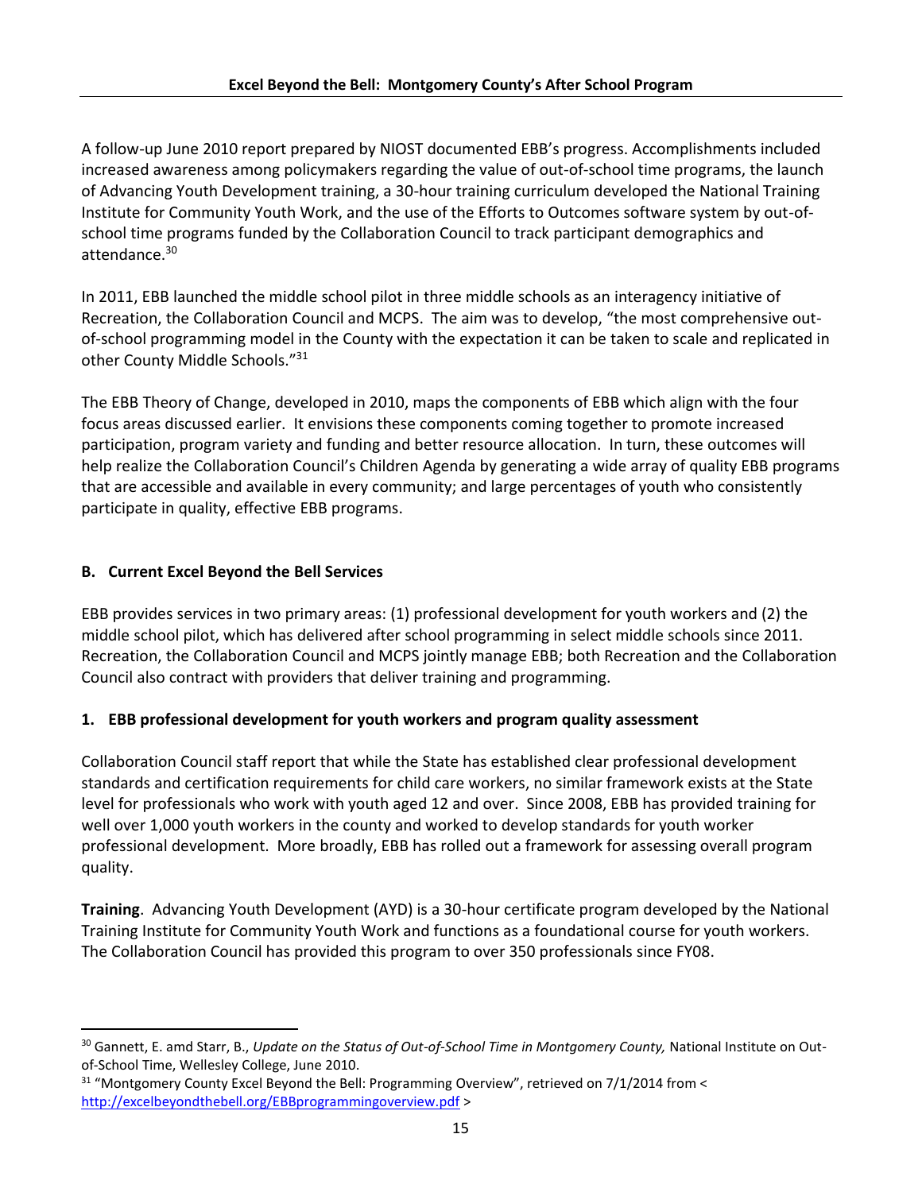A follow-up June 2010 report prepared by NIOST documented EBB's progress. Accomplishments included increased awareness among policymakers regarding the value of out-of-school time programs, the launch of Advancing Youth Development training, a 30-hour training curriculum developed the National Training Institute for Community Youth Work, and the use of the Efforts to Outcomes software system by out-of-school time programs funded by the Collaboration Council to track participant demographics and attendance.[30]

In 2011, EBB launched the middle school pilot in three middle schools as an interagency initiative of Recreation, the Collaboration Council and MCPS. The aim was to develop, "the most comprehensive out-of-school programming model in the County with the expectation it can be taken to scale and replicated in other County Middle Schools."[31]

The EBB Theory of Change, developed in 2010, maps the components of EBB which align with the four focus areas discussed earlier. It envisions these components coming together to promote increased participation, program variety and funding and better resource allocation. In turn, these outcomes will help realize the Collaboration Council's Children Agenda by generating a wide array of quality EBB programs that are accessible and available in every community; and large percentages of youth who consistently participate in quality, effective EBB programs.

## B. Current Excel Beyond the Bell Services

EBB provides services in two primary areas: (1) professional development for youth workers and (2) the middle school pilot, which has delivered after school programming in select middle schools since 2011. Recreation, the Collaboration Council and MCPS jointly manage EBB; both Recreation and the Collaboration Council also contract with providers that deliver training and programming.

### 1. EBB professional development for youth workers and program quality assessment

Collaboration Council staff report that while the State has established clear professional development standards and certification requirements for child care workers, no similar framework exists at the State level for professionals who work with youth aged 12 and over. Since 2008, EBB has provided training for well over 1,000 youth workers in the county and worked to develop standards for youth worker professional development. More broadly, EBB has rolled out a framework for assessing overall program quality.

**Training**. Advancing Youth Development (AYD) is a 30-hour certificate program developed by the National Training Institute for Community Youth Work and functions as a foundational course for youth workers. The Collaboration Council has provided this program to over 350 professionals since FY08.

---

[30] Gannett, E. amd Starr, B., *Update on the Status of Out-of-School Time in Montgomery County,* National Institute on Out-of-School Time, Wellesley College, June 2010.

[31] "Montgomery County Excel Beyond the Bell: Programming Overview", retrieved on 7/1/2014 from < http://excelbeyondthebell.org/EBBprogrammingoverview.pdf >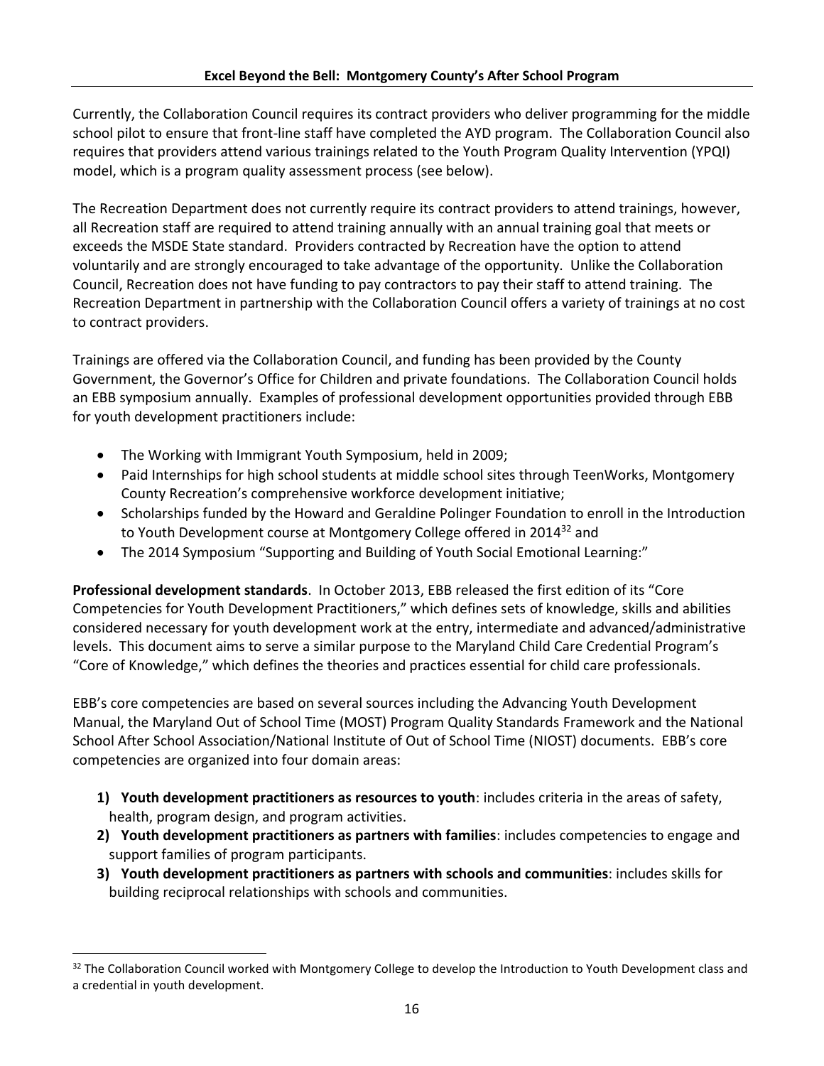Currently, the Collaboration Council requires its contract providers who deliver programming for the middle school pilot to ensure that front-line staff have completed the AYD program. The Collaboration Council also requires that providers attend various trainings related to the Youth Program Quality Intervention (YPQI) model, which is a program quality assessment process (see below).

The Recreation Department does not currently require its contract providers to attend trainings, however, all Recreation staff are required to attend training annually with an annual training goal that meets or exceeds the MSDE State standard. Providers contracted by Recreation have the option to attend voluntarily and are strongly encouraged to take advantage of the opportunity. Unlike the Collaboration Council, Recreation does not have funding to pay contractors to pay their staff to attend training. The Recreation Department in partnership with the Collaboration Council offers a variety of trainings at no cost to contract providers.

Trainings are offered via the Collaboration Council, and funding has been provided by the County Government, the Governor's Office for Children and private foundations. The Collaboration Council holds an EBB symposium annually. Examples of professional development opportunities provided through EBB for youth development practitioners include:

- The Working with Immigrant Youth Symposium, held in 2009;
- Paid Internships for high school students at middle school sites through TeenWorks, Montgomery County Recreation's comprehensive workforce development initiative;
- Scholarships funded by the Howard and Geraldine Polinger Foundation to enroll in the Introduction to Youth Development course at Montgomery College offered in 2014[32] and
- The 2014 Symposium "Supporting and Building of Youth Social Emotional Learning:"

**Professional development standards**. In October 2013, EBB released the first edition of its "Core Competencies for Youth Development Practitioners," which defines sets of knowledge, skills and abilities considered necessary for youth development work at the entry, intermediate and advanced/administrative levels. This document aims to serve a similar purpose to the Maryland Child Care Credential Program's "Core of Knowledge," which defines the theories and practices essential for child care professionals.

EBB's core competencies are based on several sources including the Advancing Youth Development Manual, the Maryland Out of School Time (MOST) Program Quality Standards Framework and the National School After School Association/National Institute of Out of School Time (NIOST) documents. EBB's core competencies are organized into four domain areas:

1) **Youth development practitioners as resources to youth**: includes criteria in the areas of safety, health, program design, and program activities.
2) **Youth development practitioners as partners with families**: includes competencies to engage and support families of program participants.
3) **Youth development practitioners as partners with schools and communities**: includes skills for building reciprocal relationships with schools and communities.

---

[32] The Collaboration Council worked with Montgomery College to develop the Introduction to Youth Development class and a credential in youth development.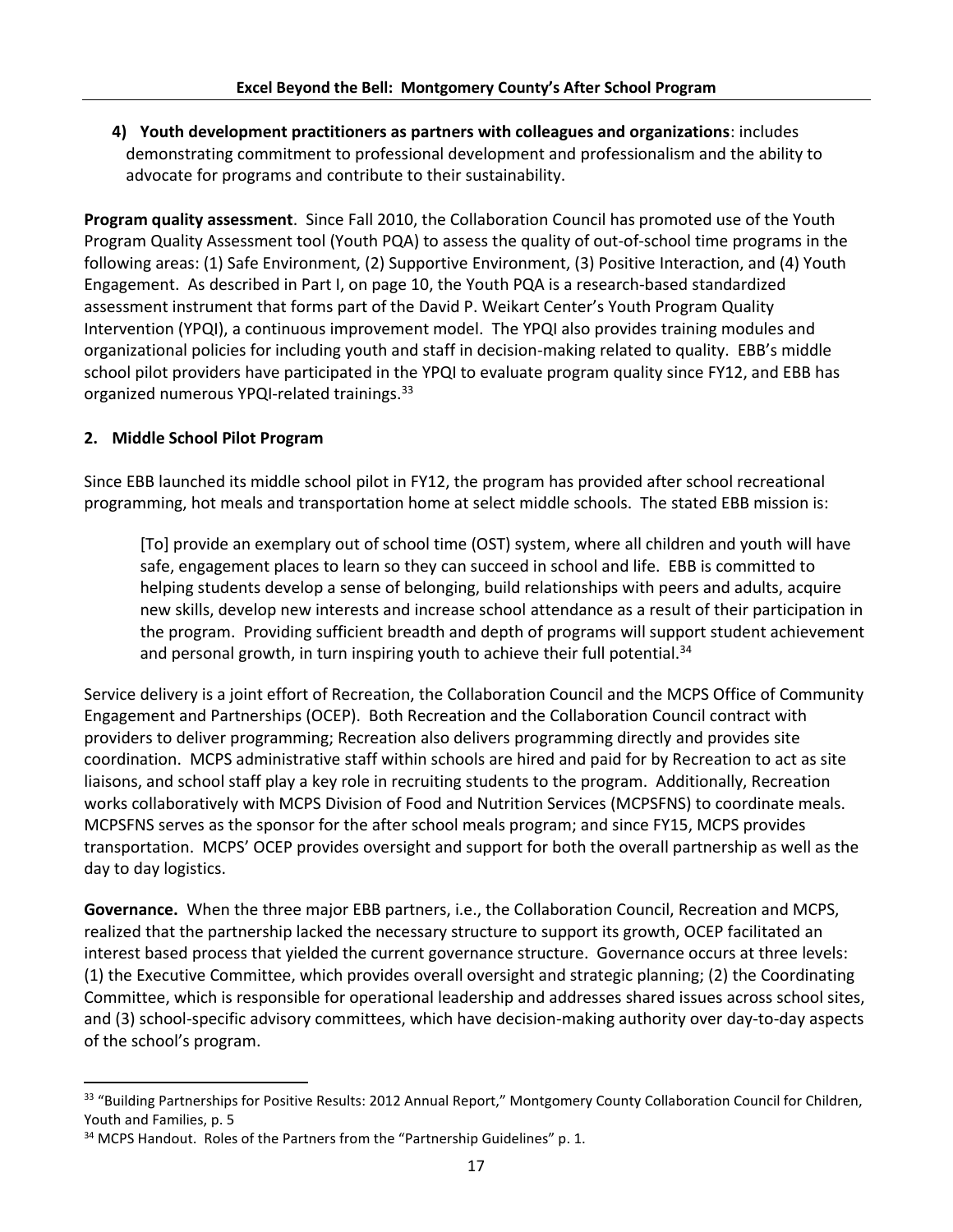4) **Youth development practitioners as partners with colleagues and organizations**: includes demonstrating commitment to professional development and professionalism and the ability to advocate for programs and contribute to their sustainability.

**Program quality assessment**. Since Fall 2010, the Collaboration Council has promoted use of the Youth Program Quality Assessment tool (Youth PQA) to assess the quality of out-of-school time programs in the following areas: (1) Safe Environment, (2) Supportive Environment, (3) Positive Interaction, and (4) Youth Engagement. As described in Part I, on page 10, the Youth PQA is a research-based standardized assessment instrument that forms part of the David P. Weikart Center's Youth Program Quality Intervention (YPQI), a continuous improvement model. The YPQI also provides training modules and organizational policies for including youth and staff in decision-making related to quality. EBB's middle school pilot providers have participated in the YPQI to evaluate program quality since FY12, and EBB has organized numerous YPQI-related trainings.[33]

## 2. Middle School Pilot Program

Since EBB launched its middle school pilot in FY12, the program has provided after school recreational programming, hot meals and transportation home at select middle schools. The stated EBB mission is:

> [To] provide an exemplary out of school time (OST) system, where all children and youth will have safe, engagement places to learn so they can succeed in school and life. EBB is committed to helping students develop a sense of belonging, build relationships with peers and adults, acquire new skills, develop new interests and increase school attendance as a result of their participation in the program. Providing sufficient breadth and depth of programs will support student achievement and personal growth, in turn inspiring youth to achieve their full potential.[34]

Service delivery is a joint effort of Recreation, the Collaboration Council and the MCPS Office of Community Engagement and Partnerships (OCEP). Both Recreation and the Collaboration Council contract with providers to deliver programming; Recreation also delivers programming directly and provides site coordination. MCPS administrative staff within schools are hired and paid for by Recreation to act as site liaisons, and school staff play a key role in recruiting students to the program. Additionally, Recreation works collaboratively with MCPS Division of Food and Nutrition Services (MCPSFNS) to coordinate meals. MCPSFNS serves as the sponsor for the after school meals program; and since FY15, MCPS provides transportation. MCPS' OCEP provides oversight and support for both the overall partnership as well as the day to day logistics.

**Governance.** When the three major EBB partners, i.e., the Collaboration Council, Recreation and MCPS, realized that the partnership lacked the necessary structure to support its growth, OCEP facilitated an interest based process that yielded the current governance structure. Governance occurs at three levels: (1) the Executive Committee, which provides overall oversight and strategic planning; (2) the Coordinating Committee, which is responsible for operational leadership and addresses shared issues across school sites, and (3) school-specific advisory committees, which have decision-making authority over day-to-day aspects of the school's program.

---

[33] "Building Partnerships for Positive Results: 2012 Annual Report," Montgomery County Collaboration Council for Children, Youth and Families, p. 5

[34] MCPS Handout. Roles of the Partners from the "Partnership Guidelines" p. 1.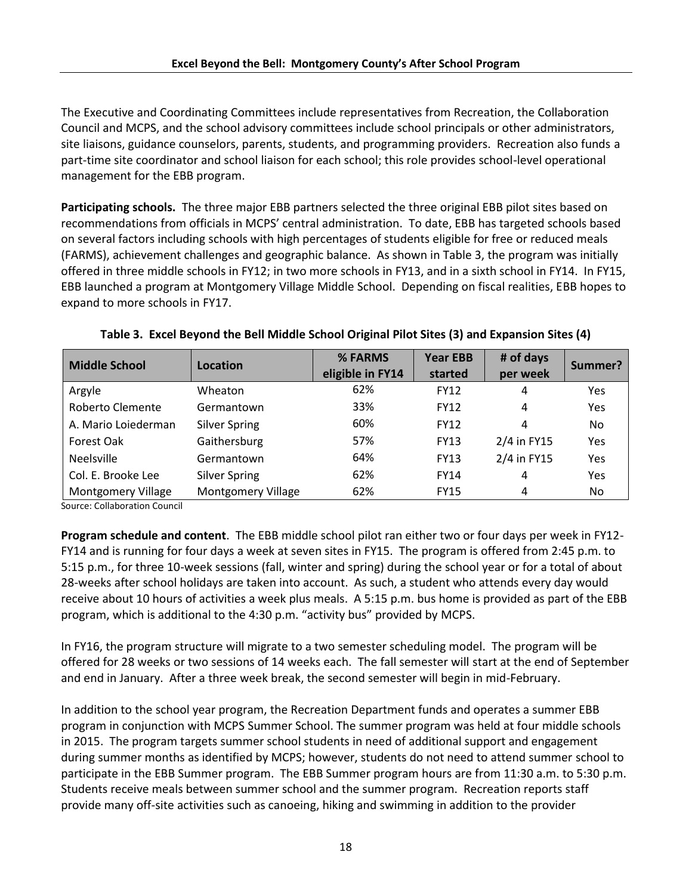The Executive and Coordinating Committees include representatives from Recreation, the Collaboration Council and MCPS, and the school advisory committees include school principals or other administrators, site liaisons, guidance counselors, parents, students, and programming providers. Recreation also funds a part-time site coordinator and school liaison for each school; this role provides school-level operational management for the EBB program.

**Participating schools.** The three major EBB partners selected the three original EBB pilot sites based on recommendations from officials in MCPS' central administration. To date, EBB has targeted schools based on several factors including schools with high percentages of students eligible for free or reduced meals (FARMS), achievement challenges and geographic balance. As shown in Table 3, the program was initially offered in three middle schools in FY12; in two more schools in FY13, and in a sixth school in FY14. In FY15, EBB launched a program at Montgomery Village Middle School. Depending on fiscal realities, EBB hopes to expand to more schools in FY17.

**Table 3. Excel Beyond the Bell Middle School Original Pilot Sites (3) and Expansion Sites (4)**

| Middle School | Location | % FARMS eligible in FY14 | Year EBB started | # of days per week | Summer? |
|---|---|---|---|---|---|
| Argyle | Wheaton | 62% | FY12 | 4 | Yes |
| Roberto Clemente | Germantown | 33% | FY12 | 4 | Yes |
| A. Mario Loiederman | Silver Spring | 60% | FY12 | 4 | No |
| Forest Oak | Gaithersburg | 57% | FY13 | 2/4 in FY15 | Yes |
| Neelsville | Germantown | 64% | FY13 | 2/4 in FY15 | Yes |
| Col. E. Brooke Lee | Silver Spring | 62% | FY14 | 4 | Yes |
| Montgomery Village | Montgomery Village | 62% | FY15 | 4 | No |

Source: Collaboration Council

**Program schedule and content**. The EBB middle school pilot ran either two or four days per week in FY12-FY14 and is running for four days a week at seven sites in FY15. The program is offered from 2:45 p.m. to 5:15 p.m., for three 10-week sessions (fall, winter and spring) during the school year or for a total of about 28-weeks after school holidays are taken into account. As such, a student who attends every day would receive about 10 hours of activities a week plus meals. A 5:15 p.m. bus home is provided as part of the EBB program, which is additional to the 4:30 p.m. "activity bus" provided by MCPS.

In FY16, the program structure will migrate to a two semester scheduling model. The program will be offered for 28 weeks or two sessions of 14 weeks each. The fall semester will start at the end of September and end in January. After a three week break, the second semester will begin in mid-February.

In addition to the school year program, the Recreation Department funds and operates a summer EBB program in conjunction with MCPS Summer School. The summer program was held at four middle schools in 2015. The program targets summer school students in need of additional support and engagement during summer months as identified by MCPS; however, students do not need to attend summer school to participate in the EBB Summer program. The EBB Summer program hours are from 11:30 a.m. to 5:30 p.m. Students receive meals between summer school and the summer program. Recreation reports staff provide many off-site activities such as canoeing, hiking and swimming in addition to the provider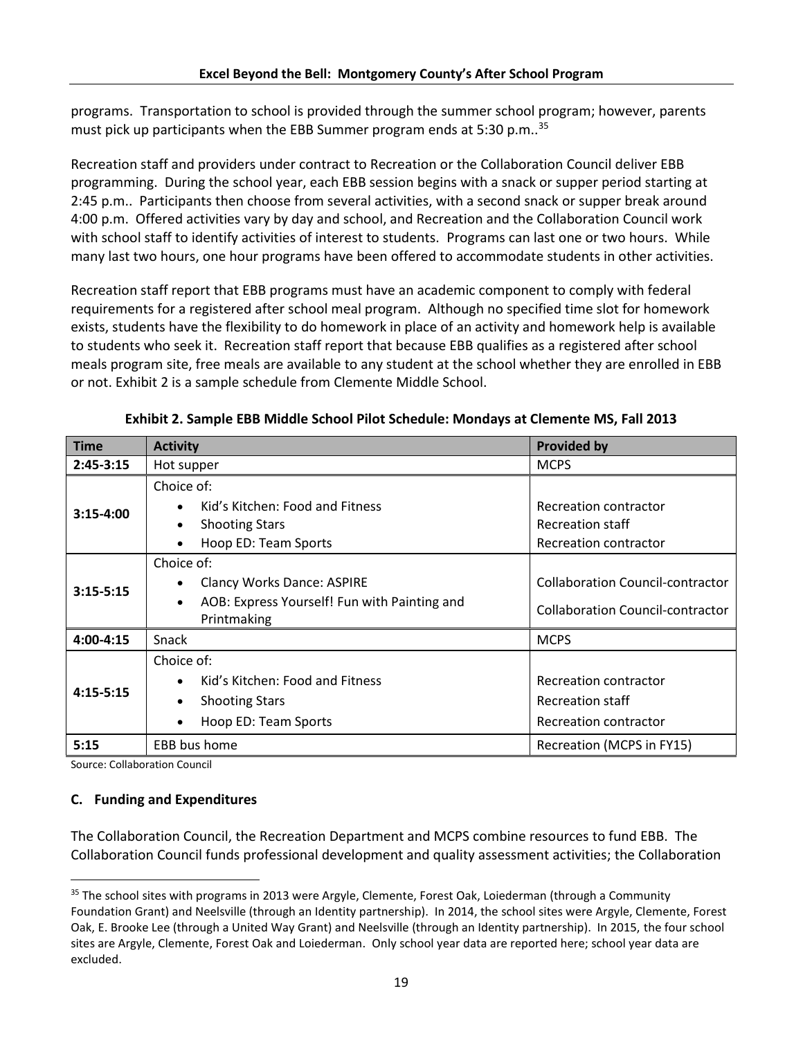programs. Transportation to school is provided through the summer school program; however, parents must pick up participants when the EBB Summer program ends at 5:30 p.m..[35]

Recreation staff and providers under contract to Recreation or the Collaboration Council deliver EBB programming. During the school year, each EBB session begins with a snack or supper period starting at 2:45 p.m.. Participants then choose from several activities, with a second snack or supper break around 4:00 p.m. Offered activities vary by day and school, and Recreation and the Collaboration Council work with school staff to identify activities of interest to students. Programs can last one or two hours. While many last two hours, one hour programs have been offered to accommodate students in other activities.

Recreation staff report that EBB programs must have an academic component to comply with federal requirements for a registered after school meal program. Although no specified time slot for homework exists, students have the flexibility to do homework in place of an activity and homework help is available to students who seek it. Recreation staff report that because EBB qualifies as a registered after school meals program site, free meals are available to any student at the school whether they are enrolled in EBB or not. Exhibit 2 is a sample schedule from Clemente Middle School.

**Exhibit 2. Sample EBB Middle School Pilot Schedule: Mondays at Clemente MS, Fall 2013**

| Time | Activity | Provided by |
|---|---|---|
| **2:45-3:15** | Hot supper | MCPS |
| **3:15-4:00** | Choice of:<br>• Kid's Kitchen: Food and Fitness<br>• Shooting Stars<br>• Hoop ED: Team Sports | <br>Recreation contractor<br>Recreation staff<br>Recreation contractor |
| **3:15-5:15** | Choice of:<br>• Clancy Works Dance: ASPIRE<br>• AOB: Express Yourself! Fun with Painting and Printmaking | <br>Collaboration Council-contractor<br>Collaboration Council-contractor |
| **4:00-4:15** | Snack | MCPS |
| **4:15-5:15** | Choice of:<br>• Kid's Kitchen: Food and Fitness<br>• Shooting Stars<br>• Hoop ED: Team Sports | <br>Recreation contractor<br>Recreation staff<br>Recreation contractor |
| **5:15** | EBB bus home | Recreation (MCPS in FY15) |

Source: Collaboration Council

### C. Funding and Expenditures

The Collaboration Council, the Recreation Department and MCPS combine resources to fund EBB. The Collaboration Council funds professional development and quality assessment activities; the Collaboration

---

[35] The school sites with programs in 2013 were Argyle, Clemente, Forest Oak, Loiederman (through a Community Foundation Grant) and Neelsville (through an Identity partnership). In 2014, the school sites were Argyle, Clemente, Forest Oak, E. Brooke Lee (through a United Way Grant) and Neelsville (through an Identity partnership). In 2015, the four school sites are Argyle, Clemente, Forest Oak and Loiederman. Only school year data are reported here; school year data are excluded.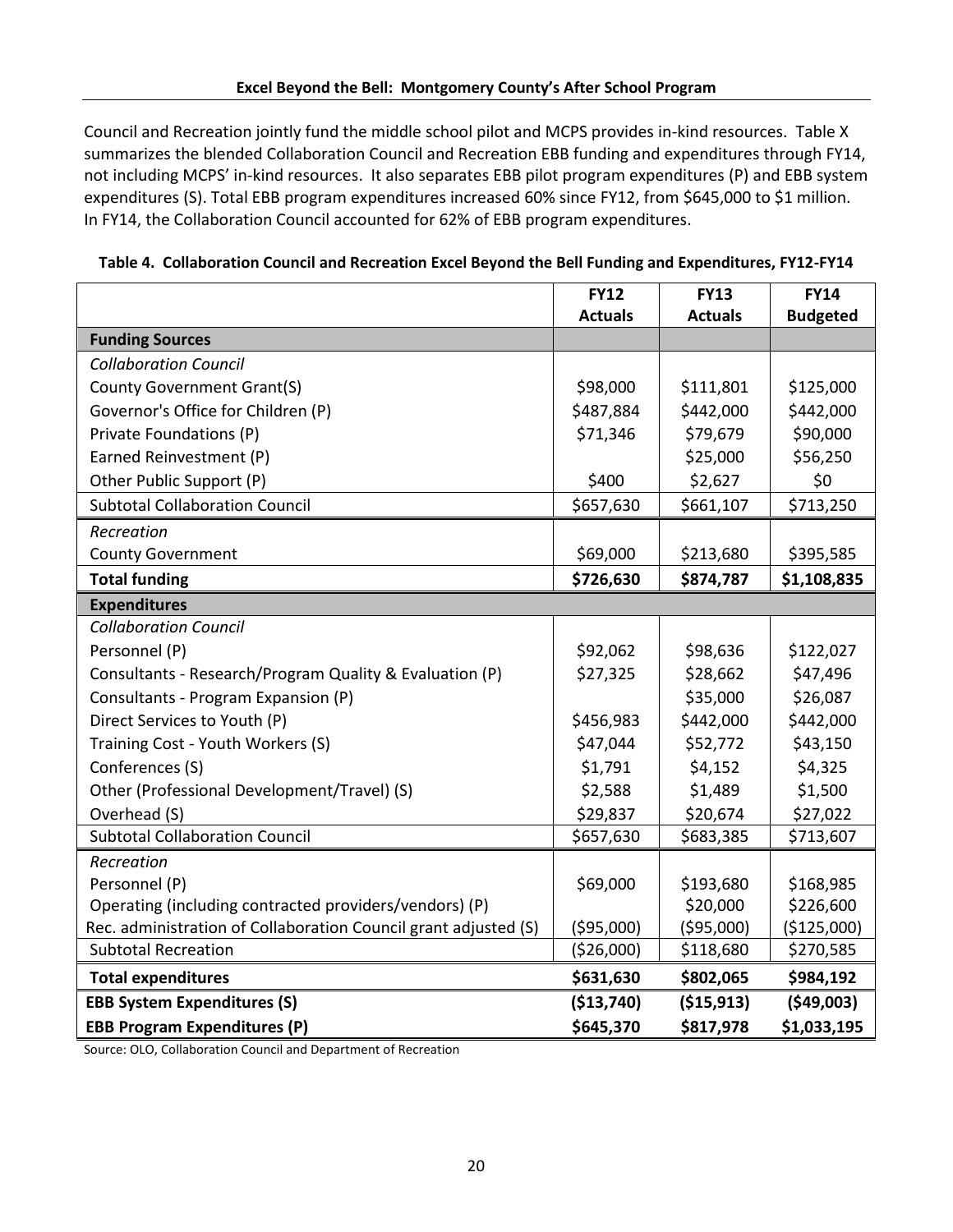Council and Recreation jointly fund the middle school pilot and MCPS provides in-kind resources. Table X summarizes the blended Collaboration Council and Recreation EBB funding and expenditures through FY14, not including MCPS' in-kind resources. It also separates EBB pilot program expenditures (P) and EBB system expenditures (S). Total EBB program expenditures increased 60% since FY12, from $645,000 to $1 million. In FY14, the Collaboration Council accounted for 62% of EBB program expenditures.

**Table 4. Collaboration Council and Recreation Excel Beyond the Bell Funding and Expenditures, FY12-FY14**

| | FY12 Actuals | FY13 Actuals | FY14 Budgeted |
|---|---|---|---|
| **Funding Sources** | | | |
| *Collaboration Council* | | | |
| County Government Grant(S) | $98,000 | $111,801 | $125,000 |
| Governor's Office for Children (P) | $487,884 | $442,000 | $442,000 |
| Private Foundations (P) | $71,346 | $79,679 | $90,000 |
| Earned Reinvestment (P) | | $25,000 | $56,250 |
| Other Public Support (P) | $400 | $2,627 | $0 |
| Subtotal Collaboration Council | $657,630 | $661,107 | $713,250 |
| *Recreation* | | | |
| County Government | $69,000 | $213,680 | $395,585 |
| **Total funding** | **$726,630** | **$874,787** | **$1,108,835** |
| **Expenditures** | | | |
| *Collaboration Council* | | | |
| Personnel (P) | $92,062 | $98,636 | $122,027 |
| Consultants - Research/Program Quality & Evaluation (P) | $27,325 | $28,662 | $47,496 |
| Consultants - Program Expansion (P) | | $35,000 | $26,087 |
| Direct Services to Youth (P) | $456,983 | $442,000 | $442,000 |
| Training Cost - Youth Workers (S) | $47,044 | $52,772 | $43,150 |
| Conferences (S) | $1,791 | $4,152 | $4,325 |
| Other (Professional Development/Travel) (S) | $2,588 | $1,489 | $1,500 |
| Overhead (S) | $29,837 | $20,674 | $27,022 |
| Subtotal Collaboration Council | $657,630 | $683,385 | $713,607 |
| *Recreation* | | | |
| Personnel (P) | $69,000 | $193,680 | $168,985 |
| Operating (including contracted providers/vendors) (P) | | $20,000 | $226,600 |
| Rec. administration of Collaboration Council grant adjusted (S) | ($95,000) | ($95,000) | ($125,000) |
| Subtotal Recreation | ($26,000) | $118,680 | $270,585 |
| **Total expenditures** | **$631,630** | **$802,065** | **$984,192** |
| **EBB System Expenditures (S)** | **($13,740)** | **($15,913)** | **($49,003)** |
| **EBB Program Expenditures (P)** | **$645,370** | **$817,978** | **$1,033,195** |

Source: OLO, Collaboration Council and Department of Recreation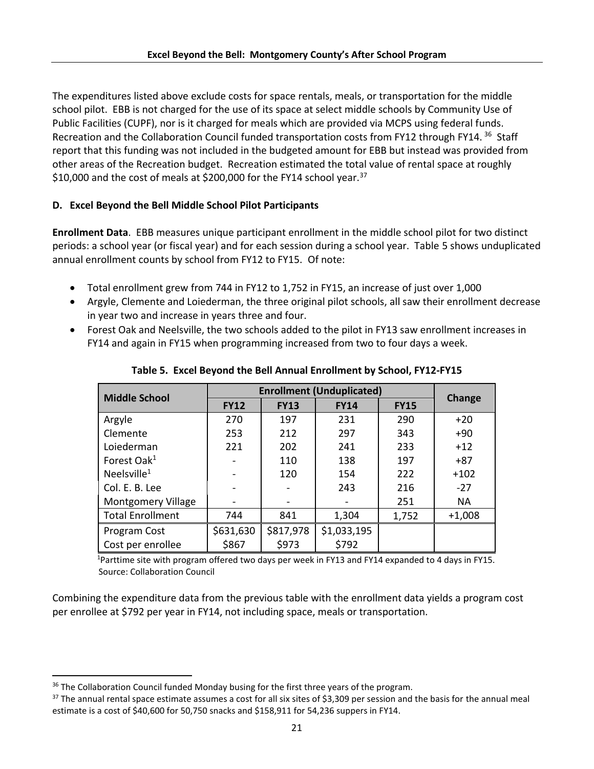The expenditures listed above exclude costs for space rentals, meals, or transportation for the middle school pilot. EBB is not charged for the use of its space at select middle schools by Community Use of Public Facilities (CUPF), nor is it charged for meals which are provided via MCPS using federal funds. Recreation and the Collaboration Council funded transportation costs from FY12 through FY14. [36] Staff report that this funding was not included in the budgeted amount for EBB but instead was provided from other areas of the Recreation budget. Recreation estimated the total value of rental space at roughly $10,000 and the cost of meals at $200,000 for the FY14 school year.[37]

### D. Excel Beyond the Bell Middle School Pilot Participants

**Enrollment Data**. EBB measures unique participant enrollment in the middle school pilot for two distinct periods: a school year (or fiscal year) and for each session during a school year. Table 5 shows unduplicated annual enrollment counts by school from FY12 to FY15. Of note:

- Total enrollment grew from 744 in FY12 to 1,752 in FY15, an increase of just over 1,000
- Argyle, Clemente and Loiederman, the three original pilot schools, all saw their enrollment decrease in year two and increase in years three and four.
- Forest Oak and Neelsville, the two schools added to the pilot in FY13 saw enrollment increases in FY14 and again in FY15 when programming increased from two to four days a week.

**Table 5. Excel Beyond the Bell Annual Enrollment by School, FY12-FY15**

| Middle School | Enrollment (Unduplicated) | | | | Change |
|---|---|---|---|---|---|
| | FY12 | FY13 | FY14 | FY15 | |
| Argyle | 270 | 197 | 231 | 290 | +20 |
| Clemente | 253 | 212 | 297 | 343 | +90 |
| Loiederman | 221 | 202 | 241 | 233 | +12 |
| Forest Oak[1] | - | 110 | 138 | 197 | +87 |
| Neelsville[1] | - | 120 | 154 | 222 | +102 |
| Col. E. B. Lee | - | - | 243 | 216 | -27 |
| Montgomery Village | - | - | - | 251 | NA |
| Total Enrollment | 744 | 841 | 1,304 | 1,752 | +1,008 |
| Program Cost | $631,630 | $817,978 | $1,033,195 | | |
| Cost per enrollee | $867 | $973 | $792 | | |

[1]Parttime site with program offered two days per week in FY13 and FY14 expanded to 4 days in FY15.
Source: Collaboration Council

Combining the expenditure data from the previous table with the enrollment data yields a program cost per enrollee at $792 per year in FY14, not including space, meals or transportation.

---

[36] The Collaboration Council funded Monday busing for the first three years of the program.

[37] The annual rental space estimate assumes a cost for all six sites of $3,309 per session and the basis for the annual meal estimate is a cost of $40,600 for 50,750 snacks and $158,911 for 54,236 suppers in FY14.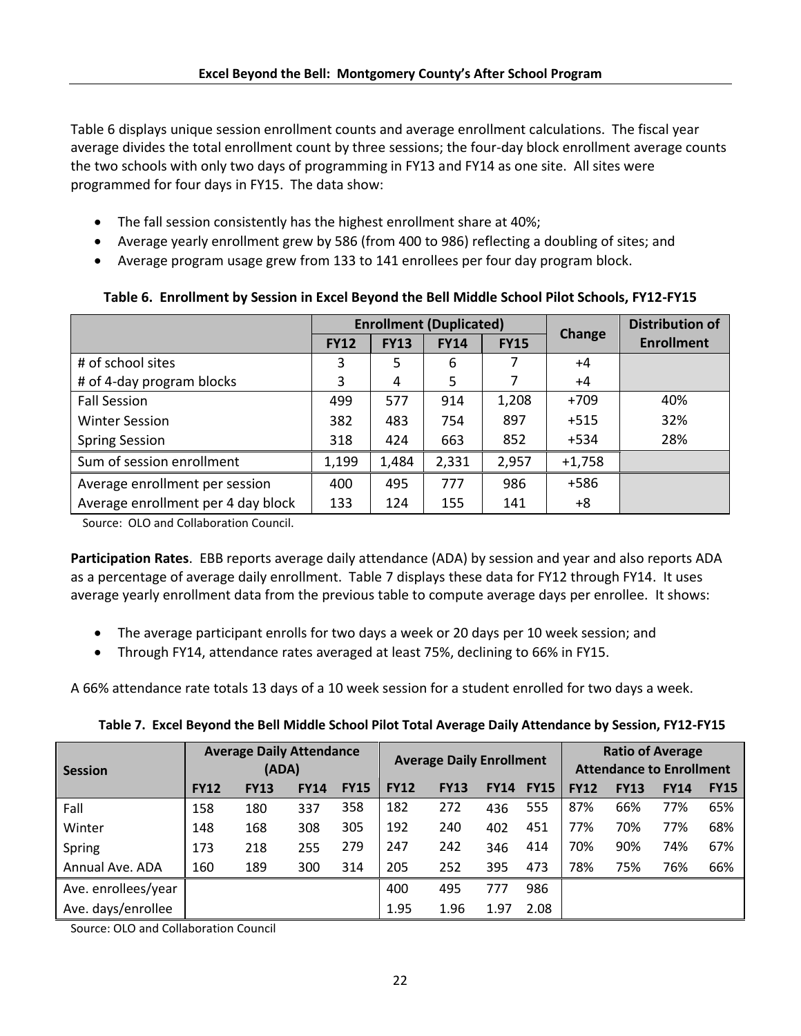Table 6 displays unique session enrollment counts and average enrollment calculations. The fiscal year average divides the total enrollment count by three sessions; the four-day block enrollment average counts the two schools with only two days of programming in FY13 and FY14 as one site. All sites were programmed for four days in FY15. The data show:

- The fall session consistently has the highest enrollment share at 40%;
- Average yearly enrollment grew by 586 (from 400 to 986) reflecting a doubling of sites; and
- Average program usage grew from 133 to 141 enrollees per four day program block.

**Table 6. Enrollment by Session in Excel Beyond the Bell Middle School Pilot Schools, FY12-FY15**

| | Enrollment (Duplicated) | | | | Change | Distribution of Enrollment |
|---|---|---|---|---|---|---|
| | FY12 | FY13 | FY14 | FY15 | | |
| # of school sites | 3 | 5 | 6 | 7 | +4 | |
| # of 4-day program blocks | 3 | 4 | 5 | 7 | +4 | |
| Fall Session | 499 | 577 | 914 | 1,208 | +709 | 40% |
| Winter Session | 382 | 483 | 754 | 897 | +515 | 32% |
| Spring Session | 318 | 424 | 663 | 852 | +534 | 28% |
| Sum of session enrollment | 1,199 | 1,484 | 2,331 | 2,957 | +1,758 | |
| Average enrollment per session | 400 | 495 | 777 | 986 | +586 | |
| Average enrollment per 4 day block | 133 | 124 | 155 | 141 | +8 | |

Source: OLO and Collaboration Council.

**Participation Rates**. EBB reports average daily attendance (ADA) by session and year and also reports ADA as a percentage of average daily enrollment. Table 7 displays these data for FY12 through FY14. It uses average yearly enrollment data from the previous table to compute average days per enrollee. It shows:

- The average participant enrolls for two days a week or 20 days per 10 week session; and
- Through FY14, attendance rates averaged at least 75%, declining to 66% in FY15.

A 66% attendance rate totals 13 days of a 10 week session for a student enrolled for two days a week.

**Table 7. Excel Beyond the Bell Middle School Pilot Total Average Daily Attendance by Session, FY12-FY15**

| Session | Average Daily Attendance (ADA) | | | | Average Daily Enrollment | | | | Ratio of Average Attendance to Enrollment | | | |
|---|---|---|---|---|---|---|---|---|---|---|---|---|
| | FY12 | FY13 | FY14 | FY15 | FY12 | FY13 | FY14 | FY15 | FY12 | FY13 | FY14 | FY15 |
| Fall | 158 | 180 | 337 | 358 | 182 | 272 | 436 | 555 | 87% | 66% | 77% | 65% |
| Winter | 148 | 168 | 308 | 305 | 192 | 240 | 402 | 451 | 77% | 70% | 77% | 68% |
| Spring | 173 | 218 | 255 | 279 | 247 | 242 | 346 | 414 | 70% | 90% | 74% | 67% |
| Annual Ave. ADA | 160 | 189 | 300 | 314 | 205 | 252 | 395 | 473 | 78% | 75% | 76% | 66% |
| Ave. enrollees/year | | | | | 400 | 495 | 777 | 986 | | | | |
| Ave. days/enrollee | | | | | 1.95 | 1.96 | 1.97 | 2.08 | | | | |

Source: OLO and Collaboration Council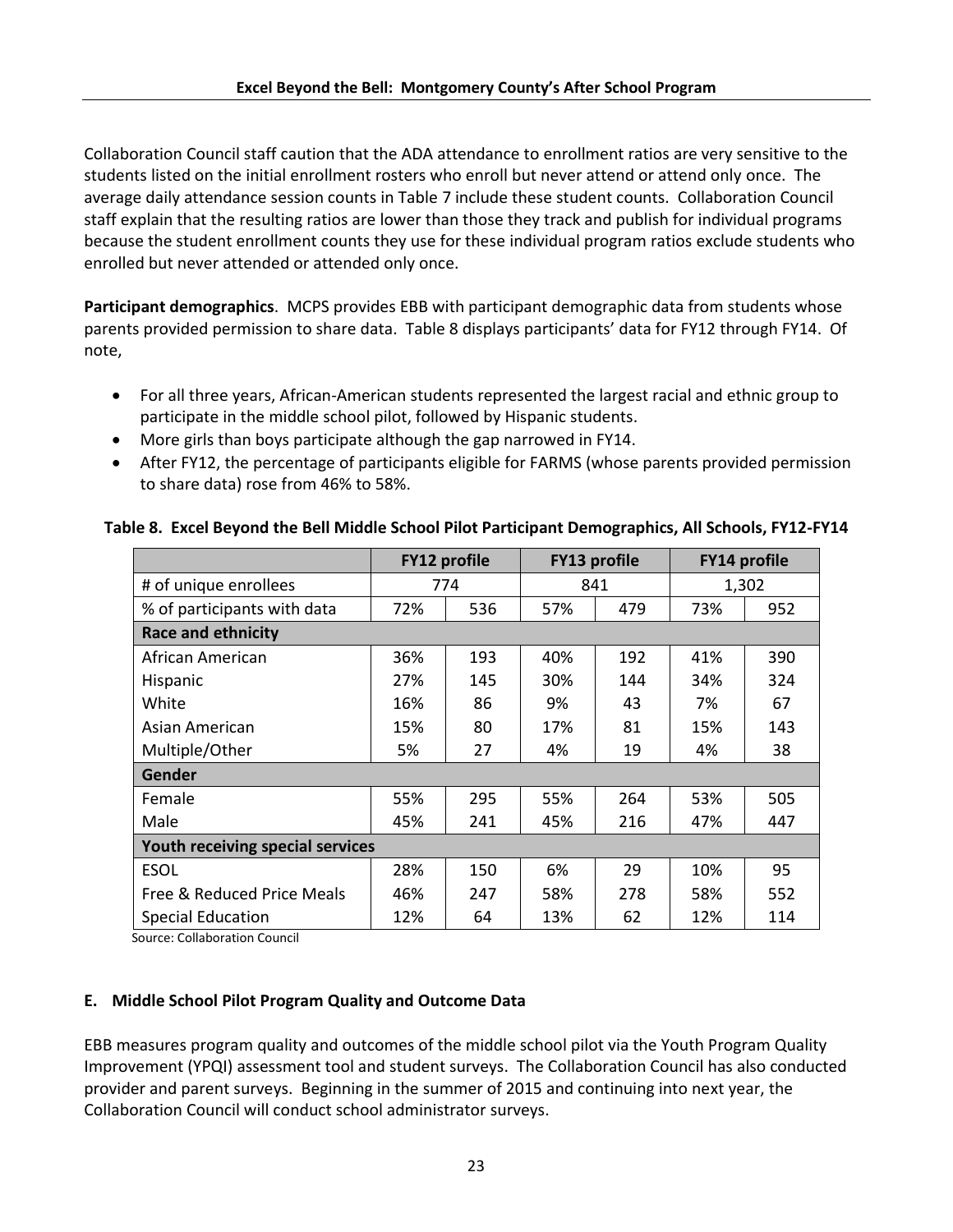Collaboration Council staff caution that the ADA attendance to enrollment ratios are very sensitive to the students listed on the initial enrollment rosters who enroll but never attend or attend only once. The average daily attendance session counts in Table 7 include these student counts. Collaboration Council staff explain that the resulting ratios are lower than those they track and publish for individual programs because the student enrollment counts they use for these individual program ratios exclude students who enrolled but never attended or attended only once.

**Participant demographics**. MCPS provides EBB with participant demographic data from students whose parents provided permission to share data. Table 8 displays participants' data for FY12 through FY14. Of note,

- For all three years, African-American students represented the largest racial and ethnic group to participate in the middle school pilot, followed by Hispanic students.
- More girls than boys participate although the gap narrowed in FY14.
- After FY12, the percentage of participants eligible for FARMS (whose parents provided permission to share data) rose from 46% to 58%.

**Table 8. Excel Beyond the Bell Middle School Pilot Participant Demographics, All Schools, FY12-FY14**

| | FY12 profile | | FY13 profile | | FY14 profile | |
|---|---|---|---|---|---|---|
| # of unique enrollees | 774 | | 841 | | 1,302 | |
| % of participants with data | 72% | 536 | 57% | 479 | 73% | 952 |
| **Race and ethnicity** | | | | | | |
| African American | 36% | 193 | 40% | 192 | 41% | 390 |
| Hispanic | 27% | 145 | 30% | 144 | 34% | 324 |
| White | 16% | 86 | 9% | 43 | 7% | 67 |
| Asian American | 15% | 80 | 17% | 81 | 15% | 143 |
| Multiple/Other | 5% | 27 | 4% | 19 | 4% | 38 |
| **Gender** | | | | | | |
| Female | 55% | 295 | 55% | 264 | 53% | 505 |
| Male | 45% | 241 | 45% | 216 | 47% | 447 |
| **Youth receiving special services** | | | | | | |
| ESOL | 28% | 150 | 6% | 29 | 10% | 95 |
| Free & Reduced Price Meals | 46% | 247 | 58% | 278 | 58% | 552 |
| Special Education | 12% | 64 | 13% | 62 | 12% | 114 |

Source: Collaboration Council

## E. Middle School Pilot Program Quality and Outcome Data

EBB measures program quality and outcomes of the middle school pilot via the Youth Program Quality Improvement (YPQI) assessment tool and student surveys. The Collaboration Council has also conducted provider and parent surveys. Beginning in the summer of 2015 and continuing into next year, the Collaboration Council will conduct school administrator surveys.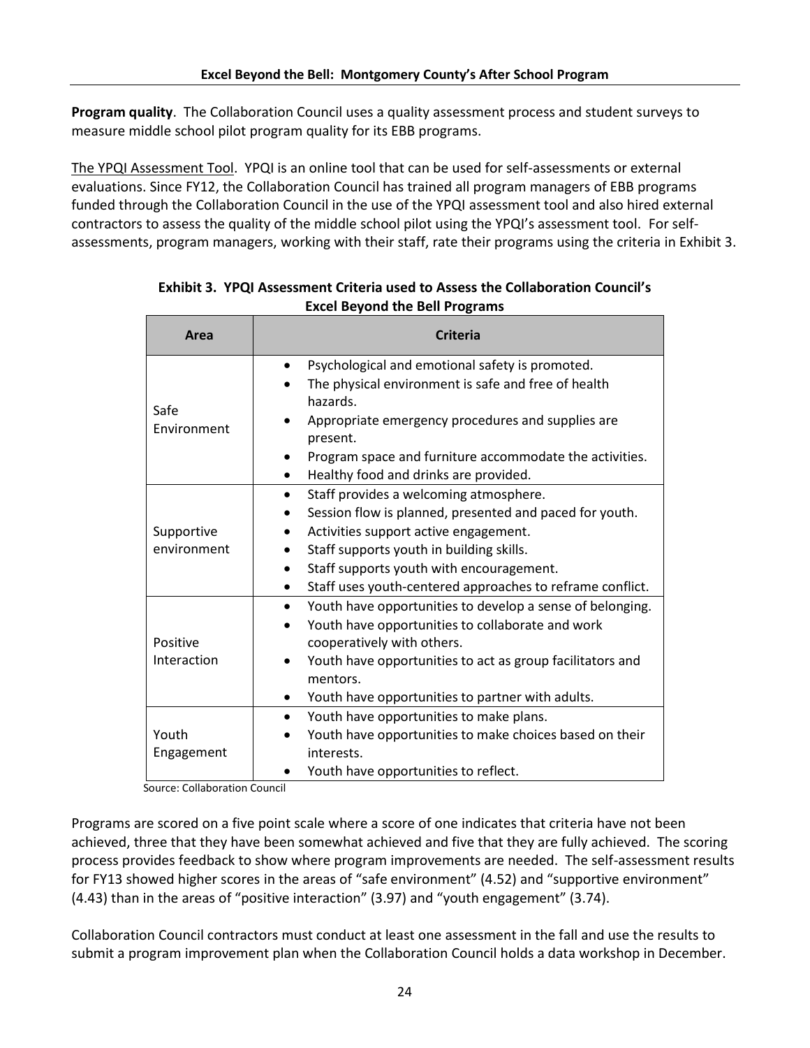**Program quality**. The Collaboration Council uses a quality assessment process and student surveys to measure middle school pilot program quality for its EBB programs.

The YPQI Assessment Tool. YPQI is an online tool that can be used for self-assessments or external evaluations. Since FY12, the Collaboration Council has trained all program managers of EBB programs funded through the Collaboration Council in the use of the YPQI assessment tool and also hired external contractors to assess the quality of the middle school pilot using the YPQI's assessment tool. For self-assessments, program managers, working with their staff, rate their programs using the criteria in Exhibit 3.

**Exhibit 3. YPQI Assessment Criteria used to Assess the Collaboration Council's Excel Beyond the Bell Programs**

| Area | Criteria |
|---|---|
| Safe Environment | • Psychological and emotional safety is promoted.<br>• The physical environment is safe and free of health hazards.<br>• Appropriate emergency procedures and supplies are present.<br>• Program space and furniture accommodate the activities.<br>• Healthy food and drinks are provided. |
| Supportive environment | • Staff provides a welcoming atmosphere.<br>• Session flow is planned, presented and paced for youth.<br>• Activities support active engagement.<br>• Staff supports youth in building skills.<br>• Staff supports youth with encouragement.<br>• Staff uses youth-centered approaches to reframe conflict. |
| Positive Interaction | • Youth have opportunities to develop a sense of belonging.<br>• Youth have opportunities to collaborate and work cooperatively with others.<br>• Youth have opportunities to act as group facilitators and mentors.<br>• Youth have opportunities to partner with adults. |
| Youth Engagement | • Youth have opportunities to make plans.<br>• Youth have opportunities to make choices based on their interests.<br>• Youth have opportunities to reflect. |

Source: Collaboration Council

Programs are scored on a five point scale where a score of one indicates that criteria have not been achieved, three that they have been somewhat achieved and five that they are fully achieved. The scoring process provides feedback to show where program improvements are needed. The self-assessment results for FY13 showed higher scores in the areas of "safe environment" (4.52) and "supportive environment" (4.43) than in the areas of "positive interaction" (3.97) and "youth engagement" (3.74).

Collaboration Council contractors must conduct at least one assessment in the fall and use the results to submit a program improvement plan when the Collaboration Council holds a data workshop in December.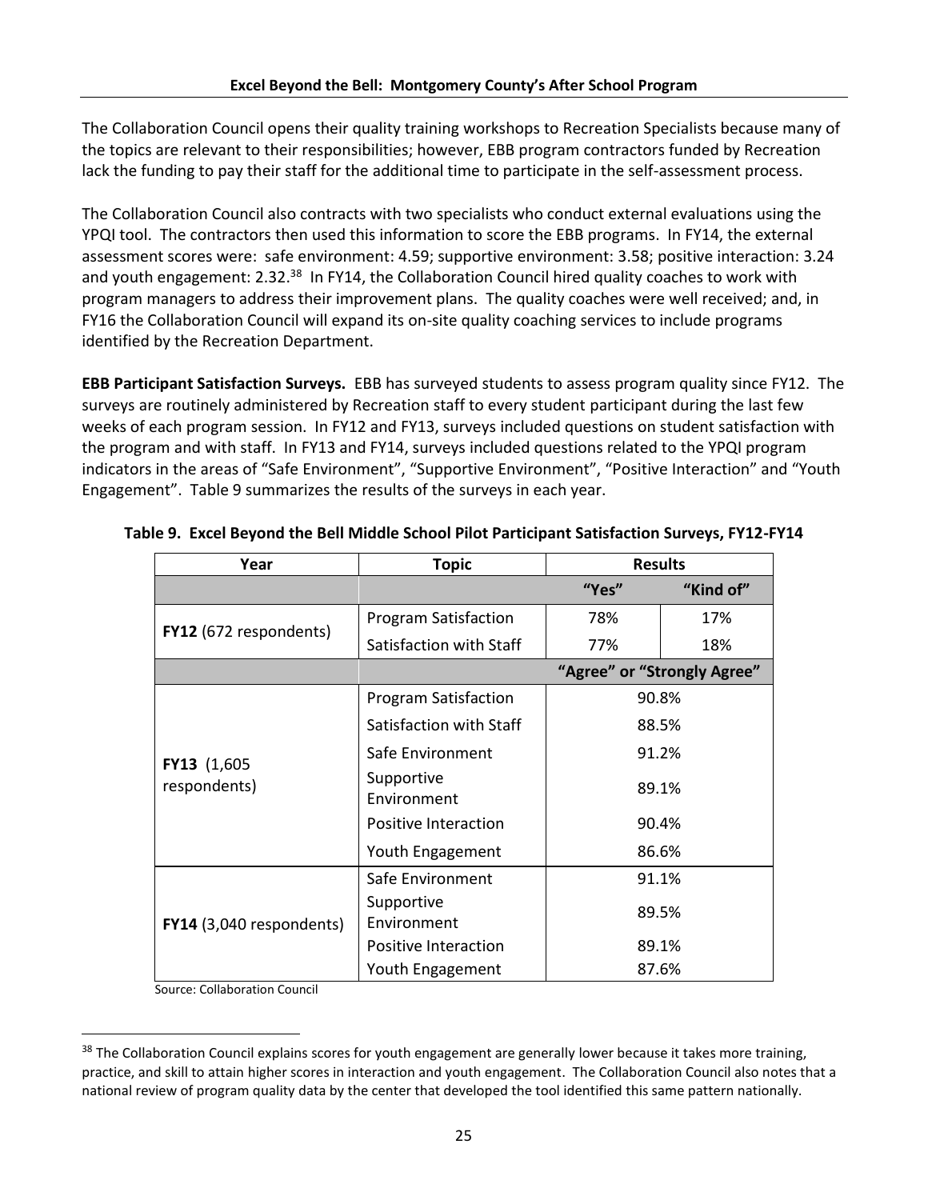The Collaboration Council opens their quality training workshops to Recreation Specialists because many of the topics are relevant to their responsibilities; however, EBB program contractors funded by Recreation lack the funding to pay their staff for the additional time to participate in the self-assessment process.

The Collaboration Council also contracts with two specialists who conduct external evaluations using the YPQI tool. The contractors then used this information to score the EBB programs. In FY14, the external assessment scores were: safe environment: 4.59; supportive environment: 3.58; positive interaction: 3.24 and youth engagement: 2.32.[38] In FY14, the Collaboration Council hired quality coaches to work with program managers to address their improvement plans. The quality coaches were well received; and, in FY16 the Collaboration Council will expand its on-site quality coaching services to include programs identified by the Recreation Department.

**EBB Participant Satisfaction Surveys.** EBB has surveyed students to assess program quality since FY12. The surveys are routinely administered by Recreation staff to every student participant during the last few weeks of each program session. In FY12 and FY13, surveys included questions on student satisfaction with the program and with staff. In FY13 and FY14, surveys included questions related to the YPQI program indicators in the areas of "Safe Environment", "Supportive Environment", "Positive Interaction" and "Youth Engagement". Table 9 summarizes the results of the surveys in each year.

**Table 9. Excel Beyond the Bell Middle School Pilot Participant Satisfaction Surveys, FY12-FY14**

| Year | Topic | Results | |
|---|---|---|---|
| | | "Yes" | "Kind of" |
| **FY12** (672 respondents) | Program Satisfaction | 78% | 17% |
| | Satisfaction with Staff | 77% | 18% |
| | | "Agree" or "Strongly Agree" | |
| **FY13** (1,605 respondents) | Program Satisfaction | 90.8% | |
| | Satisfaction with Staff | 88.5% | |
| | Safe Environment | 91.2% | |
| | Supportive Environment | 89.1% | |
| | Positive Interaction | 90.4% | |
| | Youth Engagement | 86.6% | |
| **FY14** (3,040 respondents) | Safe Environment | 91.1% | |
| | Supportive Environment | 89.5% | |
| | Positive Interaction | 89.1% | |
| | Youth Engagement | 87.6% | |

Source: Collaboration Council

[38] The Collaboration Council explains scores for youth engagement are generally lower because it takes more training, practice, and skill to attain higher scores in interaction and youth engagement. The Collaboration Council also notes that a national review of program quality data by the center that developed the tool identified this same pattern nationally.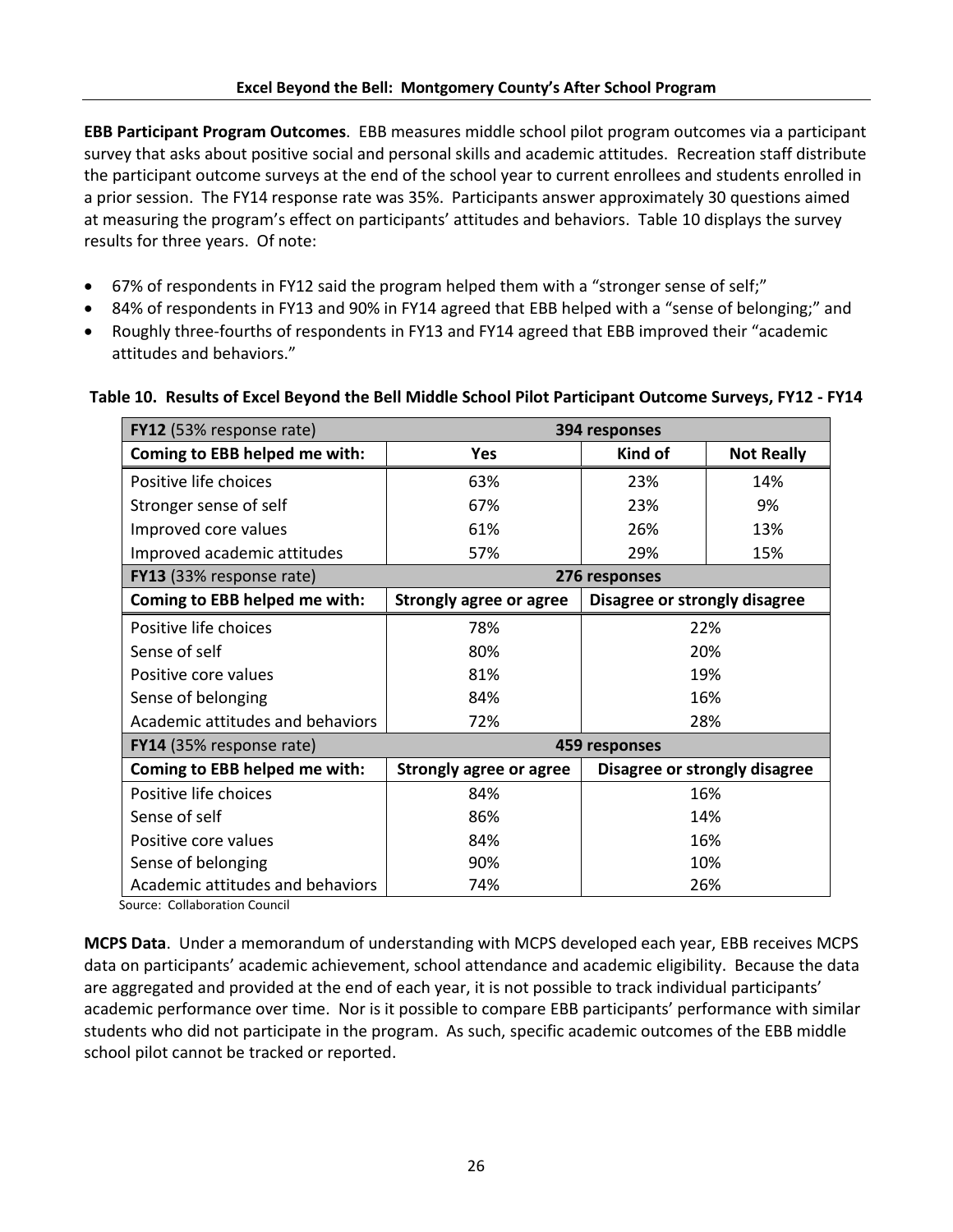**EBB Participant Program Outcomes**. EBB measures middle school pilot program outcomes via a participant survey that asks about positive social and personal skills and academic attitudes. Recreation staff distribute the participant outcome surveys at the end of the school year to current enrollees and students enrolled in a prior session. The FY14 response rate was 35%. Participants answer approximately 30 questions aimed at measuring the program's effect on participants' attitudes and behaviors. Table 10 displays the survey results for three years. Of note:

- 67% of respondents in FY12 said the program helped them with a "stronger sense of self;"
- 84% of respondents in FY13 and 90% in FY14 agreed that EBB helped with a "sense of belonging;" and
- Roughly three-fourths of respondents in FY13 and FY14 agreed that EBB improved their "academic attitudes and behaviors."

**Table 10. Results of Excel Beyond the Bell Middle School Pilot Participant Outcome Surveys, FY12 - FY14**

| **FY12** (53% response rate) | **394 responses** | | |
|---|---|---|---|
| **Coming to EBB helped me with:** | **Yes** | **Kind of** | **Not Really** |
| Positive life choices | 63% | 23% | 14% |
| Stronger sense of self | 67% | 23% | 9% |
| Improved core values | 61% | 26% | 13% |
| Improved academic attitudes | 57% | 29% | 15% |
| **FY13** (33% response rate) | **276 responses** | | |
| **Coming to EBB helped me with:** | **Strongly agree or agree** | **Disagree or strongly disagree** | |
| Positive life choices | 78% | 22% | |
| Sense of self | 80% | 20% | |
| Positive core values | 81% | 19% | |
| Sense of belonging | 84% | 16% | |
| Academic attitudes and behaviors | 72% | 28% | |
| **FY14** (35% response rate) | **459 responses** | | |
| **Coming to EBB helped me with:** | **Strongly agree or agree** | **Disagree or strongly disagree** | |
| Positive life choices | 84% | 16% | |
| Sense of self | 86% | 14% | |
| Positive core values | 84% | 16% | |
| Sense of belonging | 90% | 10% | |
| Academic attitudes and behaviors | 74% | 26% | |

Source: Collaboration Council

**MCPS Data**. Under a memorandum of understanding with MCPS developed each year, EBB receives MCPS data on participants' academic achievement, school attendance and academic eligibility. Because the data are aggregated and provided at the end of each year, it is not possible to track individual participants' academic performance over time. Nor is it possible to compare EBB participants' performance with similar students who did not participate in the program. As such, specific academic outcomes of the EBB middle school pilot cannot be tracked or reported.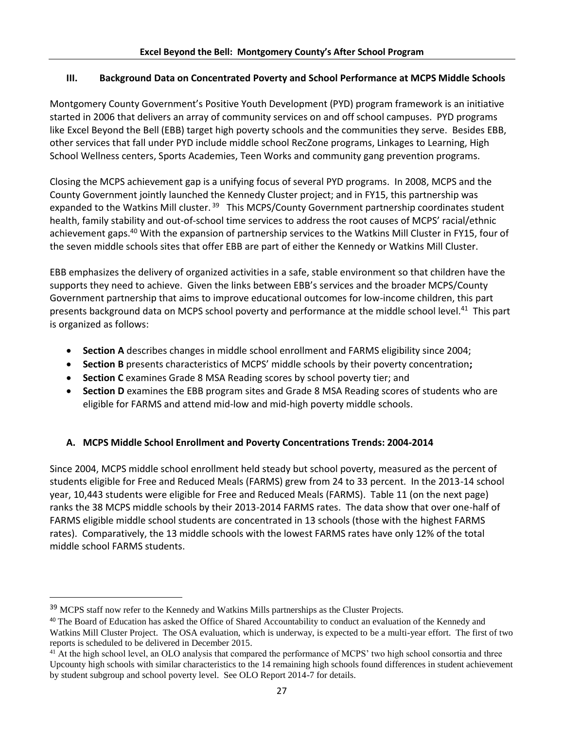## III. Background Data on Concentrated Poverty and School Performance at MCPS Middle Schools

Montgomery County Government's Positive Youth Development (PYD) program framework is an initiative started in 2006 that delivers an array of community services on and off school campuses. PYD programs like Excel Beyond the Bell (EBB) target high poverty schools and the communities they serve. Besides EBB, other services that fall under PYD include middle school RecZone programs, Linkages to Learning, High School Wellness centers, Sports Academies, Teen Works and community gang prevention programs.

Closing the MCPS achievement gap is a unifying focus of several PYD programs. In 2008, MCPS and the County Government jointly launched the Kennedy Cluster project; and in FY15, this partnership was expanded to the Watkins Mill cluster.[39] This MCPS/County Government partnership coordinates student health, family stability and out-of-school time services to address the root causes of MCPS' racial/ethnic achievement gaps.[40] With the expansion of partnership services to the Watkins Mill Cluster in FY15, four of the seven middle schools sites that offer EBB are part of either the Kennedy or Watkins Mill Cluster.

EBB emphasizes the delivery of organized activities in a safe, stable environment so that children have the supports they need to achieve. Given the links between EBB's services and the broader MCPS/County Government partnership that aims to improve educational outcomes for low-income children, this part presents background data on MCPS school poverty and performance at the middle school level.[41] This part is organized as follows:

- **Section A** describes changes in middle school enrollment and FARMS eligibility since 2004;
- **Section B** presents characteristics of MCPS' middle schools by their poverty concentration**;**
- **Section C** examines Grade 8 MSA Reading scores by school poverty tier; and
- **Section D** examines the EBB program sites and Grade 8 MSA Reading scores of students who are eligible for FARMS and attend mid-low and mid-high poverty middle schools.

### A. MCPS Middle School Enrollment and Poverty Concentrations Trends: 2004-2014

Since 2004, MCPS middle school enrollment held steady but school poverty, measured as the percent of students eligible for Free and Reduced Meals (FARMS) grew from 24 to 33 percent. In the 2013-14 school year, 10,443 students were eligible for Free and Reduced Meals (FARMS). Table 11 (on the next page) ranks the 38 MCPS middle schools by their 2013-2014 FARMS rates. The data show that over one-half of FARMS eligible middle school students are concentrated in 13 schools (those with the highest FARMS rates). Comparatively, the 13 middle schools with the lowest FARMS rates have only 12% of the total middle school FARMS students.

---

[39] MCPS staff now refer to the Kennedy and Watkins Mills partnerships as the Cluster Projects.

[40] The Board of Education has asked the Office of Shared Accountability to conduct an evaluation of the Kennedy and Watkins Mill Cluster Project. The OSA evaluation, which is underway, is expected to be a multi-year effort. The first of two reports is scheduled to be delivered in December 2015.

[41] At the high school level, an OLO analysis that compared the performance of MCPS' two high school consortia and three Upcounty high schools with similar characteristics to the 14 remaining high schools found differences in student achievement by student subgroup and school poverty level. See OLO Report 2014-7 for details.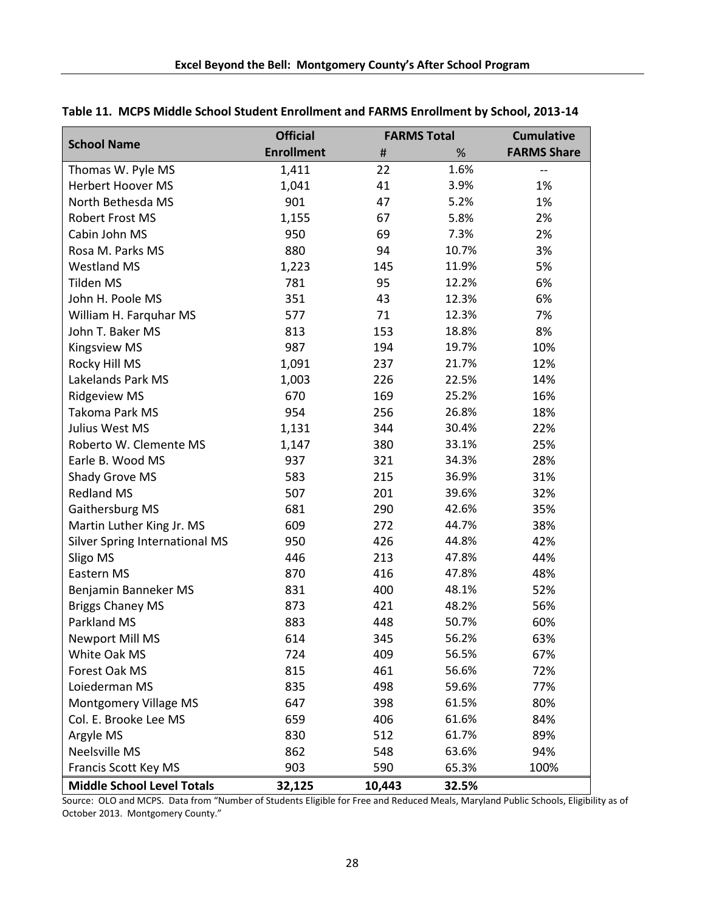**Table 11. MCPS Middle School Student Enrollment and FARMS Enrollment by School, 2013-14**

| School Name | Official Enrollment | FARMS Total | | Cumulative FARMS Share |
|---|---|---|---|---|
| | | # | % | |
| Thomas W. Pyle MS | 1,411 | 22 | 1.6% | -- |
| Herbert Hoover MS | 1,041 | 41 | 3.9% | 1% |
| North Bethesda MS | 901 | 47 | 5.2% | 1% |
| Robert Frost MS | 1,155 | 67 | 5.8% | 2% |
| Cabin John MS | 950 | 69 | 7.3% | 2% |
| Rosa M. Parks MS | 880 | 94 | 10.7% | 3% |
| Westland MS | 1,223 | 145 | 11.9% | 5% |
| Tilden MS | 781 | 95 | 12.2% | 6% |
| John H. Poole MS | 351 | 43 | 12.3% | 6% |
| William H. Farquhar MS | 577 | 71 | 12.3% | 7% |
| John T. Baker MS | 813 | 153 | 18.8% | 8% |
| Kingsview MS | 987 | 194 | 19.7% | 10% |
| Rocky Hill MS | 1,091 | 237 | 21.7% | 12% |
| Lakelands Park MS | 1,003 | 226 | 22.5% | 14% |
| Ridgeview MS | 670 | 169 | 25.2% | 16% |
| Takoma Park MS | 954 | 256 | 26.8% | 18% |
| Julius West MS | 1,131 | 344 | 30.4% | 22% |
| Roberto W. Clemente MS | 1,147 | 380 | 33.1% | 25% |
| Earle B. Wood MS | 937 | 321 | 34.3% | 28% |
| Shady Grove MS | 583 | 215 | 36.9% | 31% |
| Redland MS | 507 | 201 | 39.6% | 32% |
| Gaithersburg MS | 681 | 290 | 42.6% | 35% |
| Martin Luther King Jr. MS | 609 | 272 | 44.7% | 38% |
| Silver Spring International MS | 950 | 426 | 44.8% | 42% |
| Sligo MS | 446 | 213 | 47.8% | 44% |
| Eastern MS | 870 | 416 | 47.8% | 48% |
| Benjamin Banneker MS | 831 | 400 | 48.1% | 52% |
| Briggs Chaney MS | 873 | 421 | 48.2% | 56% |
| Parkland MS | 883 | 448 | 50.7% | 60% |
| Newport Mill MS | 614 | 345 | 56.2% | 63% |
| White Oak MS | 724 | 409 | 56.5% | 67% |
| Forest Oak MS | 815 | 461 | 56.6% | 72% |
| Loiederman MS | 835 | 498 | 59.6% | 77% |
| Montgomery Village MS | 647 | 398 | 61.5% | 80% |
| Col. E. Brooke Lee MS | 659 | 406 | 61.6% | 84% |
| Argyle MS | 830 | 512 | 61.7% | 89% |
| Neelsville MS | 862 | 548 | 63.6% | 94% |
| Francis Scott Key MS | 903 | 590 | 65.3% | 100% |
| **Middle School Level Totals** | **32,125** | **10,443** | **32.5%** | |

Source: OLO and MCPS. Data from "Number of Students Eligible for Free and Reduced Meals, Maryland Public Schools, Eligibility as of October 2013. Montgomery County."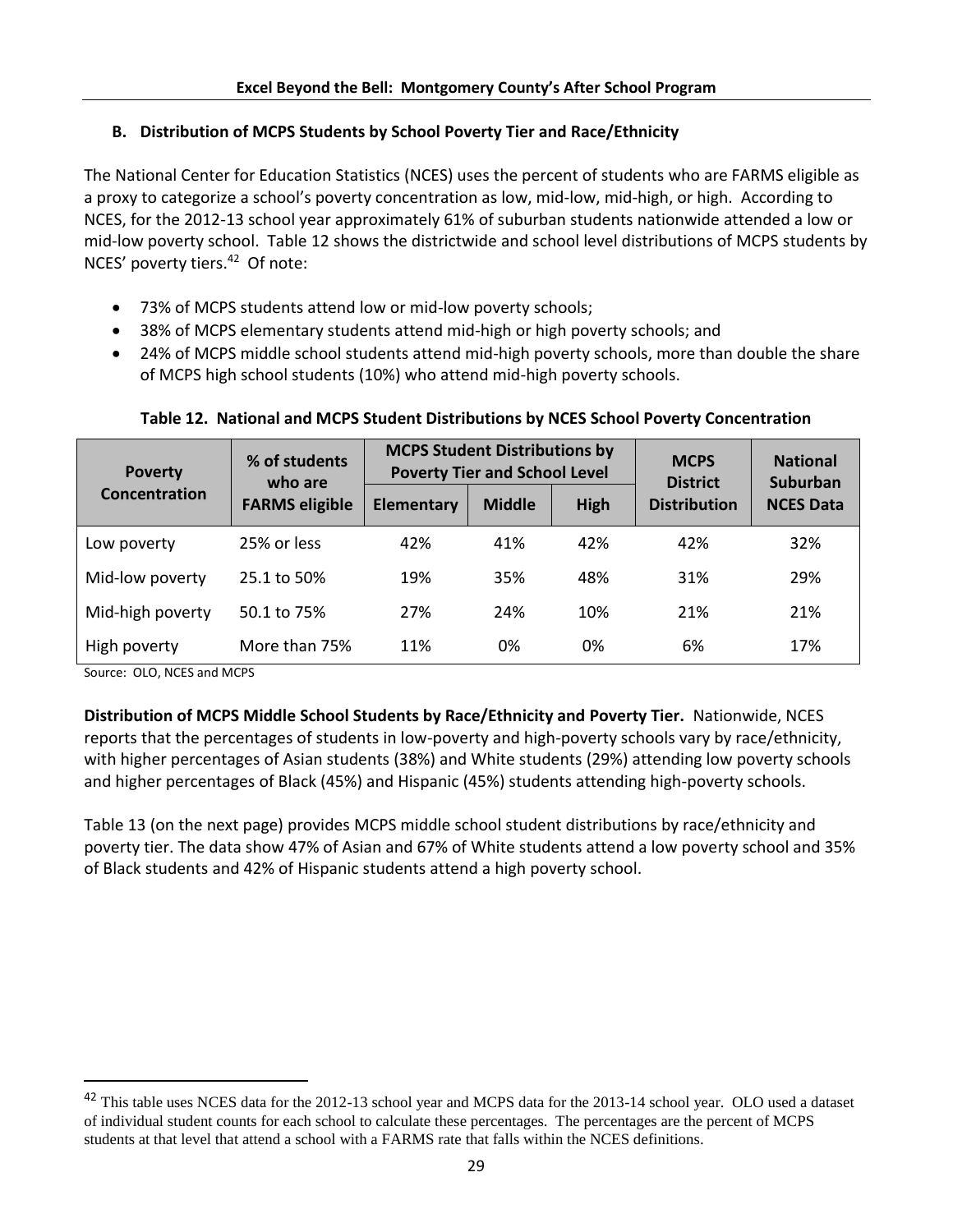### B. Distribution of MCPS Students by School Poverty Tier and Race/Ethnicity

The National Center for Education Statistics (NCES) uses the percent of students who are FARMS eligible as a proxy to categorize a school's poverty concentration as low, mid-low, mid-high, or high. According to NCES, for the 2012-13 school year approximately 61% of suburban students nationwide attended a low or mid-low poverty school. Table 12 shows the districtwide and school level distributions of MCPS students by NCES' poverty tiers.[42] Of note:

- 73% of MCPS students attend low or mid-low poverty schools;
- 38% of MCPS elementary students attend mid-high or high poverty schools; and
- 24% of MCPS middle school students attend mid-high poverty schools, more than double the share of MCPS high school students (10%) who attend mid-high poverty schools.

**Table 12. National and MCPS Student Distributions by NCES School Poverty Concentration**

| Poverty Concentration | % of students who are FARMS eligible | MCPS Student Distributions by Poverty Tier and School Level | | | MCPS District Distribution | National Suburban NCES Data |
|---|---|---|---|---|---|---|
| | | Elementary | Middle | High | | |
| Low poverty | 25% or less | 42% | 41% | 42% | 42% | 32% |
| Mid-low poverty | 25.1 to 50% | 19% | 35% | 48% | 31% | 29% |
| Mid-high poverty | 50.1 to 75% | 27% | 24% | 10% | 21% | 21% |
| High poverty | More than 75% | 11% | 0% | 0% | 6% | 17% |

Source: OLO, NCES and MCPS

**Distribution of MCPS Middle School Students by Race/Ethnicity and Poverty Tier.** Nationwide, NCES reports that the percentages of students in low-poverty and high-poverty schools vary by race/ethnicity, with higher percentages of Asian students (38%) and White students (29%) attending low poverty schools and higher percentages of Black (45%) and Hispanic (45%) students attending high-poverty schools.

Table 13 (on the next page) provides MCPS middle school student distributions by race/ethnicity and poverty tier. The data show 47% of Asian and 67% of White students attend a low poverty school and 35% of Black students and 42% of Hispanic students attend a high poverty school.

[42] This table uses NCES data for the 2012-13 school year and MCPS data for the 2013-14 school year. OLO used a dataset of individual student counts for each school to calculate these percentages. The percentages are the percent of MCPS students at that level that attend a school with a FARMS rate that falls within the NCES definitions.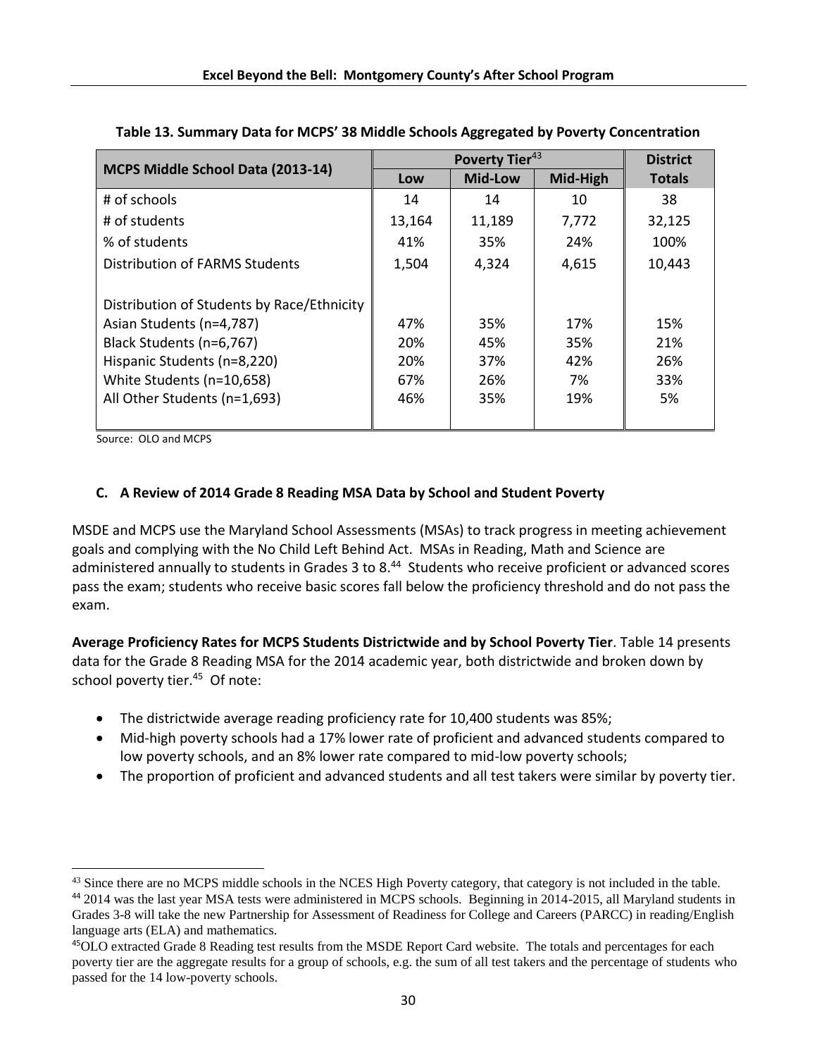**Table 13. Summary Data for MCPS' 38 Middle Schools Aggregated by Poverty Concentration**

| MCPS Middle School Data (2013-14) | Poverty Tier[43] | | | District |
|---|---|---|---|---|
| | Low | Mid-Low | Mid-High | Totals |
| # of schools | 14 | 14 | 10 | 38 |
| # of students | 13,164 | 11,189 | 7,772 | 32,125 |
| % of students | 41% | 35% | 24% | 100% |
| Distribution of FARMS Students | 1,504 | 4,324 | 4,615 | 10,443 |
| Distribution of Students by Race/Ethnicity | | | | |
| Asian Students (n=4,787) | 47% | 35% | 17% | 15% |
| Black Students (n=6,767) | 20% | 45% | 35% | 21% |
| Hispanic Students (n=8,220) | 20% | 37% | 42% | 26% |
| White Students (n=10,658) | 67% | 26% | 7% | 33% |
| All Other Students (n=1,693) | 46% | 35% | 19% | 5% |

Source: OLO and MCPS

### C. A Review of 2014 Grade 8 Reading MSA Data by School and Student Poverty

MSDE and MCPS use the Maryland School Assessments (MSAs) to track progress in meeting achievement goals and complying with the No Child Left Behind Act. MSAs in Reading, Math and Science are administered annually to students in Grades 3 to 8.[44] Students who receive proficient or advanced scores pass the exam; students who receive basic scores fall below the proficiency threshold and do not pass the exam.

**Average Proficiency Rates for MCPS Students Districtwide and by School Poverty Tier**. Table 14 presents data for the Grade 8 Reading MSA for the 2014 academic year, both districtwide and broken down by school poverty tier.[45] Of note:

- The districtwide average reading proficiency rate for 10,400 students was 85%;
- Mid-high poverty schools had a 17% lower rate of proficient and advanced students compared to low poverty schools, and an 8% lower rate compared to mid-low poverty schools;
- The proportion of proficient and advanced students and all test takers were similar by poverty tier.

---

[43] Since there are no MCPS middle schools in the NCES High Poverty category, that category is not included in the table.

[44] 2014 was the last year MSA tests were administered in MCPS schools. Beginning in 2014-2015, all Maryland students in Grades 3-8 will take the new Partnership for Assessment of Readiness for College and Careers (PARCC) in reading/English language arts (ELA) and mathematics.

[45] OLO extracted Grade 8 Reading test results from the MSDE Report Card website. The totals and percentages for each poverty tier are the aggregate results for a group of schools, e.g. the sum of all test takers and the percentage of students who passed for the 14 low-poverty schools.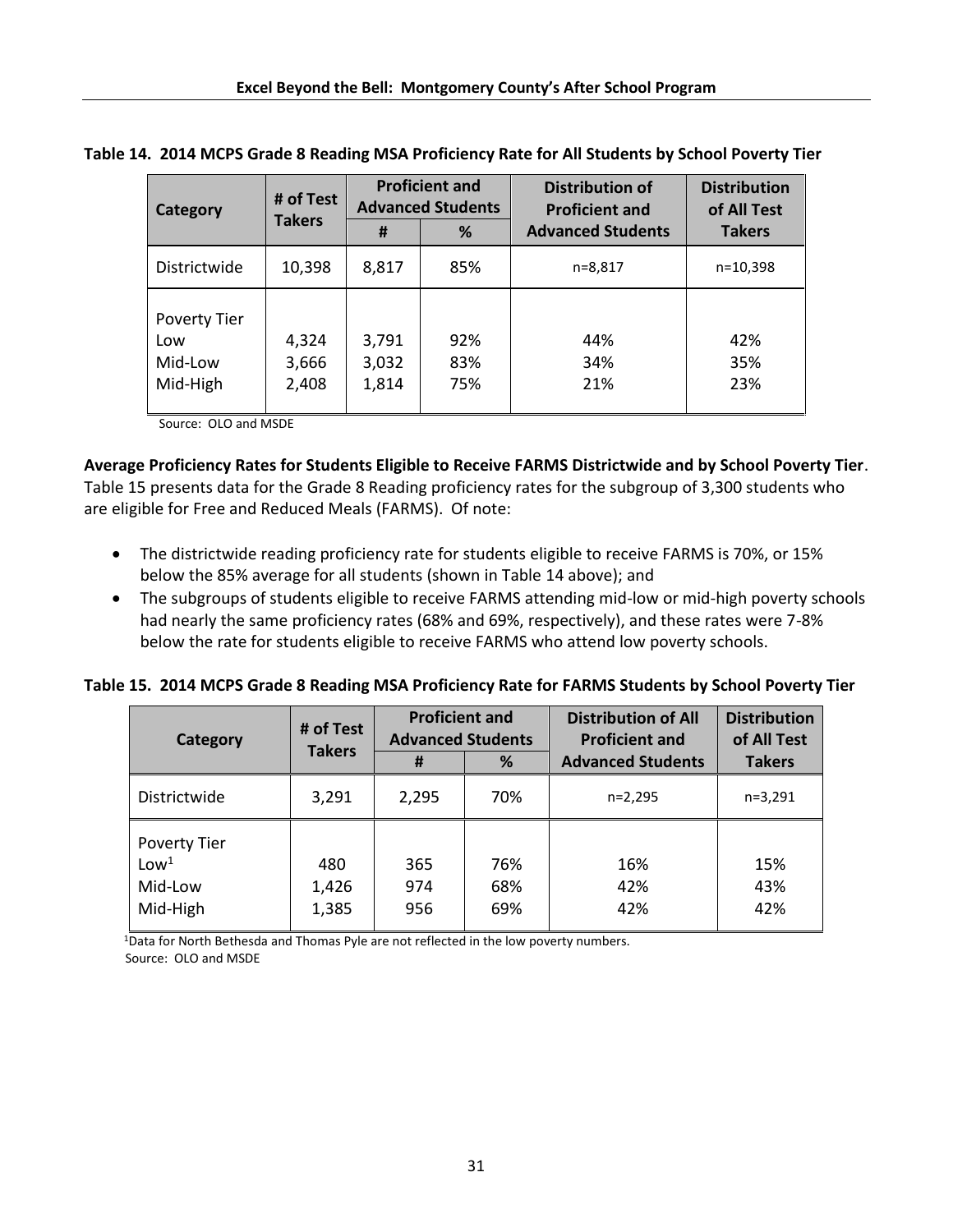**Table 14. 2014 MCPS Grade 8 Reading MSA Proficiency Rate for All Students by School Poverty Tier**

| Category | # of Test Takers | Proficient and Advanced Students | | Distribution of Proficient and Advanced Students | Distribution of All Test Takers |
|---|---|---|---|---|---|
| | | # | % | | |
| Districtwide | 10,398 | 8,817 | 85% | n=8,817 | n=10,398 |
| Poverty Tier | | | | | |
| Low | 4,324 | 3,791 | 92% | 44% | 42% |
| Mid-Low | 3,666 | 3,032 | 83% | 34% | 35% |
| Mid-High | 2,408 | 1,814 | 75% | 21% | 23% |

Source: OLO and MSDE

**Average Proficiency Rates for Students Eligible to Receive FARMS Districtwide and by School Poverty Tier**. Table 15 presents data for the Grade 8 Reading proficiency rates for the subgroup of 3,300 students who are eligible for Free and Reduced Meals (FARMS). Of note:

- The districtwide reading proficiency rate for students eligible to receive FARMS is 70%, or 15% below the 85% average for all students (shown in Table 14 above); and
- The subgroups of students eligible to receive FARMS attending mid-low or mid-high poverty schools had nearly the same proficiency rates (68% and 69%, respectively), and these rates were 7-8% below the rate for students eligible to receive FARMS who attend low poverty schools.

**Table 15. 2014 MCPS Grade 8 Reading MSA Proficiency Rate for FARMS Students by School Poverty Tier**

| Category | # of Test Takers | Proficient and Advanced Students | | Distribution of All Proficient and Advanced Students | Distribution of All Test Takers |
|---|---|---|---|---|---|
| | | # | % | | |
| Districtwide | 3,291 | 2,295 | 70% | n=2,295 | n=3,291 |
| Poverty Tier | | | | | |
| Low[1] | 480 | 365 | 76% | 16% | 15% |
| Mid-Low | 1,426 | 974 | 68% | 42% | 43% |
| Mid-High | 1,385 | 956 | 69% | 42% | 42% |

[1]Data for North Bethesda and Thomas Pyle are not reflected in the low poverty numbers.
Source: OLO and MSDE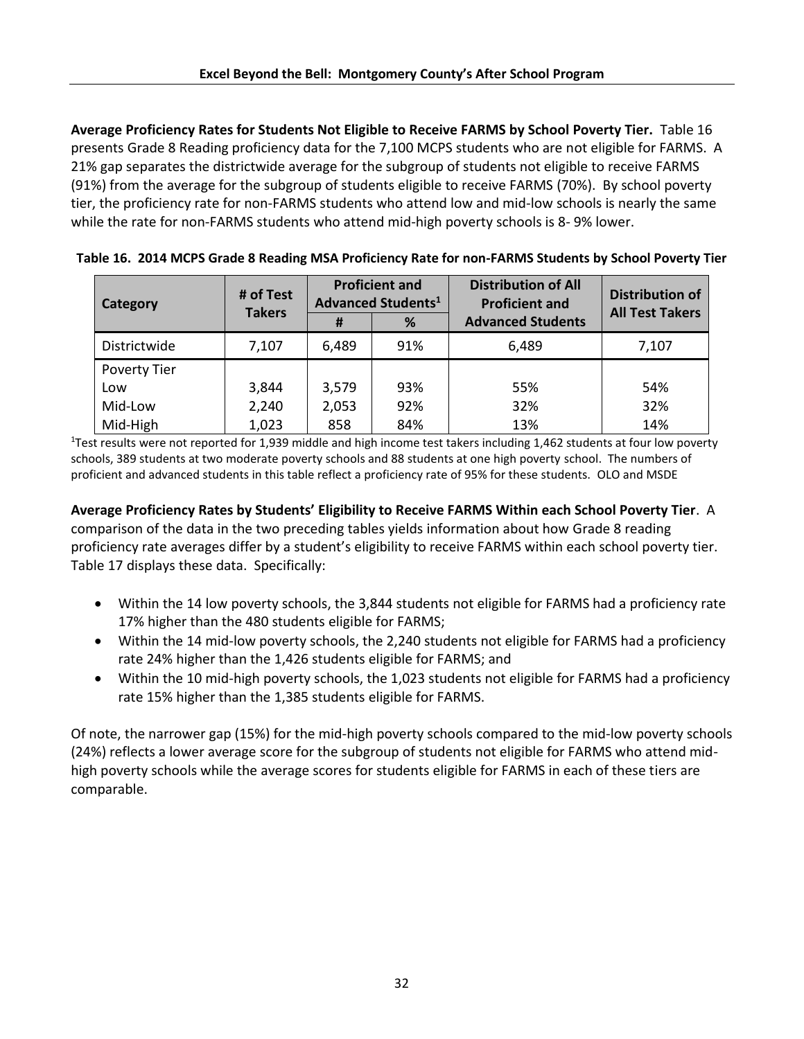**Average Proficiency Rates for Students Not Eligible to Receive FARMS by School Poverty Tier.** Table 16 presents Grade 8 Reading proficiency data for the 7,100 MCPS students who are not eligible for FARMS. A 21% gap separates the districtwide average for the subgroup of students not eligible to receive FARMS (91%) from the average for the subgroup of students eligible to receive FARMS (70%). By school poverty tier, the proficiency rate for non-FARMS students who attend low and mid-low schools is nearly the same while the rate for non-FARMS students who attend mid-high poverty schools is 8- 9% lower.

**Table 16. 2014 MCPS Grade 8 Reading MSA Proficiency Rate for non-FARMS Students by School Poverty Tier**

| Category | # of Test Takers | Proficient and Advanced Students[1] | | Distribution of All Proficient and Advanced Students | Distribution of All Test Takers |
|---|---|---|---|---|---|
| | | # | % | | |
| Districtwide | 7,107 | 6,489 | 91% | 6,489 | 7,107 |
| Poverty Tier | | | | | |
| Low | 3,844 | 3,579 | 93% | 55% | 54% |
| Mid-Low | 2,240 | 2,053 | 92% | 32% | 32% |
| Mid-High | 1,023 | 858 | 84% | 13% | 14% |

[1]Test results were not reported for 1,939 middle and high income test takers including 1,462 students at four low poverty schools, 389 students at two moderate poverty schools and 88 students at one high poverty school. The numbers of proficient and advanced students in this table reflect a proficiency rate of 95% for these students. OLO and MSDE

**Average Proficiency Rates by Students' Eligibility to Receive FARMS Within each School Poverty Tier**. A comparison of the data in the two preceding tables yields information about how Grade 8 reading proficiency rate averages differ by a student's eligibility to receive FARMS within each school poverty tier. Table 17 displays these data. Specifically:

- Within the 14 low poverty schools, the 3,844 students not eligible for FARMS had a proficiency rate 17% higher than the 480 students eligible for FARMS;
- Within the 14 mid-low poverty schools, the 2,240 students not eligible for FARMS had a proficiency rate 24% higher than the 1,426 students eligible for FARMS; and
- Within the 10 mid-high poverty schools, the 1,023 students not eligible for FARMS had a proficiency rate 15% higher than the 1,385 students eligible for FARMS.

Of note, the narrower gap (15%) for the mid-high poverty schools compared to the mid-low poverty schools (24%) reflects a lower average score for the subgroup of students not eligible for FARMS who attend mid-high poverty schools while the average scores for students eligible for FARMS in each of these tiers are comparable.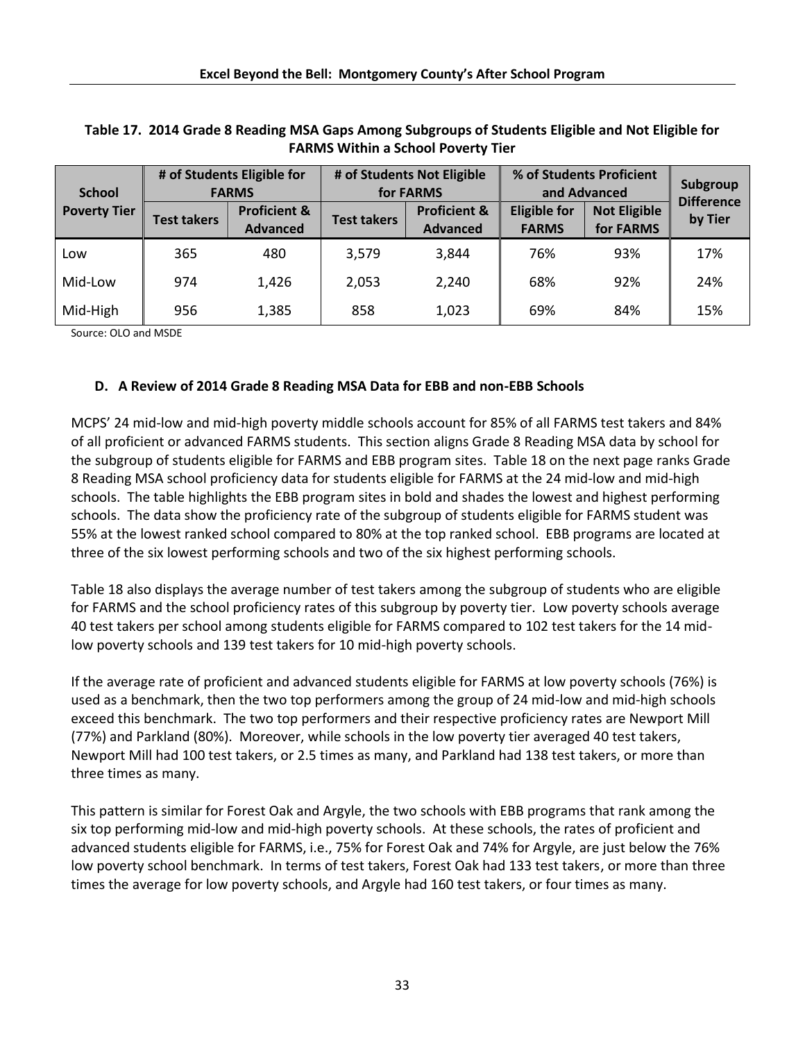**Table 17. 2014 Grade 8 Reading MSA Gaps Among Subgroups of Students Eligible and Not Eligible for FARMS Within a School Poverty Tier**

| School Poverty Tier | # of Students Eligible for FARMS | | # of Students Not Eligible for FARMS | | % of Students Proficient and Advanced | | Subgroup Difference by Tier |
|---|---|---|---|---|---|---|---|
| | Test takers | Proficient & Advanced | Test takers | Proficient & Advanced | Eligible for FARMS | Not Eligible for FARMS | |
| Low | 365 | 480 | 3,579 | 3,844 | 76% | 93% | 17% |
| Mid-Low | 974 | 1,426 | 2,053 | 2,240 | 68% | 92% | 24% |
| Mid-High | 956 | 1,385 | 858 | 1,023 | 69% | 84% | 15% |

Source: OLO and MSDE

### D. A Review of 2014 Grade 8 Reading MSA Data for EBB and non-EBB Schools

MCPS' 24 mid-low and mid-high poverty middle schools account for 85% of all FARMS test takers and 84% of all proficient or advanced FARMS students. This section aligns Grade 8 Reading MSA data by school for the subgroup of students eligible for FARMS and EBB program sites. Table 18 on the next page ranks Grade 8 Reading MSA school proficiency data for students eligible for FARMS at the 24 mid-low and mid-high schools. The table highlights the EBB program sites in bold and shades the lowest and highest performing schools. The data show the proficiency rate of the subgroup of students eligible for FARMS student was 55% at the lowest ranked school compared to 80% at the top ranked school. EBB programs are located at three of the six lowest performing schools and two of the six highest performing schools.

Table 18 also displays the average number of test takers among the subgroup of students who are eligible for FARMS and the school proficiency rates of this subgroup by poverty tier. Low poverty schools average 40 test takers per school among students eligible for FARMS compared to 102 test takers for the 14 mid-low poverty schools and 139 test takers for 10 mid-high poverty schools.

If the average rate of proficient and advanced students eligible for FARMS at low poverty schools (76%) is used as a benchmark, then the two top performers among the group of 24 mid-low and mid-high schools exceed this benchmark. The two top performers and their respective proficiency rates are Newport Mill (77%) and Parkland (80%). Moreover, while schools in the low poverty tier averaged 40 test takers, Newport Mill had 100 test takers, or 2.5 times as many, and Parkland had 138 test takers, or more than three times as many.

This pattern is similar for Forest Oak and Argyle, the two schools with EBB programs that rank among the six top performing mid-low and mid-high poverty schools. At these schools, the rates of proficient and advanced students eligible for FARMS, i.e., 75% for Forest Oak and 74% for Argyle, are just below the 76% low poverty school benchmark. In terms of test takers, Forest Oak had 133 test takers, or more than three times the average for low poverty schools, and Argyle had 160 test takers, or four times as many.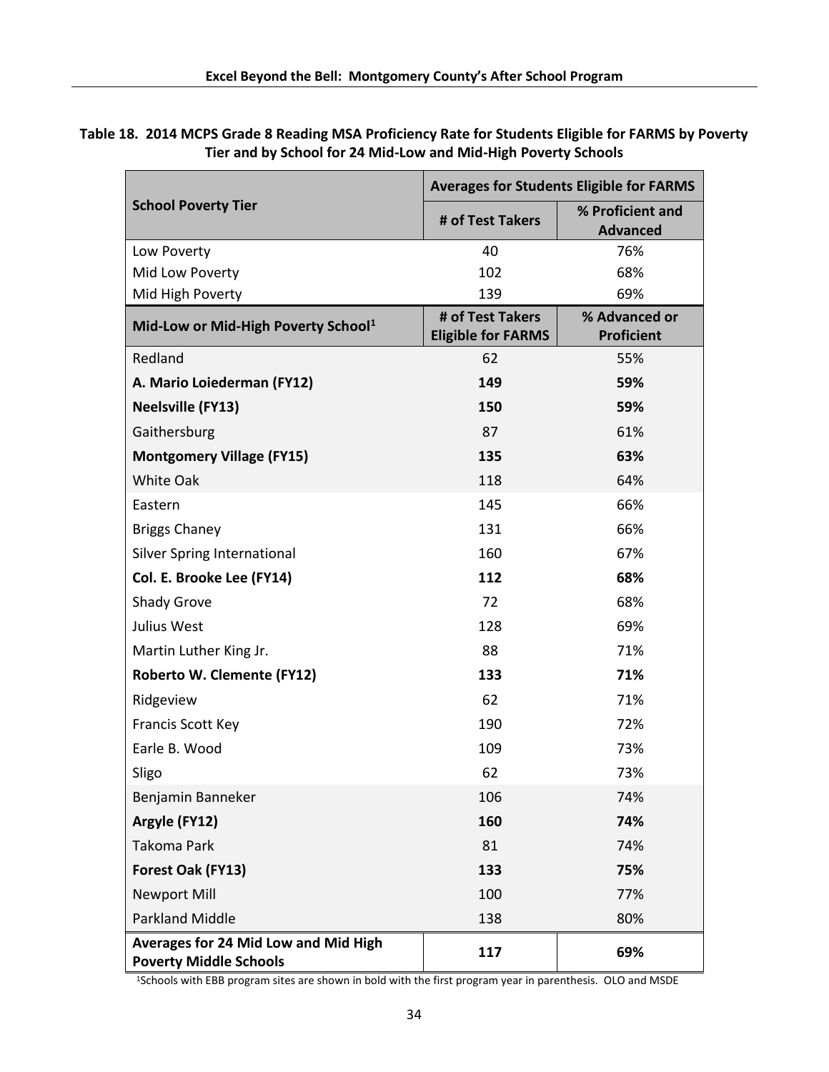**Table 18. 2014 MCPS Grade 8 Reading MSA Proficiency Rate for Students Eligible for FARMS by Poverty Tier and by School for 24 Mid-Low and Mid-High Poverty Schools**

| School Poverty Tier | Averages for Students Eligible for FARMS | |
|---|---|---|
| | # of Test Takers | % Proficient and Advanced |
| Low Poverty | 40 | 76% |
| Mid Low Poverty | 102 | 68% |
| Mid High Poverty | 139 | 69% |
| **Mid-Low or Mid-High Poverty School[1]** | **# of Test Takers Eligible for FARMS** | **% Advanced or Proficient** |
| Redland | 62 | 55% |
| **A. Mario Loiederman (FY12)** | **149** | **59%** |
| **Neelsville (FY13)** | **150** | **59%** |
| Gaithersburg | 87 | 61% |
| **Montgomery Village (FY15)** | **135** | **63%** |
| White Oak | 118 | 64% |
| Eastern | 145 | 66% |
| Briggs Chaney | 131 | 66% |
| Silver Spring International | 160 | 67% |
| **Col. E. Brooke Lee (FY14)** | **112** | **68%** |
| Shady Grove | 72 | 68% |
| Julius West | 128 | 69% |
| Martin Luther King Jr. | 88 | 71% |
| **Roberto W. Clemente (FY12)** | **133** | **71%** |
| Ridgeview | 62 | 71% |
| Francis Scott Key | 190 | 72% |
| Earle B. Wood | 109 | 73% |
| Sligo | 62 | 73% |
| Benjamin Banneker | 106 | 74% |
| **Argyle (FY12)** | **160** | **74%** |
| Takoma Park | 81 | 74% |
| **Forest Oak (FY13)** | **133** | **75%** |
| Newport Mill | 100 | 77% |
| Parkland Middle | 138 | 80% |
| **Averages for 24 Mid Low and Mid High Poverty Middle Schools** | **117** | **69%** |

[1]Schools with EBB program sites are shown in bold with the first program year in parenthesis. OLO and MSDE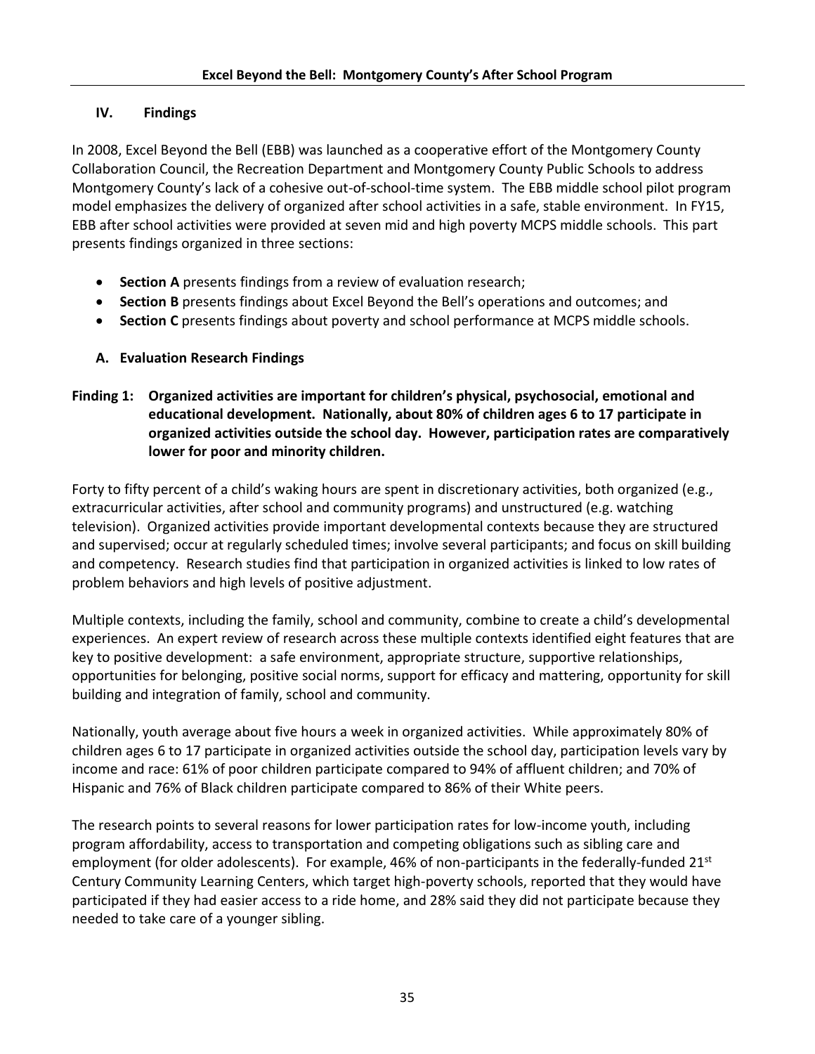## IV. Findings

In 2008, Excel Beyond the Bell (EBB) was launched as a cooperative effort of the Montgomery County Collaboration Council, the Recreation Department and Montgomery County Public Schools to address Montgomery County's lack of a cohesive out-of-school-time system. The EBB middle school pilot program model emphasizes the delivery of organized after school activities in a safe, stable environment. In FY15, EBB after school activities were provided at seven mid and high poverty MCPS middle schools. This part presents findings organized in three sections:

- **Section A** presents findings from a review of evaluation research;
- **Section B** presents findings about Excel Beyond the Bell's operations and outcomes; and
- **Section C** presents findings about poverty and school performance at MCPS middle schools.

### A. Evaluation Research Findings

**Finding 1: Organized activities are important for children's physical, psychosocial, emotional and educational development. Nationally, about 80% of children ages 6 to 17 participate in organized activities outside the school day. However, participation rates are comparatively lower for poor and minority children.**

Forty to fifty percent of a child's waking hours are spent in discretionary activities, both organized (e.g., extracurricular activities, after school and community programs) and unstructured (e.g. watching television). Organized activities provide important developmental contexts because they are structured and supervised; occur at regularly scheduled times; involve several participants; and focus on skill building and competency. Research studies find that participation in organized activities is linked to low rates of problem behaviors and high levels of positive adjustment.

Multiple contexts, including the family, school and community, combine to create a child's developmental experiences. An expert review of research across these multiple contexts identified eight features that are key to positive development: a safe environment, appropriate structure, supportive relationships, opportunities for belonging, positive social norms, support for efficacy and mattering, opportunity for skill building and integration of family, school and community.

Nationally, youth average about five hours a week in organized activities. While approximately 80% of children ages 6 to 17 participate in organized activities outside the school day, participation levels vary by income and race: 61% of poor children participate compared to 94% of affluent children; and 70% of Hispanic and 76% of Black children participate compared to 86% of their White peers.

The research points to several reasons for lower participation rates for low-income youth, including program affordability, access to transportation and competing obligations such as sibling care and employment (for older adolescents). For example, 46% of non-participants in the federally-funded 21st Century Community Learning Centers, which target high-poverty schools, reported that they would have participated if they had easier access to a ride home, and 28% said they did not participate because they needed to take care of a younger sibling.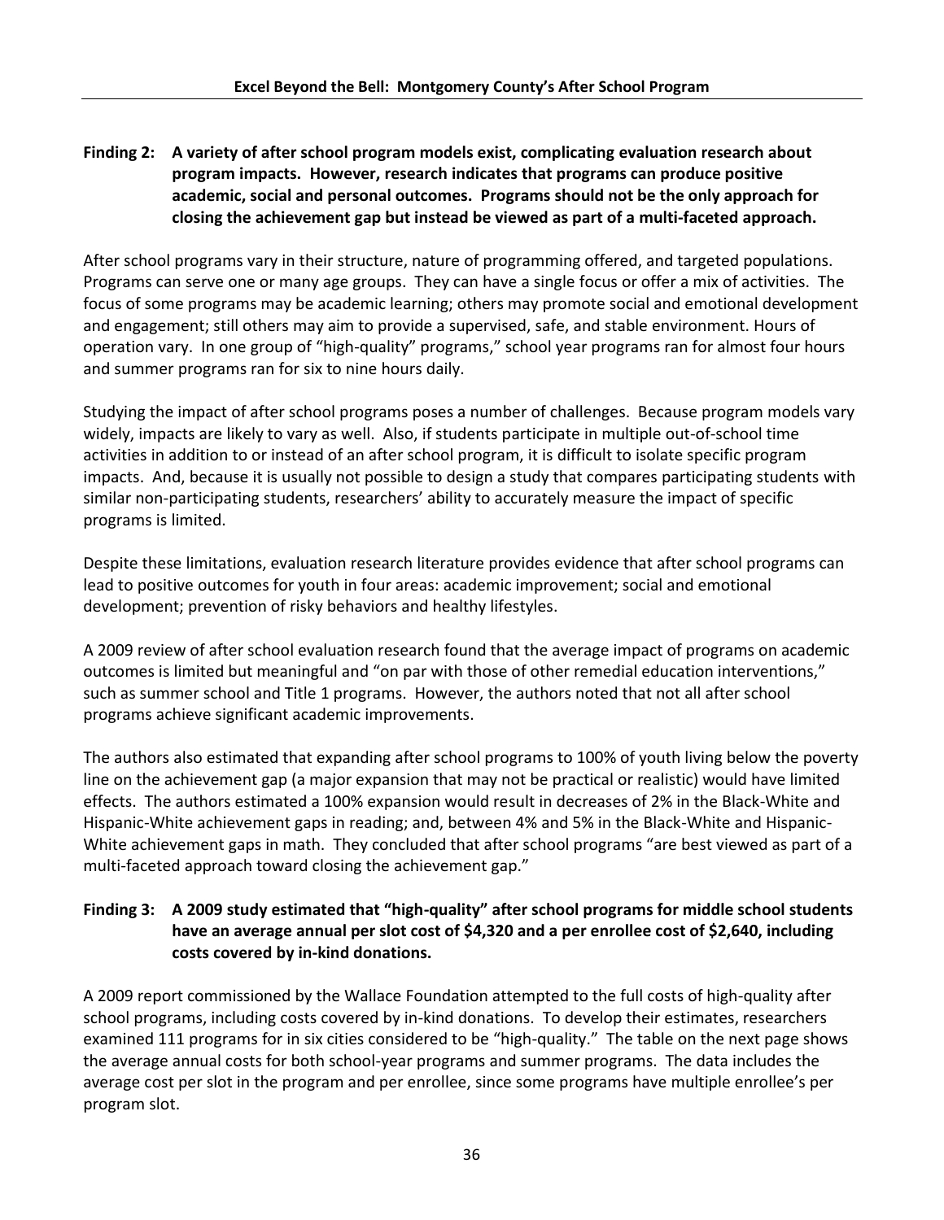**Finding 2: A variety of after school program models exist, complicating evaluation research about program impacts. However, research indicates that programs can produce positive academic, social and personal outcomes. Programs should not be the only approach for closing the achievement gap but instead be viewed as part of a multi-faceted approach.**

After school programs vary in their structure, nature of programming offered, and targeted populations. Programs can serve one or many age groups. They can have a single focus or offer a mix of activities. The focus of some programs may be academic learning; others may promote social and emotional development and engagement; still others may aim to provide a supervised, safe, and stable environment. Hours of operation vary. In one group of "high-quality" programs," school year programs ran for almost four hours and summer programs ran for six to nine hours daily.

Studying the impact of after school programs poses a number of challenges. Because program models vary widely, impacts are likely to vary as well. Also, if students participate in multiple out-of-school time activities in addition to or instead of an after school program, it is difficult to isolate specific program impacts. And, because it is usually not possible to design a study that compares participating students with similar non-participating students, researchers' ability to accurately measure the impact of specific programs is limited.

Despite these limitations, evaluation research literature provides evidence that after school programs can lead to positive outcomes for youth in four areas: academic improvement; social and emotional development; prevention of risky behaviors and healthy lifestyles.

A 2009 review of after school evaluation research found that the average impact of programs on academic outcomes is limited but meaningful and "on par with those of other remedial education interventions," such as summer school and Title 1 programs. However, the authors noted that not all after school programs achieve significant academic improvements.

The authors also estimated that expanding after school programs to 100% of youth living below the poverty line on the achievement gap (a major expansion that may not be practical or realistic) would have limited effects. The authors estimated a 100% expansion would result in decreases of 2% in the Black-White and Hispanic-White achievement gaps in reading; and, between 4% and 5% in the Black-White and Hispanic-White achievement gaps in math. They concluded that after school programs "are best viewed as part of a multi-faceted approach toward closing the achievement gap."

**Finding 3: A 2009 study estimated that "high-quality" after school programs for middle school students have an average annual per slot cost of $4,320 and a per enrollee cost of $2,640, including costs covered by in-kind donations.**

A 2009 report commissioned by the Wallace Foundation attempted to the full costs of high-quality after school programs, including costs covered by in-kind donations. To develop their estimates, researchers examined 111 programs for in six cities considered to be "high-quality." The table on the next page shows the average annual costs for both school-year programs and summer programs. The data includes the average cost per slot in the program and per enrollee, since some programs have multiple enrollee's per program slot.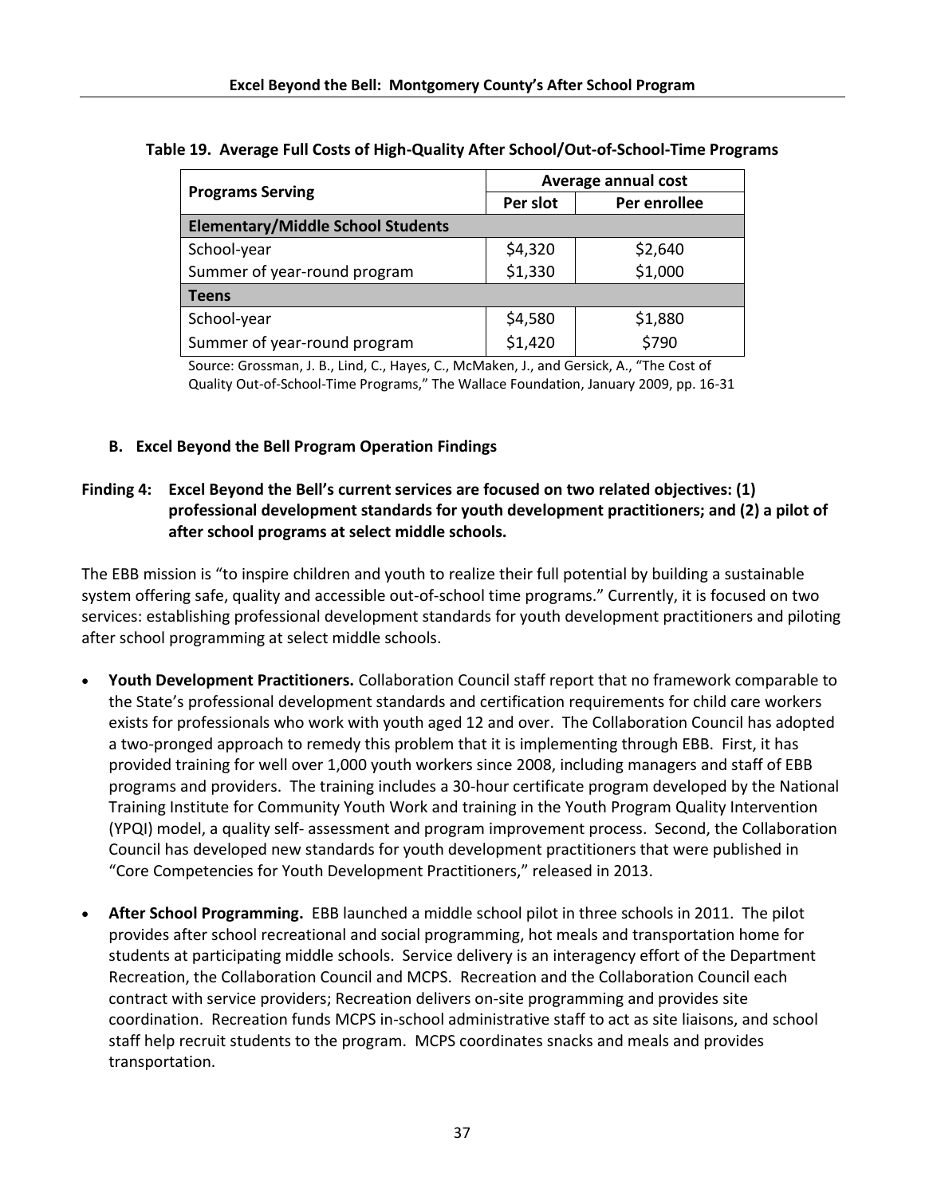**Table 19. Average Full Costs of High-Quality After School/Out-of-School-Time Programs**

| Programs Serving | Average annual cost | |
|---|---|---|
| | Per slot | Per enrollee |
| **Elementary/Middle School Students** | | |
| School-year | $4,320 | $2,640 |
| Summer of year-round program | $1,330 | $1,000 |
| **Teens** | | |
| School-year | $4,580 | $1,880 |
| Summer of year-round program | $1,420 | $790 |

Source: Grossman, J. B., Lind, C., Hayes, C., McMaken, J., and Gersick, A., "The Cost of Quality Out-of-School-Time Programs," The Wallace Foundation, January 2009, pp. 16-31

## B. Excel Beyond the Bell Program Operation Findings

**Finding 4: Excel Beyond the Bell's current services are focused on two related objectives: (1) professional development standards for youth development practitioners; and (2) a pilot of after school programs at select middle schools.**

The EBB mission is "to inspire children and youth to realize their full potential by building a sustainable system offering safe, quality and accessible out-of-school time programs." Currently, it is focused on two services: establishing professional development standards for youth development practitioners and piloting after school programming at select middle schools.

- **Youth Development Practitioners.** Collaboration Council staff report that no framework comparable to the State's professional development standards and certification requirements for child care workers exists for professionals who work with youth aged 12 and over. The Collaboration Council has adopted a two-pronged approach to remedy this problem that it is implementing through EBB. First, it has provided training for well over 1,000 youth workers since 2008, including managers and staff of EBB programs and providers. The training includes a 30-hour certificate program developed by the National Training Institute for Community Youth Work and training in the Youth Program Quality Intervention (YPQI) model, a quality self- assessment and program improvement process. Second, the Collaboration Council has developed new standards for youth development practitioners that were published in "Core Competencies for Youth Development Practitioners," released in 2013.

- **After School Programming.** EBB launched a middle school pilot in three schools in 2011. The pilot provides after school recreational and social programming, hot meals and transportation home for students at participating middle schools. Service delivery is an interagency effort of the Department Recreation, the Collaboration Council and MCPS. Recreation and the Collaboration Council each contract with service providers; Recreation delivers on-site programming and provides site coordination. Recreation funds MCPS in-school administrative staff to act as site liaisons, and school staff help recruit students to the program. MCPS coordinates snacks and meals and provides transportation.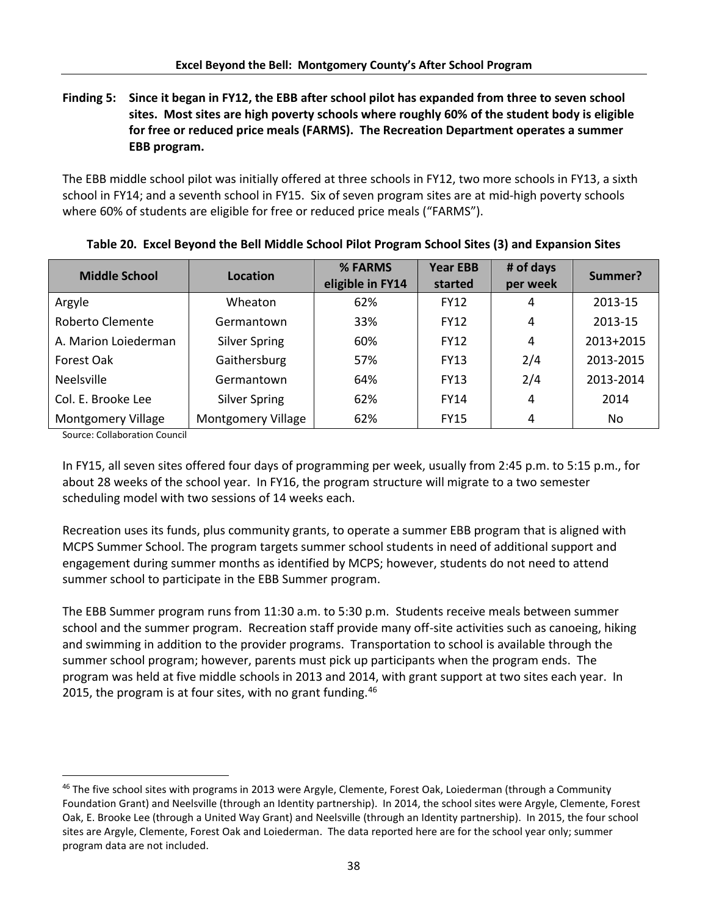**Finding 5: Since it began in FY12, the EBB after school pilot has expanded from three to seven school sites. Most sites are high poverty schools where roughly 60% of the student body is eligible for free or reduced price meals (FARMS). The Recreation Department operates a summer EBB program.**

The EBB middle school pilot was initially offered at three schools in FY12, two more schools in FY13, a sixth school in FY14; and a seventh school in FY15. Six of seven program sites are at mid-high poverty schools where 60% of students are eligible for free or reduced price meals ("FARMS").

**Table 20. Excel Beyond the Bell Middle School Pilot Program School Sites (3) and Expansion Sites**

| Middle School | Location | % FARMS eligible in FY14 | Year EBB started | # of days per week | Summer? |
|---|---|---|---|---|---|
| Argyle | Wheaton | 62% | FY12 | 4 | 2013-15 |
| Roberto Clemente | Germantown | 33% | FY12 | 4 | 2013-15 |
| A. Marion Loiederman | Silver Spring | 60% | FY12 | 4 | 2013+2015 |
| Forest Oak | Gaithersburg | 57% | FY13 | 2/4 | 2013-2015 |
| Neelsville | Germantown | 64% | FY13 | 2/4 | 2013-2014 |
| Col. E. Brooke Lee | Silver Spring | 62% | FY14 | 4 | 2014 |
| Montgomery Village | Montgomery Village | 62% | FY15 | 4 | No |

Source: Collaboration Council

In FY15, all seven sites offered four days of programming per week, usually from 2:45 p.m. to 5:15 p.m., for about 28 weeks of the school year. In FY16, the program structure will migrate to a two semester scheduling model with two sessions of 14 weeks each.

Recreation uses its funds, plus community grants, to operate a summer EBB program that is aligned with MCPS Summer School. The program targets summer school students in need of additional support and engagement during summer months as identified by MCPS; however, students do not need to attend summer school to participate in the EBB Summer program.

The EBB Summer program runs from 11:30 a.m. to 5:30 p.m. Students receive meals between summer school and the summer program. Recreation staff provide many off-site activities such as canoeing, hiking and swimming in addition to the provider programs. Transportation to school is available through the summer school program; however, parents must pick up participants when the program ends. The program was held at five middle schools in 2013 and 2014, with grant support at two sites each year. In 2015, the program is at four sites, with no grant funding.[46]

[46] The five school sites with programs in 2013 were Argyle, Clemente, Forest Oak, Loiederman (through a Community Foundation Grant) and Neelsville (through an Identity partnership). In 2014, the school sites were Argyle, Clemente, Forest Oak, E. Brooke Lee (through a United Way Grant) and Neelsville (through an Identity partnership). In 2015, the four school sites are Argyle, Clemente, Forest Oak and Loiederman. The data reported here are for the school year only; summer program data are not included.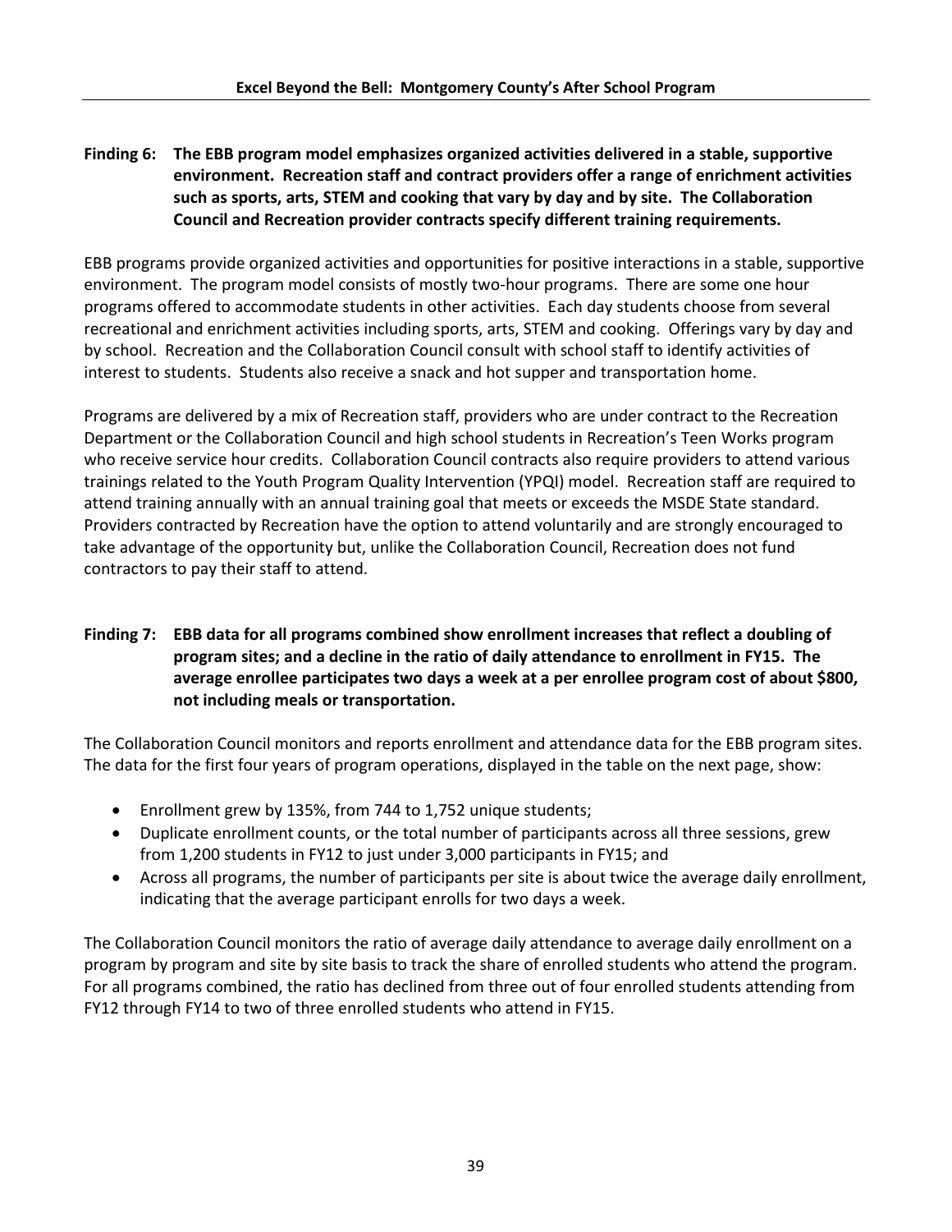**Finding 6: The EBB program model emphasizes organized activities delivered in a stable, supportive environment. Recreation staff and contract providers offer a range of enrichment activities such as sports, arts, STEM and cooking that vary by day and by site. The Collaboration Council and Recreation provider contracts specify different training requirements.**

EBB programs provide organized activities and opportunities for positive interactions in a stable, supportive environment. The program model consists of mostly two-hour programs. There are some one hour programs offered to accommodate students in other activities. Each day students choose from several recreational and enrichment activities including sports, arts, STEM and cooking. Offerings vary by day and by school. Recreation and the Collaboration Council consult with school staff to identify activities of interest to students. Students also receive a snack and hot supper and transportation home.

Programs are delivered by a mix of Recreation staff, providers who are under contract to the Recreation Department or the Collaboration Council and high school students in Recreation's Teen Works program who receive service hour credits. Collaboration Council contracts also require providers to attend various trainings related to the Youth Program Quality Intervention (YPQI) model. Recreation staff are required to attend training annually with an annual training goal that meets or exceeds the MSDE State standard. Providers contracted by Recreation have the option to attend voluntarily and are strongly encouraged to take advantage of the opportunity but, unlike the Collaboration Council, Recreation does not fund contractors to pay their staff to attend.

**Finding 7: EBB data for all programs combined show enrollment increases that reflect a doubling of program sites; and a decline in the ratio of daily attendance to enrollment in FY15. The average enrollee participates two days a week at a per enrollee program cost of about $800, not including meals or transportation.**

The Collaboration Council monitors and reports enrollment and attendance data for the EBB program sites. The data for the first four years of program operations, displayed in the table on the next page, show:

- Enrollment grew by 135%, from 744 to 1,752 unique students;
- Duplicate enrollment counts, or the total number of participants across all three sessions, grew from 1,200 students in FY12 to just under 3,000 participants in FY15; and
- Across all programs, the number of participants per site is about twice the average daily enrollment, indicating that the average participant enrolls for two days a week.

The Collaboration Council monitors the ratio of average daily attendance to average daily enrollment on a program by program and site by site basis to track the share of enrolled students who attend the program. For all programs combined, the ratio has declined from three out of four enrolled students attending from FY12 through FY14 to two of three enrolled students who attend in FY15.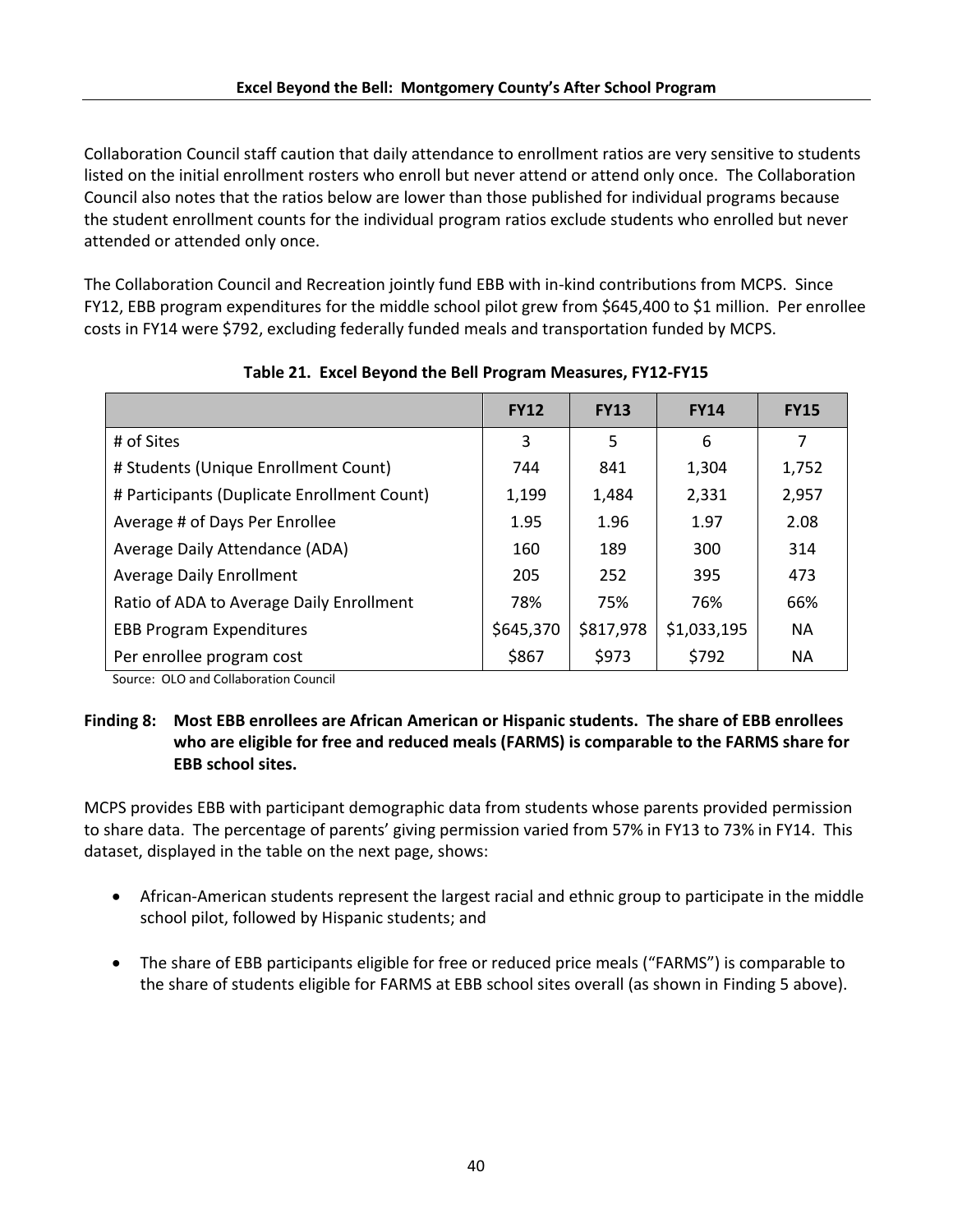Collaboration Council staff caution that daily attendance to enrollment ratios are very sensitive to students listed on the initial enrollment rosters who enroll but never attend or attend only once. The Collaboration Council also notes that the ratios below are lower than those published for individual programs because the student enrollment counts for the individual program ratios exclude students who enrolled but never attended or attended only once.

The Collaboration Council and Recreation jointly fund EBB with in-kind contributions from MCPS. Since FY12, EBB program expenditures for the middle school pilot grew from $645,400 to $1 million. Per enrollee costs in FY14 were $792, excluding federally funded meals and transportation funded by MCPS.

**Table 21. Excel Beyond the Bell Program Measures, FY12-FY15**

| | FY12 | FY13 | FY14 | FY15 |
|---|---|---|---|---|
| # of Sites | 3 | 5 | 6 | 7 |
| # Students (Unique Enrollment Count) | 744 | 841 | 1,304 | 1,752 |
| # Participants (Duplicate Enrollment Count) | 1,199 | 1,484 | 2,331 | 2,957 |
| Average # of Days Per Enrollee | 1.95 | 1.96 | 1.97 | 2.08 |
| Average Daily Attendance (ADA) | 160 | 189 | 300 | 314 |
| Average Daily Enrollment | 205 | 252 | 395 | 473 |
| Ratio of ADA to Average Daily Enrollment | 78% | 75% | 76% | 66% |
| EBB Program Expenditures | $645,370 | $817,978 | $1,033,195 | NA |
| Per enrollee program cost | $867 | $973 | $792 | NA |

Source: OLO and Collaboration Council

**Finding 8: Most EBB enrollees are African American or Hispanic students. The share of EBB enrollees who are eligible for free and reduced meals (FARMS) is comparable to the FARMS share for EBB school sites.**

MCPS provides EBB with participant demographic data from students whose parents provided permission to share data. The percentage of parents' giving permission varied from 57% in FY13 to 73% in FY14. This dataset, displayed in the table on the next page, shows:

- African-American students represent the largest racial and ethnic group to participate in the middle school pilot, followed by Hispanic students; and
- The share of EBB participants eligible for free or reduced price meals ("FARMS") is comparable to the share of students eligible for FARMS at EBB school sites overall (as shown in Finding 5 above).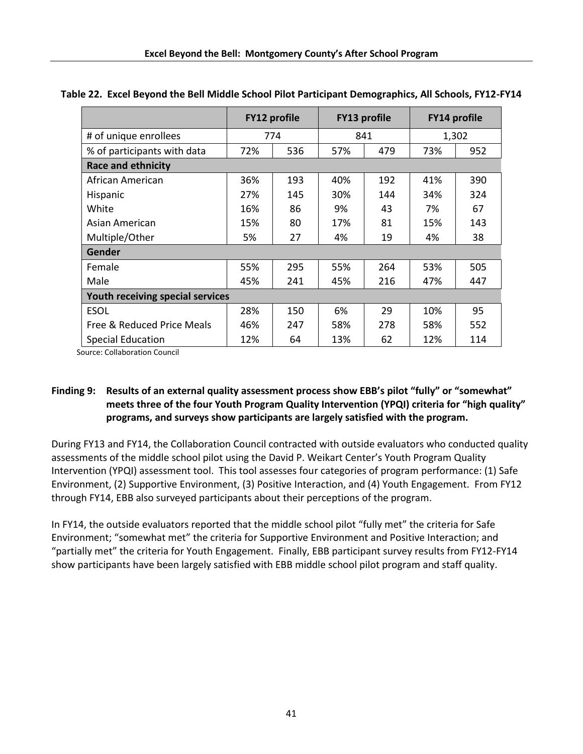**Table 22. Excel Beyond the Bell Middle School Pilot Participant Demographics, All Schools, FY12-FY14**

| | FY12 profile | | FY13 profile | | FY14 profile | |
|---|---|---|---|---|---|---|
| # of unique enrollees | 774 | | 841 | | 1,302 | |
| % of participants with data | 72% | 536 | 57% | 479 | 73% | 952 |
| **Race and ethnicity** | | | | | | |
| African American | 36% | 193 | 40% | 192 | 41% | 390 |
| Hispanic | 27% | 145 | 30% | 144 | 34% | 324 |
| White | 16% | 86 | 9% | 43 | 7% | 67 |
| Asian American | 15% | 80 | 17% | 81 | 15% | 143 |
| Multiple/Other | 5% | 27 | 4% | 19 | 4% | 38 |
| **Gender** | | | | | | |
| Female | 55% | 295 | 55% | 264 | 53% | 505 |
| Male | 45% | 241 | 45% | 216 | 47% | 447 |
| **Youth receiving special services** | | | | | | |
| ESOL | 28% | 150 | 6% | 29 | 10% | 95 |
| Free & Reduced Price Meals | 46% | 247 | 58% | 278 | 58% | 552 |
| Special Education | 12% | 64 | 13% | 62 | 12% | 114 |

Source: Collaboration Council

**Finding 9: Results of an external quality assessment process show EBB's pilot "fully" or "somewhat" meets three of the four Youth Program Quality Intervention (YPQI) criteria for "high quality" programs, and surveys show participants are largely satisfied with the program.**

During FY13 and FY14, the Collaboration Council contracted with outside evaluators who conducted quality assessments of the middle school pilot using the David P. Weikart Center's Youth Program Quality Intervention (YPQI) assessment tool. This tool assesses four categories of program performance: (1) Safe Environment, (2) Supportive Environment, (3) Positive Interaction, and (4) Youth Engagement. From FY12 through FY14, EBB also surveyed participants about their perceptions of the program.

In FY14, the outside evaluators reported that the middle school pilot "fully met" the criteria for Safe Environment; "somewhat met" the criteria for Supportive Environment and Positive Interaction; and "partially met" the criteria for Youth Engagement. Finally, EBB participant survey results from FY12-FY14 show participants have been largely satisfied with EBB middle school pilot program and staff quality.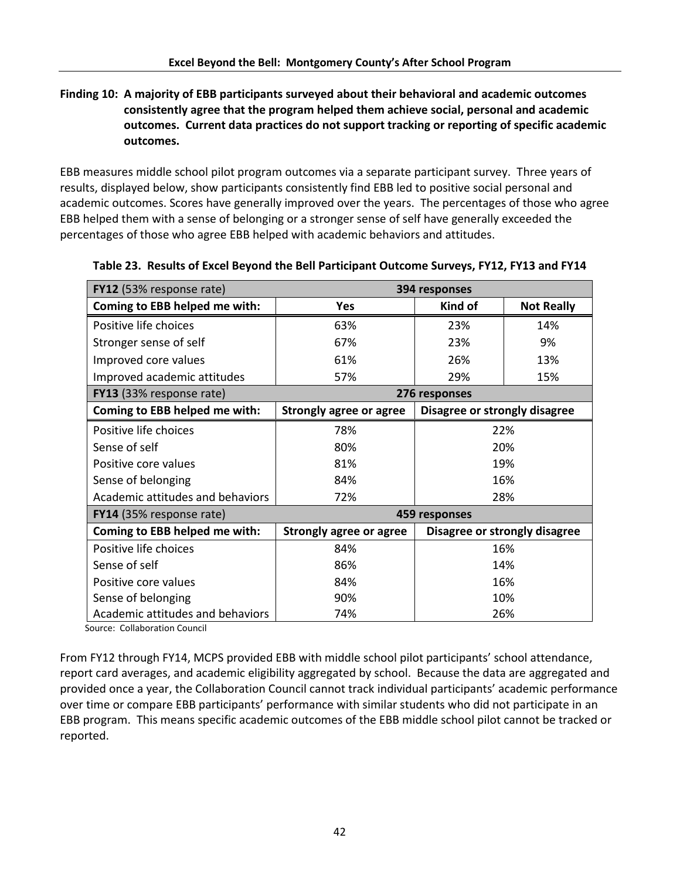**Finding 10: A majority of EBB participants surveyed about their behavioral and academic outcomes consistently agree that the program helped them achieve social, personal and academic outcomes. Current data practices do not support tracking or reporting of specific academic outcomes.**

EBB measures middle school pilot program outcomes via a separate participant survey. Three years of results, displayed below, show participants consistently find EBB led to positive social personal and academic outcomes. Scores have generally improved over the years. The percentages of those who agree EBB helped them with a sense of belonging or a stronger sense of self have generally exceeded the percentages of those who agree EBB helped with academic behaviors and attitudes.

**Table 23. Results of Excel Beyond the Bell Participant Outcome Surveys, FY12, FY13 and FY14**

| **FY12** (53% response rate) | 394 responses | | |
|---|---|---|---|
| **Coming to EBB helped me with:** | **Yes** | **Kind of** | **Not Really** |
| Positive life choices | 63% | 23% | 14% |
| Stronger sense of self | 67% | 23% | 9% |
| Improved core values | 61% | 26% | 13% |
| Improved academic attitudes | 57% | 29% | 15% |
| **FY13** (33% response rate) | 276 responses | | |
| **Coming to EBB helped me with:** | **Strongly agree or agree** | **Disagree or strongly disagree** | |
| Positive life choices | 78% | 22% | |
| Sense of self | 80% | 20% | |
| Positive core values | 81% | 19% | |
| Sense of belonging | 84% | 16% | |
| Academic attitudes and behaviors | 72% | 28% | |
| **FY14** (35% response rate) | 459 responses | | |
| **Coming to EBB helped me with:** | **Strongly agree or agree** | **Disagree or strongly disagree** | |
| Positive life choices | 84% | 16% | |
| Sense of self | 86% | 14% | |
| Positive core values | 84% | 16% | |
| Sense of belonging | 90% | 10% | |
| Academic attitudes and behaviors | 74% | 26% | |

Source: Collaboration Council

From FY12 through FY14, MCPS provided EBB with middle school pilot participants' school attendance, report card averages, and academic eligibility aggregated by school. Because the data are aggregated and provided once a year, the Collaboration Council cannot track individual participants' academic performance over time or compare EBB participants' performance with similar students who did not participate in an EBB program. This means specific academic outcomes of the EBB middle school pilot cannot be tracked or reported.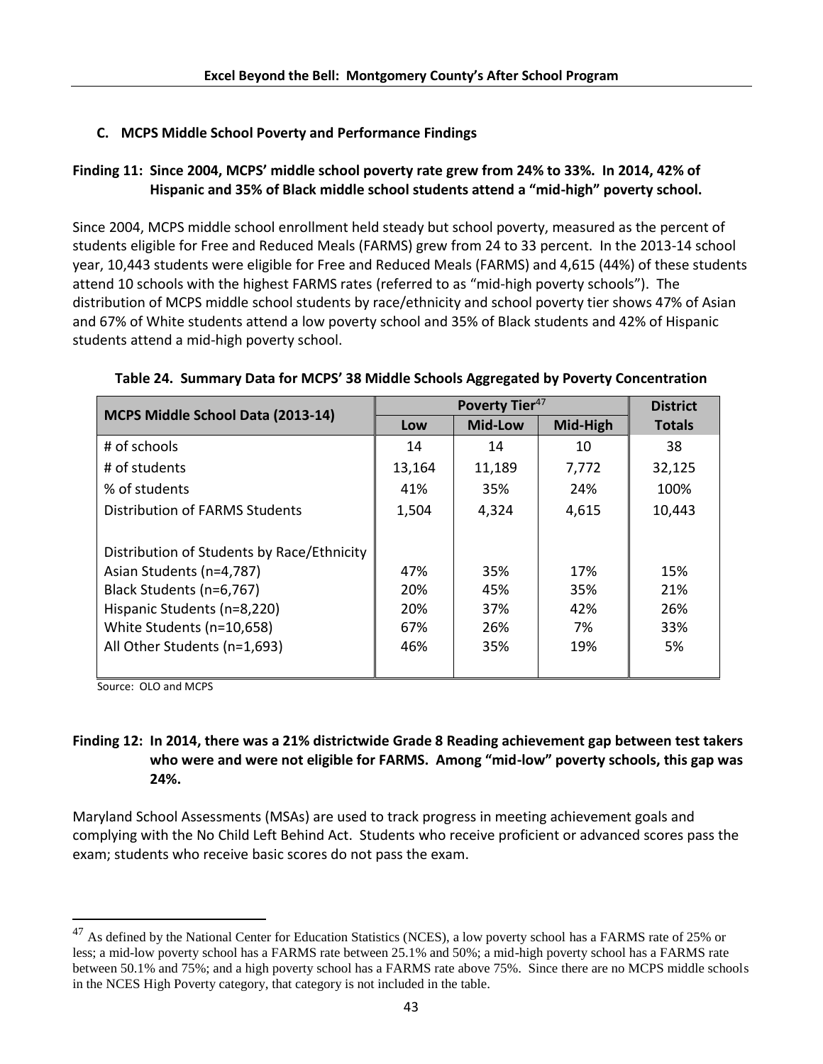### C. MCPS Middle School Poverty and Performance Findings

**Finding 11: Since 2004, MCPS' middle school poverty rate grew from 24% to 33%. In 2014, 42% of Hispanic and 35% of Black middle school students attend a "mid-high" poverty school.**

Since 2004, MCPS middle school enrollment held steady but school poverty, measured as the percent of students eligible for Free and Reduced Meals (FARMS) grew from 24 to 33 percent. In the 2013-14 school year, 10,443 students were eligible for Free and Reduced Meals (FARMS) and 4,615 (44%) of these students attend 10 schools with the highest FARMS rates (referred to as "mid-high poverty schools"). The distribution of MCPS middle school students by race/ethnicity and school poverty tier shows 47% of Asian and 67% of White students attend a low poverty school and 35% of Black students and 42% of Hispanic students attend a mid-high poverty school.

**Table 24. Summary Data for MCPS' 38 Middle Schools Aggregated by Poverty Concentration**

| MCPS Middle School Data (2013-14) | Poverty Tier[47] | | | District |
|---|---|---|---|---|
| | Low | Mid-Low | Mid-High | Totals |
| # of schools | 14 | 14 | 10 | 38 |
| # of students | 13,164 | 11,189 | 7,772 | 32,125 |
| % of students | 41% | 35% | 24% | 100% |
| Distribution of FARMS Students | 1,504 | 4,324 | 4,615 | 10,443 |
| Distribution of Students by Race/Ethnicity | | | | |
| Asian Students (n=4,787) | 47% | 35% | 17% | 15% |
| Black Students (n=6,767) | 20% | 45% | 35% | 21% |
| Hispanic Students (n=8,220) | 20% | 37% | 42% | 26% |
| White Students (n=10,658) | 67% | 26% | 7% | 33% |
| All Other Students (n=1,693) | 46% | 35% | 19% | 5% |

Source: OLO and MCPS

**Finding 12: In 2014, there was a 21% districtwide Grade 8 Reading achievement gap between test takers who were and were not eligible for FARMS. Among "mid-low" poverty schools, this gap was 24%.**

Maryland School Assessments (MSAs) are used to track progress in meeting achievement goals and complying with the No Child Left Behind Act. Students who receive proficient or advanced scores pass the exam; students who receive basic scores do not pass the exam.

---

[47] As defined by the National Center for Education Statistics (NCES), a low poverty school has a FARMS rate of 25% or less; a mid-low poverty school has a FARMS rate between 25.1% and 50%; a mid-high poverty school has a FARMS rate between 50.1% and 75%; and a high poverty school has a FARMS rate above 75%. Since there are no MCPS middle schools in the NCES High Poverty category, that category is not included in the table.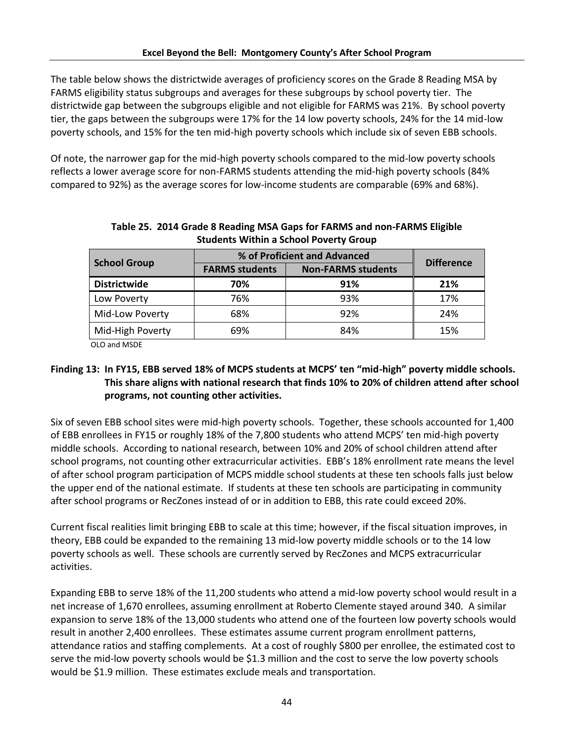The table below shows the districtwide averages of proficiency scores on the Grade 8 Reading MSA by FARMS eligibility status subgroups and averages for these subgroups by school poverty tier. The districtwide gap between the subgroups eligible and not eligible for FARMS was 21%. By school poverty tier, the gaps between the subgroups were 17% for the 14 low poverty schools, 24% for the 14 mid-low poverty schools, and 15% for the ten mid-high poverty schools which include six of seven EBB schools.

Of note, the narrower gap for the mid-high poverty schools compared to the mid-low poverty schools reflects a lower average score for non-FARMS students attending the mid-high poverty schools (84% compared to 92%) as the average scores for low-income students are comparable (69% and 68%).

**Table 25. 2014 Grade 8 Reading MSA Gaps for FARMS and non-FARMS Eligible Students Within a School Poverty Group**

| School Group | % of Proficient and Advanced | | Difference |
|---|---|---|---|
| | FARMS students | Non-FARMS students | |
| **Districtwide** | **70%** | **91%** | **21%** |
| Low Poverty | 76% | 93% | 17% |
| Mid-Low Poverty | 68% | 92% | 24% |
| Mid-High Poverty | 69% | 84% | 15% |

OLO and MSDE

**Finding 13: In FY15, EBB served 18% of MCPS students at MCPS' ten "mid-high" poverty middle schools. This share aligns with national research that finds 10% to 20% of children attend after school programs, not counting other activities.**

Six of seven EBB school sites were mid-high poverty schools. Together, these schools accounted for 1,400 of EBB enrollees in FY15 or roughly 18% of the 7,800 students who attend MCPS' ten mid-high poverty middle schools. According to national research, between 10% and 20% of school children attend after school programs, not counting other extracurricular activities. EBB's 18% enrollment rate means the level of after school program participation of MCPS middle school students at these ten schools falls just below the upper end of the national estimate. If students at these ten schools are participating in community after school programs or RecZones instead of or in addition to EBB, this rate could exceed 20%.

Current fiscal realities limit bringing EBB to scale at this time; however, if the fiscal situation improves, in theory, EBB could be expanded to the remaining 13 mid-low poverty middle schools or to the 14 low poverty schools as well. These schools are currently served by RecZones and MCPS extracurricular activities.

Expanding EBB to serve 18% of the 11,200 students who attend a mid-low poverty school would result in a net increase of 1,670 enrollees, assuming enrollment at Roberto Clemente stayed around 340. A similar expansion to serve 18% of the 13,000 students who attend one of the fourteen low poverty schools would result in another 2,400 enrollees. These estimates assume current program enrollment patterns, attendance ratios and staffing complements. At a cost of roughly $800 per enrollee, the estimated cost to serve the mid-low poverty schools would be $1.3 million and the cost to serve the low poverty schools would be $1.9 million. These estimates exclude meals and transportation.